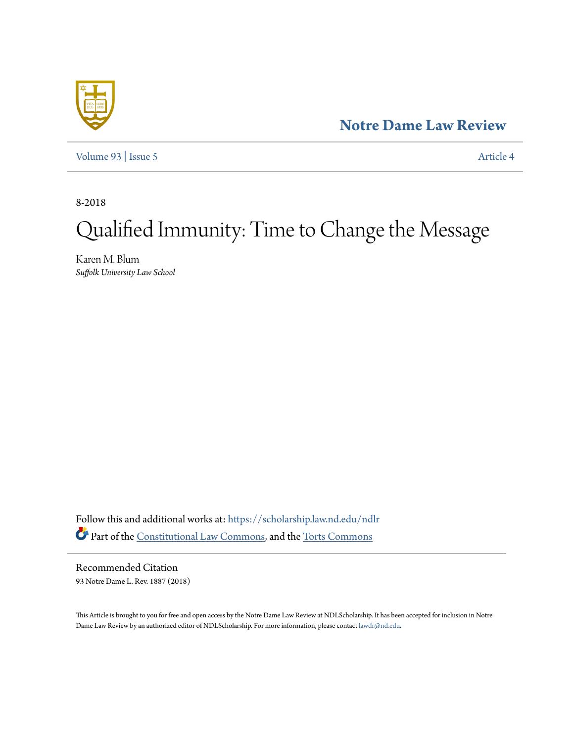# Notre Dame Law Review

Volume 93 | Issue 5 Article 4

8-2018

# Qualified Immunity: Time to Change the Message

Karen M. Blum
*Suffolk University Law School*

Follow this and additional works at: https://scholarship.law.nd.edu/ndlr

Part of the Constitutional Law Commons, and the Torts Commons

## Recommended Citation

93 Notre Dame L. Rev. 1887 (2018)

This Article is brought to you for free and open access by the Notre Dame Law Review at NDLScholarship. It has been accepted for inclusion in Notre Dame Law Review by an authorized editor of NDLScholarship. For more information, please contact lawdr@nd.edu.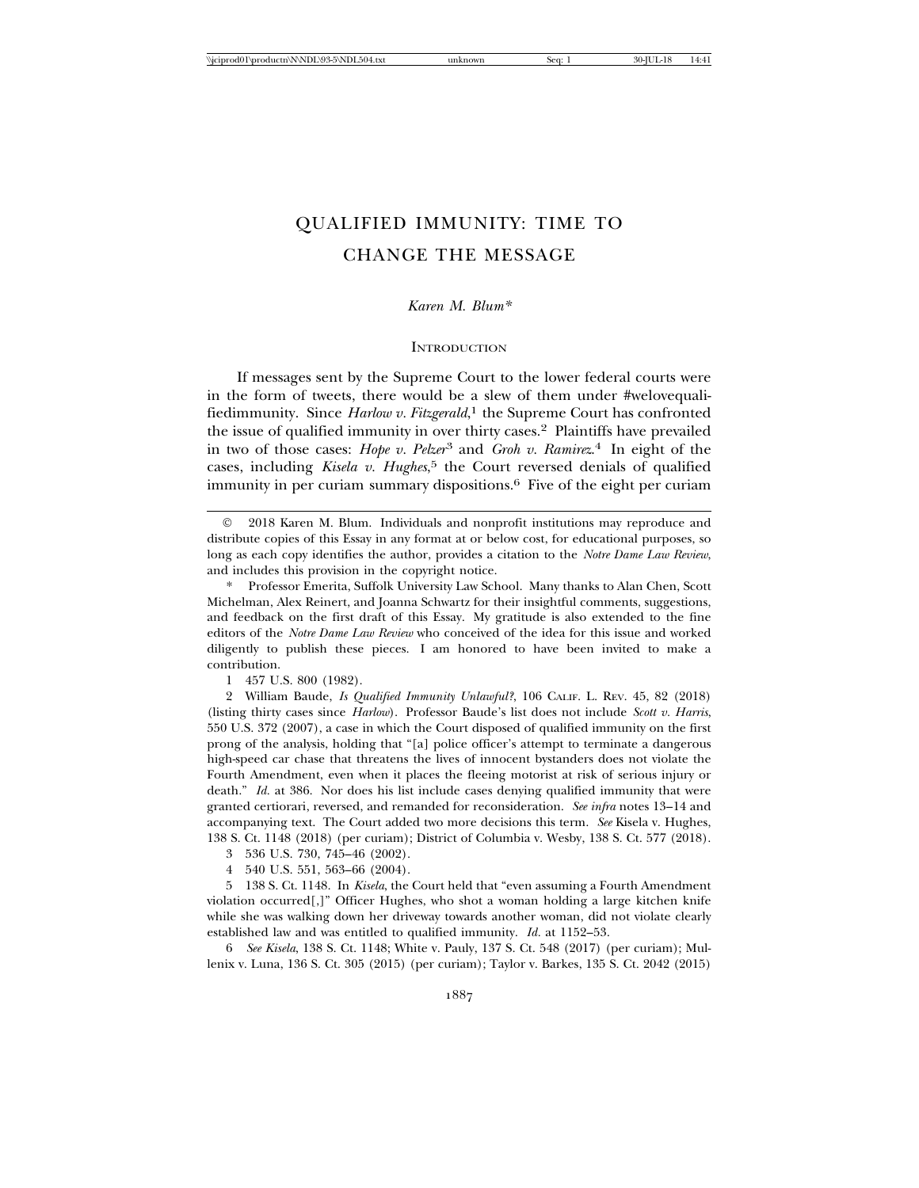# QUALIFIED IMMUNITY: TIME TO CHANGE THE MESSAGE

*Karen M. Blum**

## Introduction

If messages sent by the Supreme Court to the lower federal courts were in the form of tweets, there would be a slew of them under #welovequalifiedimmunity. Since *Harlow v. Fitzgerald*,[1] the Supreme Court has confronted the issue of qualified immunity in over thirty cases.[2] Plaintiffs have prevailed in two of those cases: *Hope v. Pelzer*[3] and *Groh v. Ramirez*.[4] In eight of the cases, including *Kisela v. Hughes*,[5] the Court reversed denials of qualified immunity in per curiam summary dispositions.[6] Five of the eight per curiam

---

© 2018 Karen M. Blum. Individuals and nonprofit institutions may reproduce and distribute copies of this Essay in any format at or below cost, for educational purposes, so long as each copy identifies the author, provides a citation to the *Notre Dame Law Review*, and includes this provision in the copyright notice.

\* Professor Emerita, Suffolk University Law School. Many thanks to Alan Chen, Scott Michelman, Alex Reinert, and Joanna Schwartz for their insightful comments, suggestions, and feedback on the first draft of this Essay. My gratitude is also extended to the fine editors of the *Notre Dame Law Review* who conceived of the idea for this issue and worked diligently to publish these pieces. I am honored to have been invited to make a contribution.

1 457 U.S. 800 (1982).

2 William Baude, *Is Qualified Immunity Unlawful?*, 106 Calif. L. Rev. 45, 82 (2018) (listing thirty cases since *Harlow*). Professor Baude's list does not include *Scott v. Harris*, 550 U.S. 372 (2007), a case in which the Court disposed of qualified immunity on the first prong of the analysis, holding that "[a] police officer's attempt to terminate a dangerous high-speed car chase that threatens the lives of innocent bystanders does not violate the Fourth Amendment, even when it places the fleeing motorist at risk of serious injury or death." *Id.* at 386. Nor does his list include cases denying qualified immunity that were granted certiorari, reversed, and remanded for reconsideration. *See infra* notes 13–14 and accompanying text. The Court added two more decisions this term. *See* Kisela v. Hughes, 138 S. Ct. 1148 (2018) (per curiam); District of Columbia v. Wesby, 138 S. Ct. 577 (2018).

3 536 U.S. 730, 745–46 (2002).

4 540 U.S. 551, 563–66 (2004).

5 138 S. Ct. 1148. In *Kisela*, the Court held that "even assuming a Fourth Amendment violation occurred[,]" Officer Hughes, who shot a woman holding a large kitchen knife while she was walking down her driveway towards another woman, did not violate clearly established law and was entitled to qualified immunity. *Id.* at 1152–53.

6 *See Kisela*, 138 S. Ct. 1148; White v. Pauly, 137 S. Ct. 548 (2017) (per curiam); Mullenix v. Luna, 136 S. Ct. 305 (2015) (per curiam); Taylor v. Barkes, 135 S. Ct. 2042 (2015)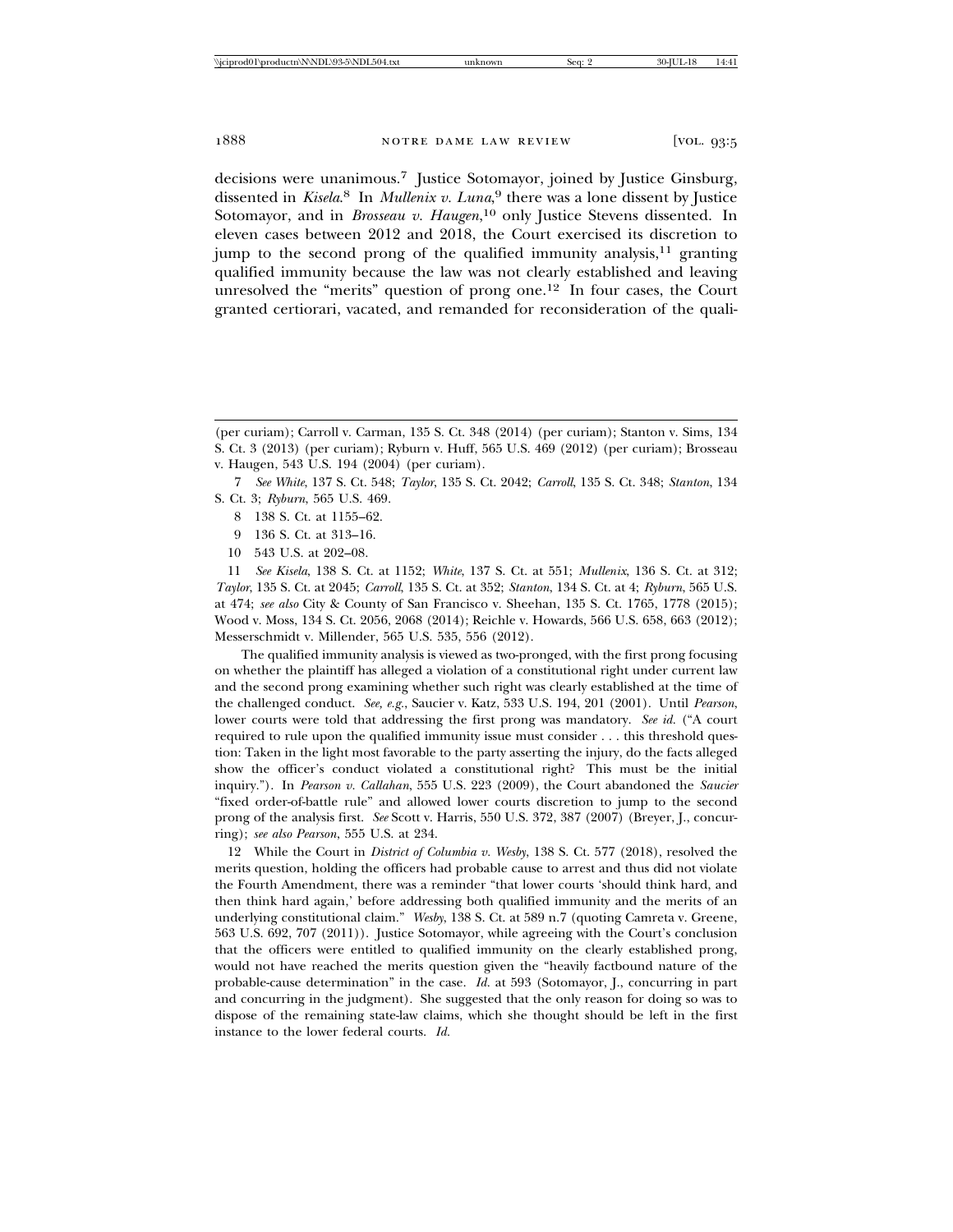decisions were unanimous.[7] Justice Sotomayor, joined by Justice Ginsburg, dissented in *Kisela*.[8] In *Mullenix v. Luna*,[9] there was a lone dissent by Justice Sotomayor, and in *Brosseau v. Haugen*,[10] only Justice Stevens dissented. In eleven cases between 2012 and 2018, the Court exercised its discretion to jump to the second prong of the qualified immunity analysis,[11] granting qualified immunity because the law was not clearly established and leaving unresolved the "merits" question of prong one.[12] In four cases, the Court granted certiorari, vacated, and remanded for reconsideration of the quali-

---

(per curiam); Carroll v. Carman, 135 S. Ct. 348 (2014) (per curiam); Stanton v. Sims, 134 S. Ct. 3 (2013) (per curiam); Ryburn v. Huff, 565 U.S. 469 (2012) (per curiam); Brosseau v. Haugen, 543 U.S. 194 (2004) (per curiam).

7 *See White*, 137 S. Ct. 548; *Taylor*, 135 S. Ct. 2042; *Carroll*, 135 S. Ct. 348; *Stanton*, 134 S. Ct. 3; *Ryburn*, 565 U.S. 469.

8 138 S. Ct. at 1155–62.

9 136 S. Ct. at 313–16.

10 543 U.S. at 202–08.

11 *See Kisela*, 138 S. Ct. at 1152; *White*, 137 S. Ct. at 551; *Mullenix*, 136 S. Ct. at 312; *Taylor*, 135 S. Ct. at 2045; *Carroll*, 135 S. Ct. at 352; *Stanton*, 134 S. Ct. at 4; *Ryburn*, 565 U.S. at 474; *see also* City & County of San Francisco v. Sheehan, 135 S. Ct. 1765, 1778 (2015); Wood v. Moss, 134 S. Ct. 2056, 2068 (2014); Reichle v. Howards, 566 U.S. 658, 663 (2012); Messerschmidt v. Millender, 565 U.S. 535, 556 (2012).

The qualified immunity analysis is viewed as two-pronged, with the first prong focusing on whether the plaintiff has alleged a violation of a constitutional right under current law and the second prong examining whether such right was clearly established at the time of the challenged conduct. *See, e.g.*, Saucier v. Katz, 533 U.S. 194, 201 (2001). Until *Pearson*, lower courts were told that addressing the first prong was mandatory. *See id.* ("A court required to rule upon the qualified immunity issue must consider . . . this threshold question: Taken in the light most favorable to the party asserting the injury, do the facts alleged show the officer's conduct violated a constitutional right? This must be the initial inquiry."). In *Pearson v. Callahan*, 555 U.S. 223 (2009), the Court abandoned the *Saucier* "fixed order-of-battle rule" and allowed lower courts discretion to jump to the second prong of the analysis first. *See* Scott v. Harris, 550 U.S. 372, 387 (2007) (Breyer, J., concurring); *see also Pearson*, 555 U.S. at 234.

12 While the Court in *District of Columbia v. Wesby*, 138 S. Ct. 577 (2018), resolved the merits question, holding the officers had probable cause to arrest and thus did not violate the Fourth Amendment, there was a reminder "that lower courts 'should think hard, and then think hard again,' before addressing both qualified immunity and the merits of an underlying constitutional claim." *Wesby*, 138 S. Ct. at 589 n.7 (quoting Camreta v. Greene, 563 U.S. 692, 707 (2011)). Justice Sotomayor, while agreeing with the Court's conclusion that the officers were entitled to qualified immunity on the clearly established prong, would not have reached the merits question given the "heavily factbound nature of the probable-cause determination" in the case. *Id.* at 593 (Sotomayor, J., concurring in part and concurring in the judgment). She suggested that the only reason for doing so was to dispose of the remaining state-law claims, which she thought should be left in the first instance to the lower federal courts. *Id.*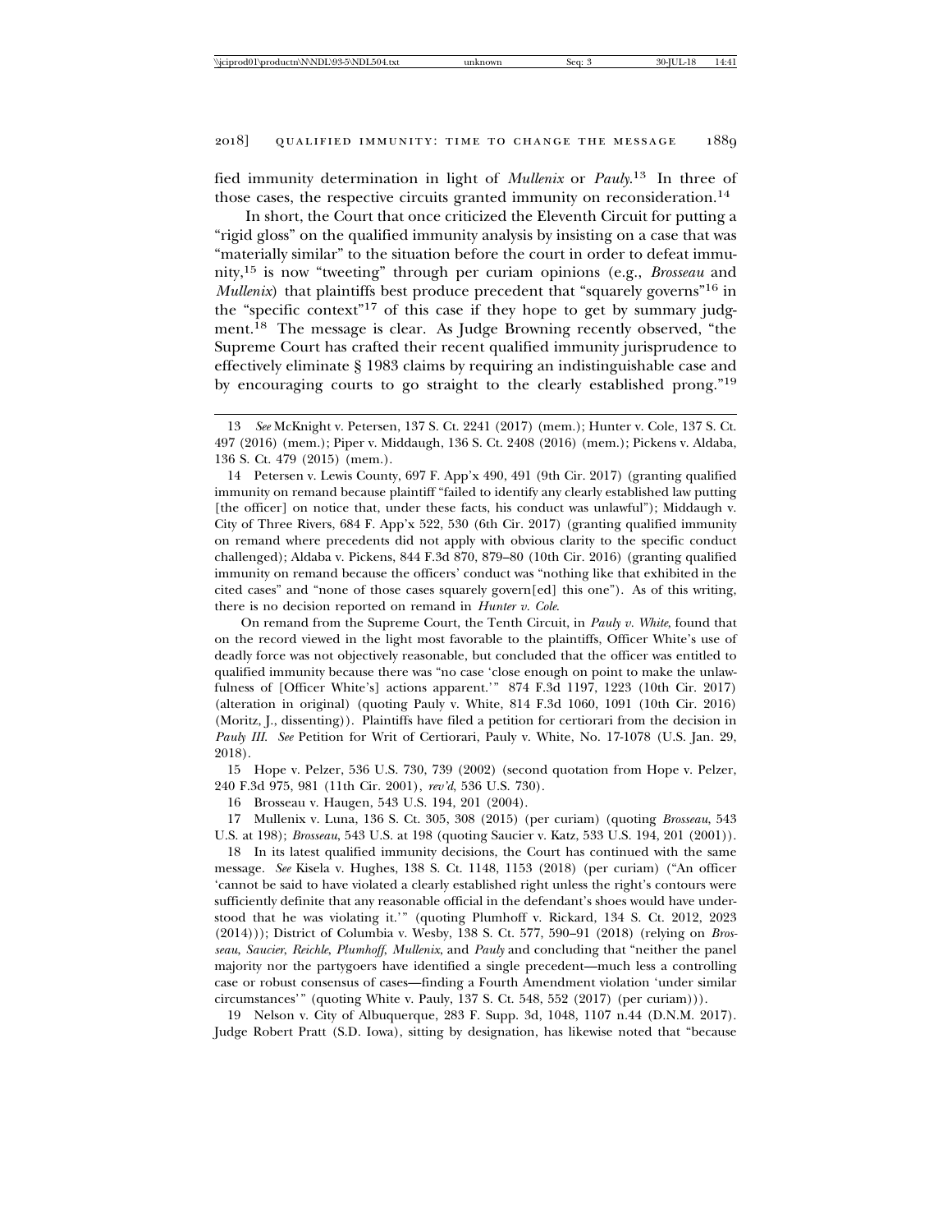fied immunity determination in light of *Mullenix* or *Pauly*.[13] In three of those cases, the respective circuits granted immunity on reconsideration.[14]

In short, the Court that once criticized the Eleventh Circuit for putting a "rigid gloss" on the qualified immunity analysis by insisting on a case that was "materially similar" to the situation before the court in order to defeat immunity,[15] is now "tweeting" through per curiam opinions (e.g., *Brosseau* and *Mullenix*) that plaintiffs best produce precedent that "squarely governs"[16] in the "specific context"[17] of this case if they hope to get by summary judgment.[18] The message is clear. As Judge Browning recently observed, "the Supreme Court has crafted their recent qualified immunity jurisprudence to effectively eliminate § 1983 claims by requiring an indistinguishable case and by encouraging courts to go straight to the clearly established prong."[19]

---

13 *See* McKnight v. Petersen, 137 S. Ct. 2241 (2017) (mem.); Hunter v. Cole, 137 S. Ct. 497 (2016) (mem.); Piper v. Middaugh, 136 S. Ct. 2408 (2016) (mem.); Pickens v. Aldaba, 136 S. Ct. 479 (2015) (mem.).

14 Petersen v. Lewis County, 697 F. App'x 490, 491 (9th Cir. 2017) (granting qualified immunity on remand because plaintiff "failed to identify any clearly established law putting [the officer] on notice that, under these facts, his conduct was unlawful"); Middaugh v. City of Three Rivers, 684 F. App'x 522, 530 (6th Cir. 2017) (granting qualified immunity on remand where precedents did not apply with obvious clarity to the specific conduct challenged); Aldaba v. Pickens, 844 F.3d 870, 879–80 (10th Cir. 2016) (granting qualified immunity on remand because the officers' conduct was "nothing like that exhibited in the cited cases" and "none of those cases squarely govern[ed] this one"). As of this writing, there is no decision reported on remand in *Hunter v. Cole*.

On remand from the Supreme Court, the Tenth Circuit, in *Pauly v. White*, found that on the record viewed in the light most favorable to the plaintiffs, Officer White's use of deadly force was not objectively reasonable, but concluded that the officer was entitled to qualified immunity because there was "no case 'close enough on point to make the unlawfulness of [Officer White's] actions apparent.'" 874 F.3d 1197, 1223 (10th Cir. 2017) (alteration in original) (quoting Pauly v. White, 814 F.3d 1060, 1091 (10th Cir. 2016) (Moritz, J., dissenting)). Plaintiffs have filed a petition for certiorari from the decision in *Pauly III*. *See* Petition for Writ of Certiorari, Pauly v. White, No. 17-1078 (U.S. Jan. 29, 2018).

15 Hope v. Pelzer, 536 U.S. 730, 739 (2002) (second quotation from Hope v. Pelzer, 240 F.3d 975, 981 (11th Cir. 2001), *rev'd*, 536 U.S. 730).

16 Brosseau v. Haugen, 543 U.S. 194, 201 (2004).

17 Mullenix v. Luna, 136 S. Ct. 305, 308 (2015) (per curiam) (quoting *Brosseau*, 543 U.S. at 198); *Brosseau*, 543 U.S. at 198 (quoting Saucier v. Katz, 533 U.S. 194, 201 (2001)).

18 In its latest qualified immunity decisions, the Court has continued with the same message. *See* Kisela v. Hughes, 138 S. Ct. 1148, 1153 (2018) (per curiam) ("An officer 'cannot be said to have violated a clearly established right unless the right's contours were sufficiently definite that any reasonable official in the defendant's shoes would have understood that he was violating it.'" (quoting Plumhoff v. Rickard, 134 S. Ct. 2012, 2023 (2014))); District of Columbia v. Wesby, 138 S. Ct. 577, 590–91 (2018) (relying on *Brosseau*, *Saucier*, *Reichle*, *Plumhoff*, *Mullenix*, and *Pauly* and concluding that "neither the panel majority nor the partygoers have identified a single precedent—much less a controlling case or robust consensus of cases—finding a Fourth Amendment violation 'under similar circumstances'" (quoting White v. Pauly, 137 S. Ct. 548, 552 (2017) (per curiam))).

19 Nelson v. City of Albuquerque, 283 F. Supp. 3d, 1048, 1107 n.44 (D.N.M. 2017). Judge Robert Pratt (S.D. Iowa), sitting by designation, has likewise noted that "because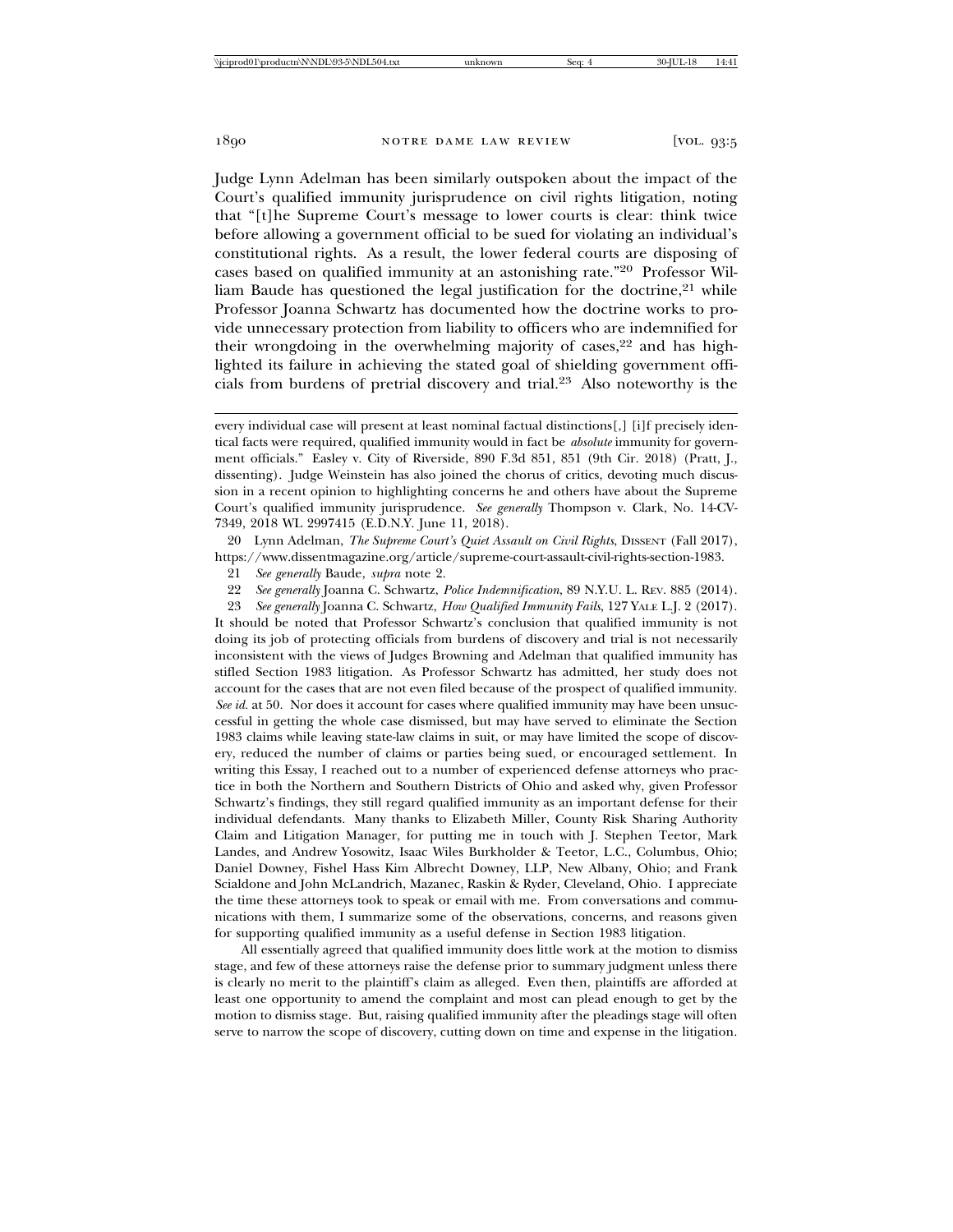Judge Lynn Adelman has been similarly outspoken about the impact of the Court's qualified immunity jurisprudence on civil rights litigation, noting that "[t]he Supreme Court's message to lower courts is clear: think twice before allowing a government official to be sued for violating an individual's constitutional rights. As a result, the lower federal courts are disposing of cases based on qualified immunity at an astonishing rate."[20] Professor William Baude has questioned the legal justification for the doctrine,[21] while Professor Joanna Schwartz has documented how the doctrine works to provide unnecessary protection from liability to officers who are indemnified for their wrongdoing in the overwhelming majority of cases,[22] and has highlighted its failure in achieving the stated goal of shielding government officials from burdens of pretrial discovery and trial.[23] Also noteworthy is the

---

every individual case will present at least nominal factual distinctions[,] [i]f precisely identical facts were required, qualified immunity would in fact be *absolute* immunity for government officials." Easley v. City of Riverside, 890 F.3d 851, 851 (9th Cir. 2018) (Pratt, J., dissenting). Judge Weinstein has also joined the chorus of critics, devoting much discussion in a recent opinion to highlighting concerns he and others have about the Supreme Court's qualified immunity jurisprudence. *See generally* Thompson v. Clark, No. 14-CV-7349, 2018 WL 2997415 (E.D.N.Y. June 11, 2018).

20 Lynn Adelman, *The Supreme Court's Quiet Assault on Civil Rights*, DISSENT (Fall 2017), https://www.dissentmagazine.org/article/supreme-court-assault-civil-rights-section-1983.

21 *See generally* Baude, *supra* note 2.

22 *See generally* Joanna C. Schwartz, *Police Indemnification*, 89 N.Y.U. L. REV. 885 (2014).

23 *See generally* Joanna C. Schwartz, *How Qualified Immunity Fails*, 127 YALE L.J. 2 (2017). It should be noted that Professor Schwartz's conclusion that qualified immunity is not doing its job of protecting officials from burdens of discovery and trial is not necessarily inconsistent with the views of Judges Browning and Adelman that qualified immunity has stifled Section 1983 litigation. As Professor Schwartz has admitted, her study does not account for the cases that are not even filed because of the prospect of qualified immunity. *See id.* at 50. Nor does it account for cases where qualified immunity may have been unsuccessful in getting the whole case dismissed, but may have served to eliminate the Section 1983 claims while leaving state-law claims in suit, or may have limited the scope of discovery, reduced the number of claims or parties being sued, or encouraged settlement. In writing this Essay, I reached out to a number of experienced defense attorneys who practice in both the Northern and Southern Districts of Ohio and asked why, given Professor Schwartz's findings, they still regard qualified immunity as an important defense for their individual defendants. Many thanks to Elizabeth Miller, County Risk Sharing Authority Claim and Litigation Manager, for putting me in touch with J. Stephen Teetor, Mark Landes, and Andrew Yosowitz, Isaac Wiles Burkholder & Teetor, L.C., Columbus, Ohio; Daniel Downey, Fishel Hass Kim Albrecht Downey, LLP, New Albany, Ohio; and Frank Scialdone and John McLandrich, Mazanec, Raskin & Ryder, Cleveland, Ohio. I appreciate the time these attorneys took to speak or email with me. From conversations and communications with them, I summarize some of the observations, concerns, and reasons given for supporting qualified immunity as a useful defense in Section 1983 litigation.

All essentially agreed that qualified immunity does little work at the motion to dismiss stage, and few of these attorneys raise the defense prior to summary judgment unless there is clearly no merit to the plaintiff's claim as alleged. Even then, plaintiffs are afforded at least one opportunity to amend the complaint and most can plead enough to get by the motion to dismiss stage. But, raising qualified immunity after the pleadings stage will often serve to narrow the scope of discovery, cutting down on time and expense in the litigation.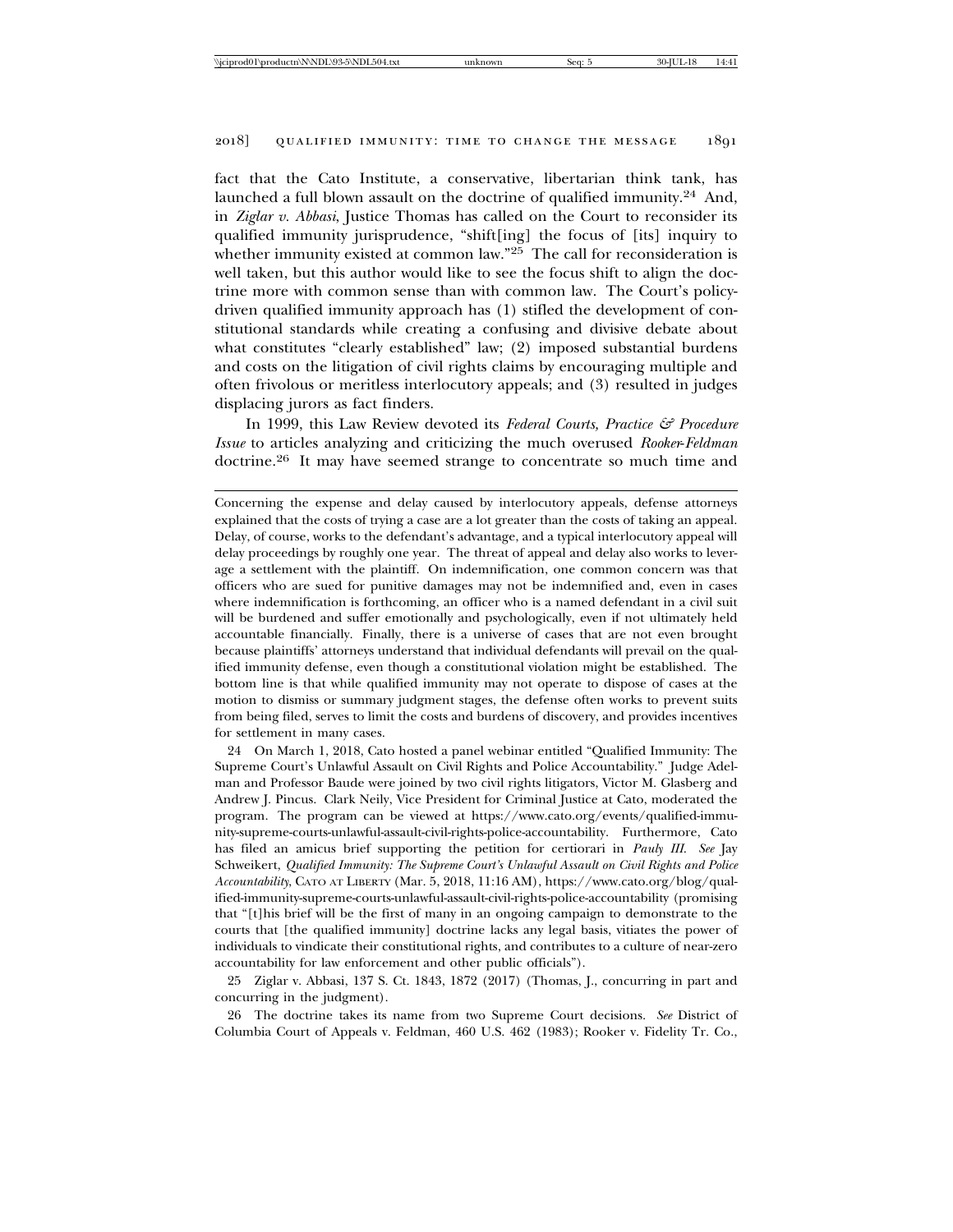fact that the Cato Institute, a conservative, libertarian think tank, has launched a full blown assault on the doctrine of qualified immunity.[24] And, in *Ziglar v. Abbasi*, Justice Thomas has called on the Court to reconsider its qualified immunity jurisprudence, "shift[ing] the focus of [its] inquiry to whether immunity existed at common law."[25] The call for reconsideration is well taken, but this author would like to see the focus shift to align the doctrine more with common sense than with common law. The Court's policy-driven qualified immunity approach has (1) stifled the development of constitutional standards while creating a confusing and divisive debate about what constitutes "clearly established" law; (2) imposed substantial burdens and costs on the litigation of civil rights claims by encouraging multiple and often frivolous or meritless interlocutory appeals; and (3) resulted in judges displacing jurors as fact finders.

In 1999, this Law Review devoted its *Federal Courts, Practice & Procedure Issue* to articles analyzing and criticizing the much overused *Rooker-Feldman* doctrine.[26] It may have seemed strange to concentrate so much time and

---

Concerning the expense and delay caused by interlocutory appeals, defense attorneys explained that the costs of trying a case are a lot greater than the costs of taking an appeal. Delay, of course, works to the defendant's advantage, and a typical interlocutory appeal will delay proceedings by roughly one year. The threat of appeal and delay also works to leverage a settlement with the plaintiff. On indemnification, one common concern was that officers who are sued for punitive damages may not be indemnified and, even in cases where indemnification is forthcoming, an officer who is a named defendant in a civil suit will be burdened and suffer emotionally and psychologically, even if not ultimately held accountable financially. Finally, there is a universe of cases that are not even brought because plaintiffs' attorneys understand that individual defendants will prevail on the qualified immunity defense, even though a constitutional violation might be established. The bottom line is that while qualified immunity may not operate to dispose of cases at the motion to dismiss or summary judgment stages, the defense often works to prevent suits from being filed, serves to limit the costs and burdens of discovery, and provides incentives for settlement in many cases.

24 On March 1, 2018, Cato hosted a panel webinar entitled "Qualified Immunity: The Supreme Court's Unlawful Assault on Civil Rights and Police Accountability." Judge Adelman and Professor Baude were joined by two civil rights litigators, Victor M. Glasberg and Andrew J. Pincus. Clark Neily, Vice President for Criminal Justice at Cato, moderated the program. The program can be viewed at https://www.cato.org/events/qualified-immunity-supreme-courts-unlawful-assault-civil-rights-police-accountability. Furthermore, Cato has filed an amicus brief supporting the petition for certiorari in *Pauly III*. *See* Jay Schweikert, *Qualified Immunity: The Supreme Court's Unlawful Assault on Civil Rights and Police Accountability*, CATO AT LIBERTY (Mar. 5, 2018, 11:16 AM), https://www.cato.org/blog/qualified-immunity-supreme-courts-unlawful-assault-civil-rights-police-accountability (promising that "[t]his brief will be the first of many in an ongoing campaign to demonstrate to the courts that [the qualified immunity] doctrine lacks any legal basis, vitiates the power of individuals to vindicate their constitutional rights, and contributes to a culture of near-zero accountability for law enforcement and other public officials").

25 Ziglar v. Abbasi, 137 S. Ct. 1843, 1872 (2017) (Thomas, J., concurring in part and concurring in the judgment).

26 The doctrine takes its name from two Supreme Court decisions. *See* District of Columbia Court of Appeals v. Feldman, 460 U.S. 462 (1983); Rooker v. Fidelity Tr. Co.,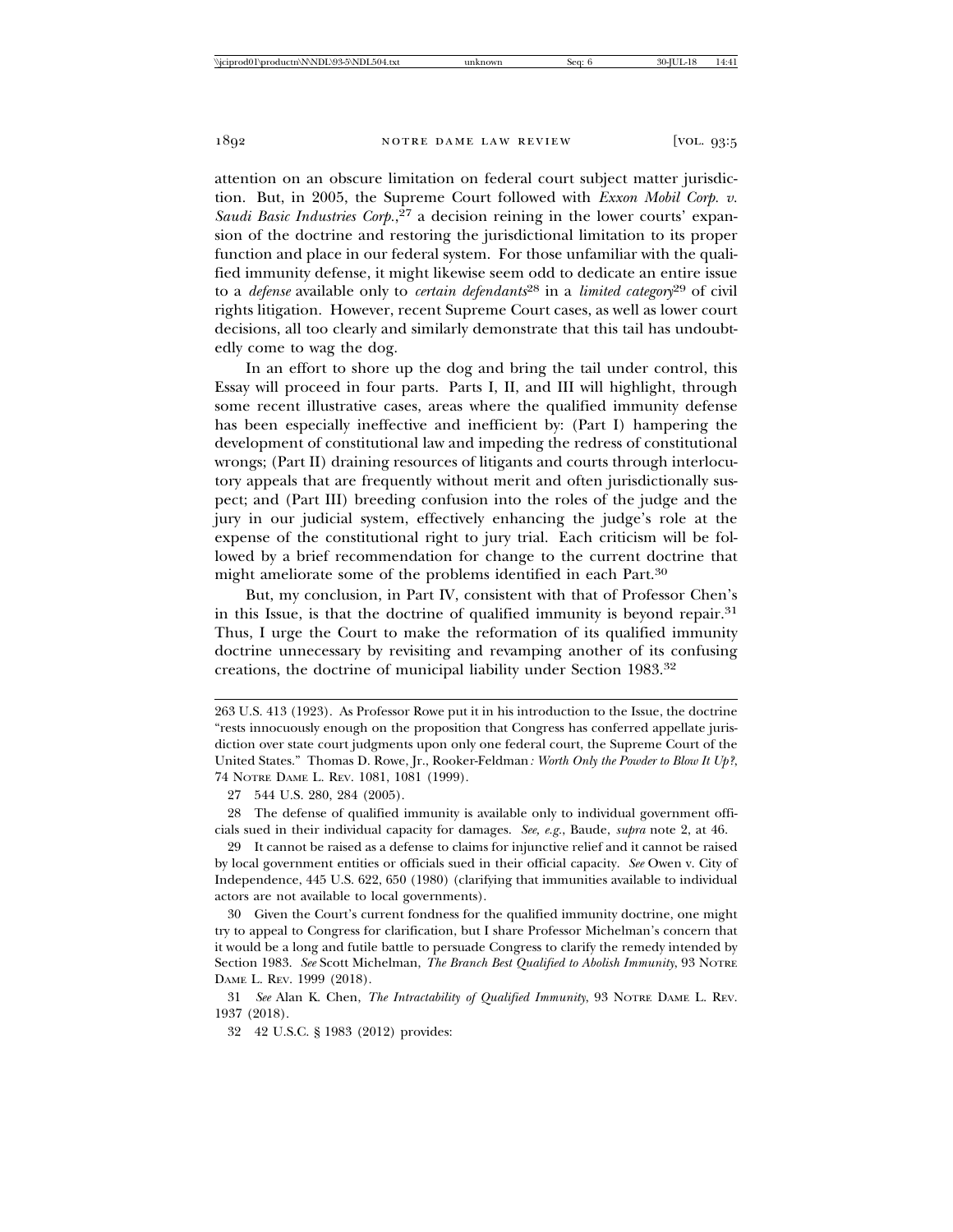attention on an obscure limitation on federal court subject matter jurisdiction. But, in 2005, the Supreme Court followed with *Exxon Mobil Corp. v. Saudi Basic Industries Corp.*,[27] a decision reining in the lower courts' expansion of the doctrine and restoring the jurisdictional limitation to its proper function and place in our federal system. For those unfamiliar with the qualified immunity defense, it might likewise seem odd to dedicate an entire issue to a *defense* available only to *certain defendants*[28] in a *limited category*[29] of civil rights litigation. However, recent Supreme Court cases, as well as lower court decisions, all too clearly and similarly demonstrate that this tail has undoubtedly come to wag the dog.

In an effort to shore up the dog and bring the tail under control, this Essay will proceed in four parts. Parts I, II, and III will highlight, through some recent illustrative cases, areas where the qualified immunity defense has been especially ineffective and inefficient by: (Part I) hampering the development of constitutional law and impeding the redress of constitutional wrongs; (Part II) draining resources of litigants and courts through interlocutory appeals that are frequently without merit and often jurisdictionally suspect; and (Part III) breeding confusion into the roles of the judge and the jury in our judicial system, effectively enhancing the judge's role at the expense of the constitutional right to jury trial. Each criticism will be followed by a brief recommendation for change to the current doctrine that might ameliorate some of the problems identified in each Part.[30]

But, my conclusion, in Part IV, consistent with that of Professor Chen's in this Issue, is that the doctrine of qualified immunity is beyond repair.[31] Thus, I urge the Court to make the reformation of its qualified immunity doctrine unnecessary by revisiting and revamping another of its confusing creations, the doctrine of municipal liability under Section 1983.[32]

---

263 U.S. 413 (1923). As Professor Rowe put it in his introduction to the Issue, the doctrine "rests innocuously enough on the proposition that Congress has conferred appellate jurisdiction over state court judgments upon only one federal court, the Supreme Court of the United States." Thomas D. Rowe, Jr., *Rooker-Feldman: Worth Only the Powder to Blow It Up?*, 74 Notre Dame L. Rev. 1081, 1081 (1999).

27 544 U.S. 280, 284 (2005).

28 The defense of qualified immunity is available only to individual government officials sued in their individual capacity for damages. *See, e.g.*, Baude, *supra* note 2, at 46.

29 It cannot be raised as a defense to claims for injunctive relief and it cannot be raised by local government entities or officials sued in their official capacity. *See* Owen v. City of Independence, 445 U.S. 622, 650 (1980) (clarifying that immunities available to individual actors are not available to local governments).

30 Given the Court's current fondness for the qualified immunity doctrine, one might try to appeal to Congress for clarification, but I share Professor Michelman's concern that it would be a long and futile battle to persuade Congress to clarify the remedy intended by Section 1983. *See* Scott Michelman, *The Branch Best Qualified to Abolish Immunity*, 93 Notre Dame L. Rev. 1999 (2018).

31 *See* Alan K. Chen, *The Intractability of Qualified Immunity*, 93 Notre Dame L. Rev. 1937 (2018).

32 42 U.S.C. § 1983 (2012) provides: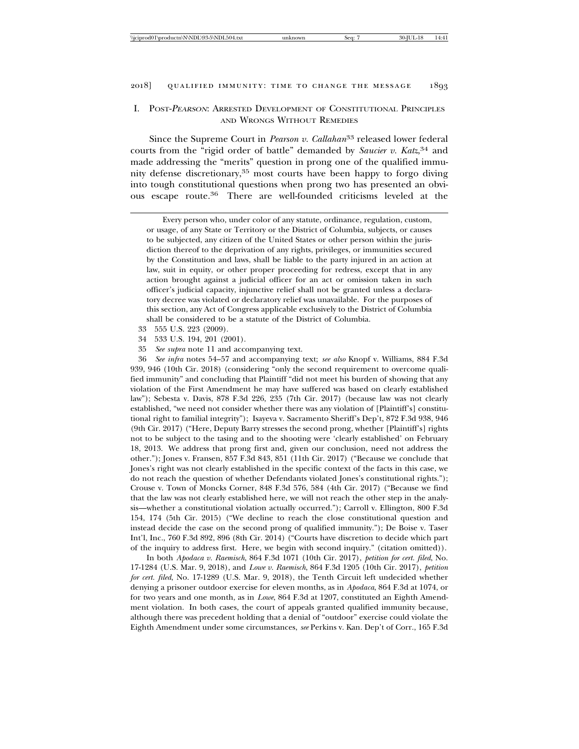## I. Post-*Pearson*: Arrested Development of Constitutional Principles and Wrongs Without Remedies

Since the Supreme Court in *Pearson v. Callahan*[33] released lower federal courts from the "rigid order of battle" demanded by *Saucier v. Katz*,[34] and made addressing the "merits" question in prong one of the qualified immunity defense discretionary,[35] most courts have been happy to forgo diving into tough constitutional questions when prong two has presented an obvious escape route.[36] There are well-founded criticisms leveled at the

---

Every person who, under color of any statute, ordinance, regulation, custom, or usage, of any State or Territory or the District of Columbia, subjects, or causes to be subjected, any citizen of the United States or other person within the jurisdiction thereof to the deprivation of any rights, privileges, or immunities secured by the Constitution and laws, shall be liable to the party injured in an action at law, suit in equity, or other proper proceeding for redress, except that in any action brought against a judicial officer for an act or omission taken in such officer's judicial capacity, injunctive relief shall not be granted unless a declaratory decree was violated or declaratory relief was unavailable. For the purposes of this section, any Act of Congress applicable exclusively to the District of Columbia shall be considered to be a statute of the District of Columbia.

33 555 U.S. 223 (2009).

34 533 U.S. 194, 201 (2001).

35 *See supra* note 11 and accompanying text.

36 *See infra* notes 54–57 and accompanying text; *see also* Knopf v. Williams, 884 F.3d 939, 946 (10th Cir. 2018) (considering "only the second requirement to overcome qualified immunity" and concluding that Plaintiff "did not meet his burden of showing that any violation of the First Amendment he may have suffered was based on clearly established law"); Sebesta v. Davis, 878 F.3d 226, 235 (7th Cir. 2017) (because law was not clearly established, "we need not consider whether there was any violation of [Plaintiff's] constitutional right to familial integrity"); Isayeva v. Sacramento Sheriff's Dep't, 872 F.3d 938, 946 (9th Cir. 2017) ("Here, Deputy Barry stresses the second prong, whether [Plaintiff's] rights not to be subject to the tasing and to the shooting were 'clearly established' on February 18, 2013. We address that prong first and, given our conclusion, need not address the other."); Jones v. Fransen, 857 F.3d 843, 851 (11th Cir. 2017) ("Because we conclude that Jones's right was not clearly established in the specific context of the facts in this case, we do not reach the question of whether Defendants violated Jones's constitutional rights."); Crouse v. Town of Moncks Corner, 848 F.3d 576, 584 (4th Cir. 2017) ("Because we find that the law was not clearly established here, we will not reach the other step in the analysis—whether a constitutional violation actually occurred."); Carroll v. Ellington, 800 F.3d 154, 174 (5th Cir. 2015) ("We decline to reach the close constitutional question and instead decide the case on the second prong of qualified immunity."); De Boise v. Taser Int'l, Inc., 760 F.3d 892, 896 (8th Cir. 2014) ("Courts have discretion to decide which part of the inquiry to address first. Here, we begin with second inquiry." (citation omitted)).

In both *Apodaca v. Raemisch*, 864 F.3d 1071 (10th Cir. 2017), *petition for cert. filed*, No. 17-1284 (U.S. Mar. 9, 2018), and *Lowe v. Raemisch*, 864 F.3d 1205 (10th Cir. 2017), *petition for cert. filed*, No. 17-1289 (U.S. Mar. 9, 2018), the Tenth Circuit left undecided whether denying a prisoner outdoor exercise for eleven months, as in *Apodaca*, 864 F.3d at 1074, or for two years and one month, as in *Lowe*, 864 F.3d at 1207, constituted an Eighth Amendment violation. In both cases, the court of appeals granted qualified immunity because, although there was precedent holding that a denial of "outdoor" exercise could violate the Eighth Amendment under some circumstances, *see* Perkins v. Kan. Dep't of Corr., 165 F.3d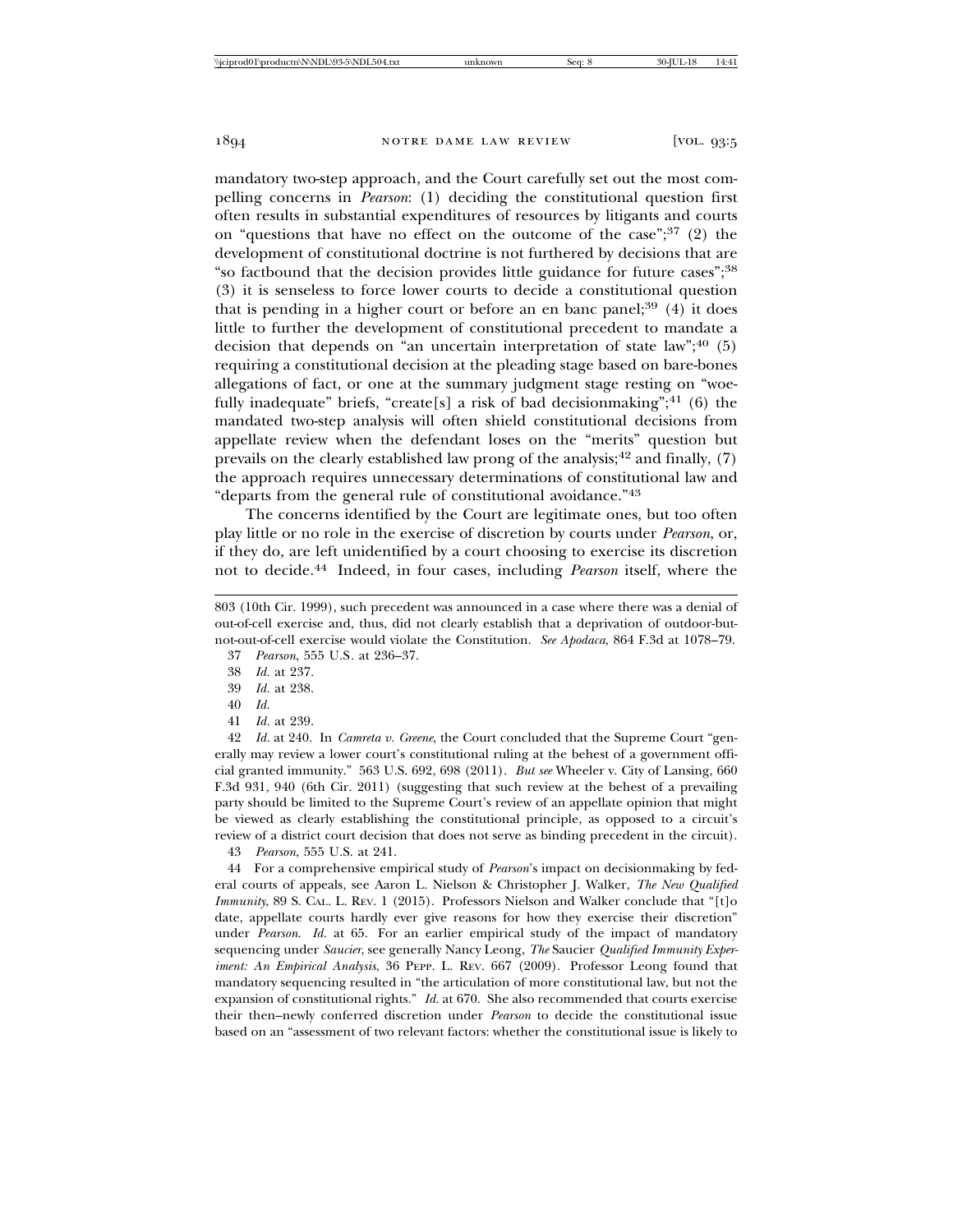mandatory two-step approach, and the Court carefully set out the most compelling concerns in *Pearson*: (1) deciding the constitutional question first often results in substantial expenditures of resources by litigants and courts on "questions that have no effect on the outcome of the case";[37] (2) the development of constitutional doctrine is not furthered by decisions that are "so factbound that the decision provides little guidance for future cases";[38] (3) it is senseless to force lower courts to decide a constitutional question that is pending in a higher court or before an en banc panel;[39] (4) it does little to further the development of constitutional precedent to mandate a decision that depends on "an uncertain interpretation of state law";[40] (5) requiring a constitutional decision at the pleading stage based on bare-bones allegations of fact, or one at the summary judgment stage resting on "woefully inadequate" briefs, "create[s] a risk of bad decisionmaking";[41] (6) the mandated two-step analysis will often shield constitutional decisions from appellate review when the defendant loses on the "merits" question but prevails on the clearly established law prong of the analysis;[42] and finally, (7) the approach requires unnecessary determinations of constitutional law and "departs from the general rule of constitutional avoidance."[43]

The concerns identified by the Court are legitimate ones, but too often play little or no role in the exercise of discretion by courts under *Pearson*, or, if they do, are left unidentified by a court choosing to exercise its discretion not to decide.[44] Indeed, in four cases, including *Pearson* itself, where the

---

803 (10th Cir. 1999), such precedent was announced in a case where there was a denial of out-of-cell exercise and, thus, did not clearly establish that a deprivation of outdoor-but-not-out-of-cell exercise would violate the Constitution. *See Apodaca*, 864 F.3d at 1078–79.

37 *Pearson*, 555 U.S. at 236–37.

38 *Id.* at 237.

39 *Id.* at 238.

40 *Id.*

41 *Id.* at 239.

42 *Id.* at 240. In *Camreta v. Greene*, the Court concluded that the Supreme Court "generally may review a lower court's constitutional ruling at the behest of a government official granted immunity." 563 U.S. 692, 698 (2011). *But see* Wheeler v. City of Lansing, 660 F.3d 931, 940 (6th Cir. 2011) (suggesting that such review at the behest of a prevailing party should be limited to the Supreme Court's review of an appellate opinion that might be viewed as clearly establishing the constitutional principle, as opposed to a circuit's review of a district court decision that does not serve as binding precedent in the circuit).

43 *Pearson*, 555 U.S. at 241.

44 For a comprehensive empirical study of *Pearson*'s impact on decisionmaking by federal courts of appeals, see Aaron L. Nielson & Christopher J. Walker, *The New Qualified Immunity*, 89 S. CAL. L. REV. 1 (2015). Professors Nielson and Walker conclude that "[t]o date, appellate courts hardly ever give reasons for how they exercise their discretion" under *Pearson*. *Id.* at 65. For an earlier empirical study of the impact of mandatory sequencing under *Saucier*, see generally Nancy Leong, *The* Saucier *Qualified Immunity Experiment: An Empirical Analysis*, 36 PEPP. L. REV. 667 (2009). Professor Leong found that mandatory sequencing resulted in "the articulation of more constitutional law, but not the expansion of constitutional rights." *Id.* at 670. She also recommended that courts exercise their then–newly conferred discretion under *Pearson* to decide the constitutional issue based on an "assessment of two relevant factors: whether the constitutional issue is likely to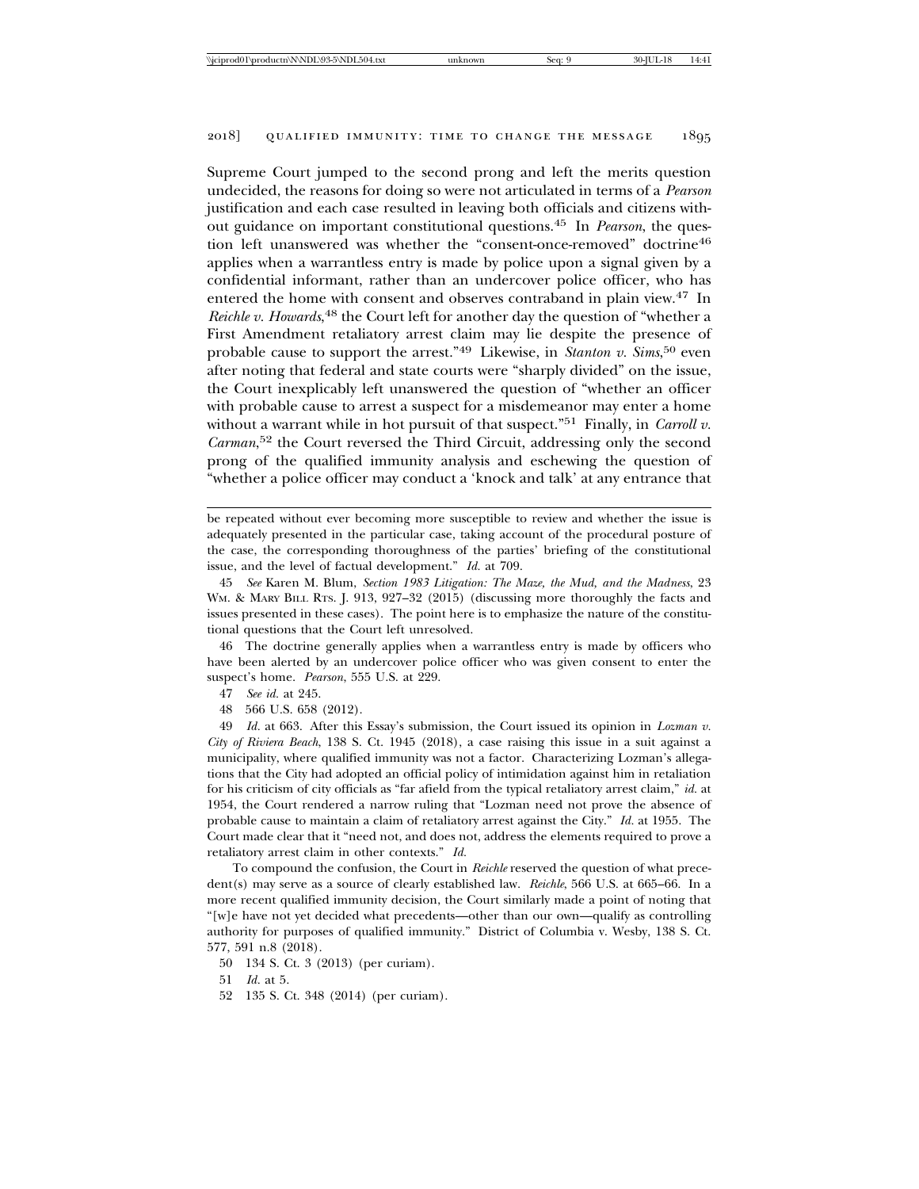Supreme Court jumped to the second prong and left the merits question undecided, the reasons for doing so were not articulated in terms of a *Pearson* justification and each case resulted in leaving both officials and citizens without guidance on important constitutional questions.[45] In *Pearson*, the question left unanswered was whether the "consent-once-removed" doctrine[46] applies when a warrantless entry is made by police upon a signal given by a confidential informant, rather than an undercover police officer, who has entered the home with consent and observes contraband in plain view.[47] In *Reichle v. Howards*,[48] the Court left for another day the question of "whether a First Amendment retaliatory arrest claim may lie despite the presence of probable cause to support the arrest."[49] Likewise, in *Stanton v. Sims*,[50] even after noting that federal and state courts were "sharply divided" on the issue, the Court inexplicably left unanswered the question of "whether an officer with probable cause to arrest a suspect for a misdemeanor may enter a home without a warrant while in hot pursuit of that suspect."[51] Finally, in *Carroll v. Carman*,[52] the Court reversed the Third Circuit, addressing only the second prong of the qualified immunity analysis and eschewing the question of "whether a police officer may conduct a 'knock and talk' at any entrance that

---

be repeated without ever becoming more susceptible to review and whether the issue is adequately presented in the particular case, taking account of the procedural posture of the case, the corresponding thoroughness of the parties' briefing of the constitutional issue, and the level of factual development." *Id.* at 709.

45 *See* Karen M. Blum, *Section 1983 Litigation: The Maze, the Mud, and the Madness*, 23 WM. & MARY BILL RTS. J. 913, 927–32 (2015) (discussing more thoroughly the facts and issues presented in these cases). The point here is to emphasize the nature of the constitutional questions that the Court left unresolved.

46 The doctrine generally applies when a warrantless entry is made by officers who have been alerted by an undercover police officer who was given consent to enter the suspect's home. *Pearson*, 555 U.S. at 229.

47 *See id.* at 245.

48 566 U.S. 658 (2012).

49 *Id.* at 663. After this Essay's submission, the Court issued its opinion in *Lozman v. City of Riviera Beach*, 138 S. Ct. 1945 (2018), a case raising this issue in a suit against a municipality, where qualified immunity was not a factor. Characterizing Lozman's allegations that the City had adopted an official policy of intimidation against him in retaliation for his criticism of city officials as "far afield from the typical retaliatory arrest claim," *id.* at 1954, the Court rendered a narrow ruling that "Lozman need not prove the absence of probable cause to maintain a claim of retaliatory arrest against the City." *Id.* at 1955. The Court made clear that it "need not, and does not, address the elements required to prove a retaliatory arrest claim in other contexts." *Id.*

To compound the confusion, the Court in *Reichle* reserved the question of what precedent(s) may serve as a source of clearly established law. *Reichle*, 566 U.S. at 665–66. In a more recent qualified immunity decision, the Court similarly made a point of noting that "[w]e have not yet decided what precedents—other than our own—qualify as controlling authority for purposes of qualified immunity." District of Columbia v. Wesby, 138 S. Ct. 577, 591 n.8 (2018).

50 134 S. Ct. 3 (2013) (per curiam).

51 *Id.* at 5.

52 135 S. Ct. 348 (2014) (per curiam).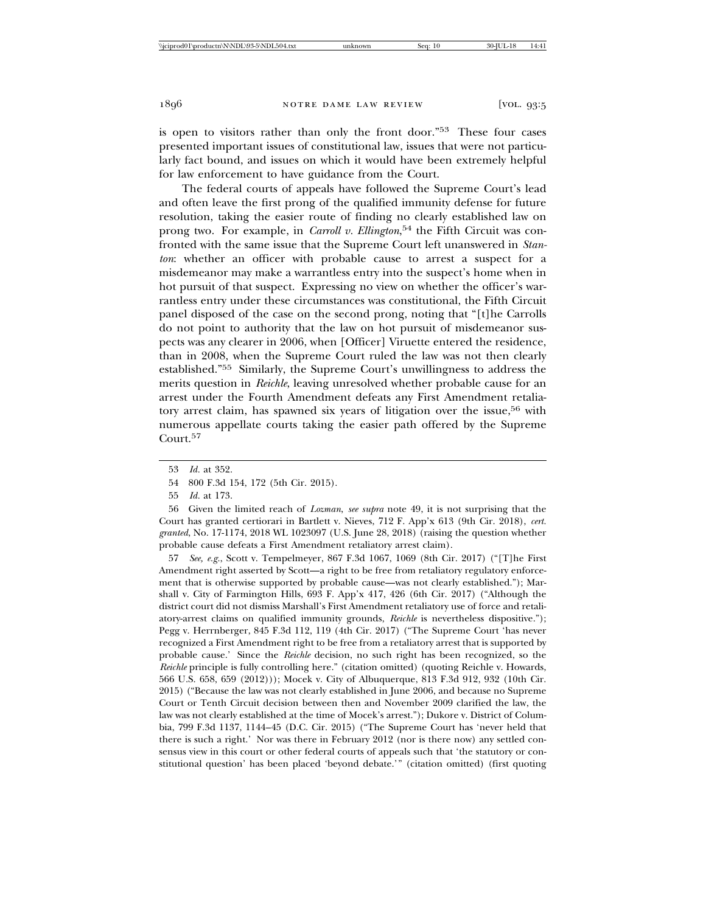is open to visitors rather than only the front door."[53] These four cases presented important issues of constitutional law, issues that were not particularly fact bound, and issues on which it would have been extremely helpful for law enforcement to have guidance from the Court.

The federal courts of appeals have followed the Supreme Court's lead and often leave the first prong of the qualified immunity defense for future resolution, taking the easier route of finding no clearly established law on prong two. For example, in *Carroll v. Ellington*,[54] the Fifth Circuit was confronted with the same issue that the Supreme Court left unanswered in *Stanton*: whether an officer with probable cause to arrest a suspect for a misdemeanor may make a warrantless entry into the suspect's home when in hot pursuit of that suspect. Expressing no view on whether the officer's warrantless entry under these circumstances was constitutional, the Fifth Circuit panel disposed of the case on the second prong, noting that "[t]he Carrolls do not point to authority that the law on hot pursuit of misdemeanor suspects was any clearer in 2006, when [Officer] Viruette entered the residence, than in 2008, when the Supreme Court ruled the law was not then clearly established."[55] Similarly, the Supreme Court's unwillingness to address the merits question in *Reichle*, leaving unresolved whether probable cause for an arrest under the Fourth Amendment defeats any First Amendment retaliatory arrest claim, has spawned six years of litigation over the issue,[56] with numerous appellate courts taking the easier path offered by the Supreme Court.[57]

---

53 *Id.* at 352.

54 800 F.3d 154, 172 (5th Cir. 2015).

55 *Id.* at 173.

56 Given the limited reach of *Lozman*, *see supra* note 49, it is not surprising that the Court has granted certiorari in Bartlett v. Nieves, 712 F. App'x 613 (9th Cir. 2018), *cert. granted*, No. 17-1174, 2018 WL 1023097 (U.S. June 28, 2018) (raising the question whether probable cause defeats a First Amendment retaliatory arrest claim).

57 *See, e.g.*, Scott v. Tempelmeyer, 867 F.3d 1067, 1069 (8th Cir. 2017) ("[T]he First Amendment right asserted by Scott—a right to be free from retaliatory regulatory enforcement that is otherwise supported by probable cause—was not clearly established."); Marshall v. City of Farmington Hills, 693 F. App'x 417, 426 (6th Cir. 2017) ("Although the district court did not dismiss Marshall's First Amendment retaliatory use of force and retaliatory-arrest claims on qualified immunity grounds, *Reichle* is nevertheless dispositive."); Pegg v. Herrnberger, 845 F.3d 112, 119 (4th Cir. 2017) ("The Supreme Court 'has never recognized a First Amendment right to be free from a retaliatory arrest that is supported by probable cause.' Since the *Reichle* decision, no such right has been recognized, so the *Reichle* principle is fully controlling here." (citation omitted) (quoting Reichle v. Howards, 566 U.S. 658, 659 (2012))); Mocek v. City of Albuquerque, 813 F.3d 912, 932 (10th Cir. 2015) ("Because the law was not clearly established in June 2006, and because no Supreme Court or Tenth Circuit decision between then and November 2009 clarified the law, the law was not clearly established at the time of Mocek's arrest."); Dukore v. District of Columbia, 799 F.3d 1137, 1144–45 (D.C. Cir. 2015) ("The Supreme Court has 'never held that there is such a right.' Nor was there in February 2012 (nor is there now) any settled consensus view in this court or other federal courts of appeals such that 'the statutory or constitutional question' has been placed 'beyond debate.'" (citation omitted) (first quoting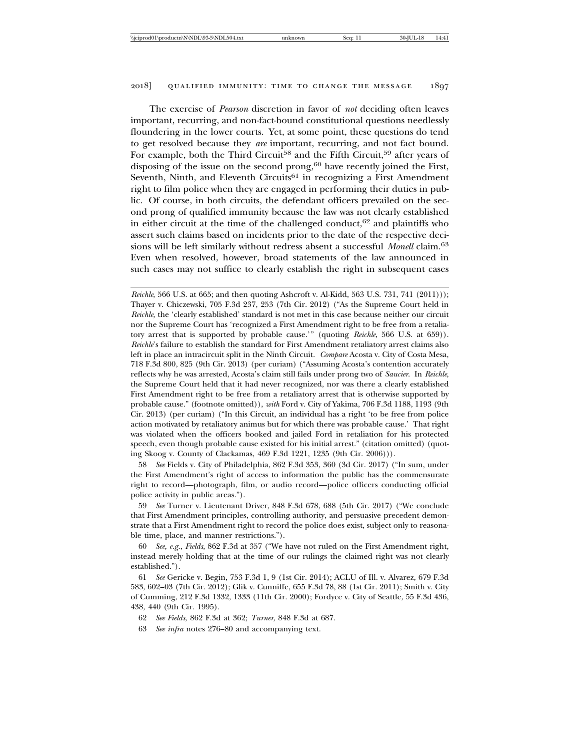The exercise of *Pearson* discretion in favor of *not* deciding often leaves important, recurring, and non-fact-bound constitutional questions needlessly floundering in the lower courts. Yet, at some point, these questions do tend to get resolved because they *are* important, recurring, and not fact bound. For example, both the Third Circuit[58] and the Fifth Circuit,[59] after years of disposing of the issue on the second prong,[60] have recently joined the First, Seventh, Ninth, and Eleventh Circuits[61] in recognizing a First Amendment right to film police when they are engaged in performing their duties in public. Of course, in both circuits, the defendant officers prevailed on the second prong of qualified immunity because the law was not clearly established in either circuit at the time of the challenged conduct,[62] and plaintiffs who assert such claims based on incidents prior to the date of the respective decisions will be left similarly without redress absent a successful *Monell* claim.[63] Even when resolved, however, broad statements of the law announced in such cases may not suffice to clearly establish the right in subsequent cases

---

*Reichle*, 566 U.S. at 665; and then quoting Ashcroft v. Al-Kidd, 563 U.S. 731, 741 (2011))); Thayer v. Chiczewski, 705 F.3d 237, 253 (7th Cir. 2012) ("As the Supreme Court held in *Reichle*, the 'clearly established' standard is not met in this case because neither our circuit nor the Supreme Court has 'recognized a First Amendment right to be free from a retaliatory arrest that is supported by probable cause.'" (quoting *Reichle*, 566 U.S. at 659)). *Reichle*'s failure to establish the standard for First Amendment retaliatory arrest claims also left in place an intracircuit split in the Ninth Circuit. *Compare* Acosta v. City of Costa Mesa, 718 F.3d 800, 825 (9th Cir. 2013) (per curiam) ("Assuming Acosta's contention accurately reflects why he was arrested, Acosta's claim still fails under prong two of *Saucier*. In *Reichle*, the Supreme Court held that it had never recognized, nor was there a clearly established First Amendment right to be free from a retaliatory arrest that is otherwise supported by probable cause." (footnote omitted)), *with* Ford v. City of Yakima, 706 F.3d 1188, 1193 (9th Cir. 2013) (per curiam) ("In this Circuit, an individual has a right 'to be free from police action motivated by retaliatory animus but for which there was probable cause.' That right was violated when the officers booked and jailed Ford in retaliation for his protected speech, even though probable cause existed for his initial arrest." (citation omitted) (quoting Skoog v. County of Clackamas, 469 F.3d 1221, 1235 (9th Cir. 2006))).

58 *See* Fields v. City of Philadelphia, 862 F.3d 353, 360 (3d Cir. 2017) ("In sum, under the First Amendment's right of access to information the public has the commensurate right to record—photograph, film, or audio record—police officers conducting official police activity in public areas.").

59 *See* Turner v. Lieutenant Driver, 848 F.3d 678, 688 (5th Cir. 2017) ("We conclude that First Amendment principles, controlling authority, and persuasive precedent demonstrate that a First Amendment right to record the police does exist, subject only to reasonable time, place, and manner restrictions.").

60 *See, e.g.*, *Fields*, 862 F.3d at 357 ("We have not ruled on the First Amendment right, instead merely holding that at the time of our rulings the claimed right was not clearly established.").

61 *See* Gericke v. Begin, 753 F.3d 1, 9 (1st Cir. 2014); ACLU of Ill. v. Alvarez, 679 F.3d 583, 602–03 (7th Cir. 2012); Glik v. Cunniffe, 655 F.3d 78, 88 (1st Cir. 2011); Smith v. City of Cumming, 212 F.3d 1332, 1333 (11th Cir. 2000); Fordyce v. City of Seattle, 55 F.3d 436, 438, 440 (9th Cir. 1995).

62 *See Fields*, 862 F.3d at 362; *Turner*, 848 F.3d at 687.

63 *See infra* notes 276–80 and accompanying text.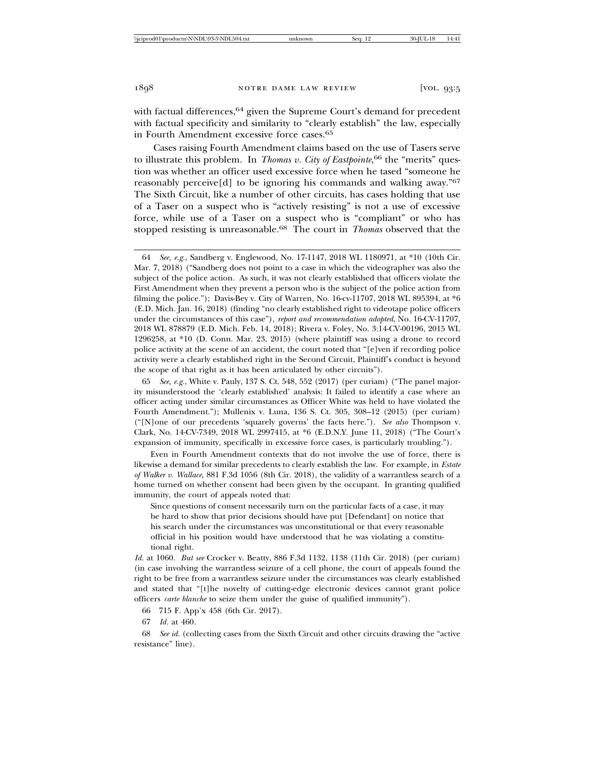with factual differences,[64] given the Supreme Court's demand for precedent with factual specificity and similarity to "clearly establish" the law, especially in Fourth Amendment excessive force cases.[65]

Cases raising Fourth Amendment claims based on the use of Tasers serve to illustrate this problem. In *Thomas v. City of Eastpointe*,[66] the "merits" question was whether an officer used excessive force when he tased "someone he reasonably perceive[d] to be ignoring his commands and walking away."[67] The Sixth Circuit, like a number of other circuits, has cases holding that use of a Taser on a suspect who is "actively resisting" is not a use of excessive force, while use of a Taser on a suspect who is "compliant" or who has stopped resisting is unreasonable.[68] The court in *Thomas* observed that the

---

64 *See, e.g.*, Sandberg v. Englewood, No. 17-1147, 2018 WL 1180971, at *10 (10th Cir. Mar. 7, 2018) ("Sandberg does not point to a case in which the videographer was also the subject of the police action. As such, it was not clearly established that officers violate the First Amendment when they prevent a person who is the subject of the police action from filming the police."); Davis-Bey v. City of Warren, No. 16-cv-11707, 2018 WL 895394, at *6 (E.D. Mich. Jan. 16, 2018) (finding "no clearly established right to videotape police officers under the circumstances of this case"), *report and recommendation adopted*, No. 16-CV-11707, 2018 WL 878879 (E.D. Mich. Feb. 14, 2018); Rivera v. Foley, No. 3:14-CV-00196, 2015 WL 1296258, at *10 (D. Conn. Mar. 23, 2015) (where plaintiff was using a drone to record police activity at the scene of an accident, the court noted that "[e]ven if recording police activity were a clearly established right in the Second Circuit, Plaintiff's conduct is beyond the scope of that right as it has been articulated by other circuits").

65 *See, e.g.*, White v. Pauly, 137 S. Ct. 548, 552 (2017) (per curiam) ("The panel majority misunderstood the 'clearly established' analysis: It failed to identify a case where an officer acting under similar circumstances as Officer White was held to have violated the Fourth Amendment."); Mullenix v. Luna, 136 S. Ct. 305, 308–12 (2015) (per curiam) ("[N]one of our precedents 'squarely governs' the facts here."). *See also* Thompson v. Clark, No. 14-CV-7349, 2018 WL 2997415, at *6 (E.D.N.Y. June 11, 2018) ("The Court's expansion of immunity, specifically in excessive force cases, is particularly troubling.").

Even in Fourth Amendment contexts that do not involve the use of force, there is likewise a demand for similar precedents to clearly establish the law. For example, in *Estate of Walker v. Wallace*, 881 F.3d 1056 (8th Cir. 2018), the validity of a warrantless search of a home turned on whether consent had been given by the occupant. In granting qualified immunity, the court of appeals noted that:

> Since questions of consent necessarily turn on the particular facts of a case, it may be hard to show that prior decisions should have put [Defendant] on notice that his search under the circumstances was unconstitutional or that every reasonable official in his position would have understood that he was violating a constitutional right.

*Id.* at 1060. *But see* Crocker v. Beatty, 886 F.3d 1132, 1138 (11th Cir. 2018) (per curiam) (in case involving the warrantless seizure of a cell phone, the court of appeals found the right to be free from a warrantless seizure under the circumstances was clearly established and stated that "[t]he novelty of cutting-edge electronic devices cannot grant police officers *carte blanche* to seize them under the guise of qualified immunity").

66 715 F. App'x 458 (6th Cir. 2017).

67 *Id.* at 460.

68 *See id.* (collecting cases from the Sixth Circuit and other circuits drawing the "active resistance" line).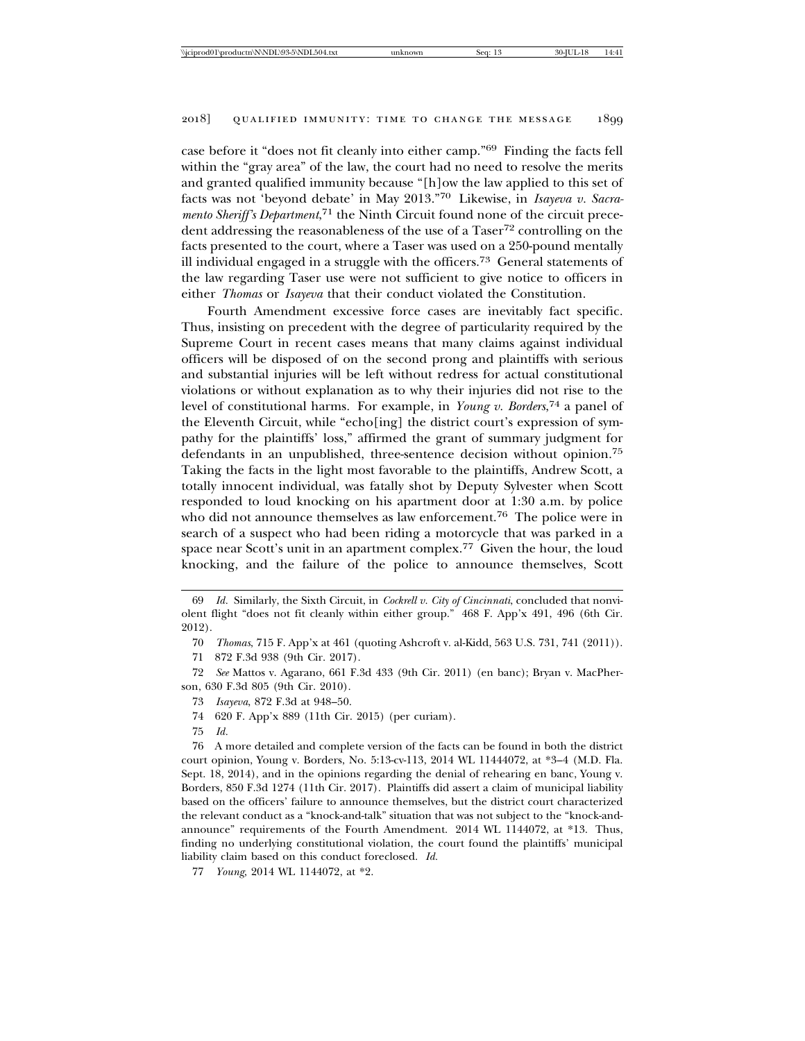case before it "does not fit cleanly into either camp."[69] Finding the facts fell within the "gray area" of the law, the court had no need to resolve the merits and granted qualified immunity because "[h]ow the law applied to this set of facts was not 'beyond debate' in May 2013."[70] Likewise, in *Isayeva v. Sacramento Sheriff's Department*,[71] the Ninth Circuit found none of the circuit precedent addressing the reasonableness of the use of a Taser[72] controlling on the facts presented to the court, where a Taser was used on a 250-pound mentally ill individual engaged in a struggle with the officers.[73] General statements of the law regarding Taser use were not sufficient to give notice to officers in either *Thomas* or *Isayeva* that their conduct violated the Constitution.

Fourth Amendment excessive force cases are inevitably fact specific. Thus, insisting on precedent with the degree of particularity required by the Supreme Court in recent cases means that many claims against individual officers will be disposed of on the second prong and plaintiffs with serious and substantial injuries will be left without redress for actual constitutional violations or without explanation as to why their injuries did not rise to the level of constitutional harms. For example, in *Young v. Borders*,[74] a panel of the Eleventh Circuit, while "echo[ing] the district court's expression of sympathy for the plaintiffs' loss," affirmed the grant of summary judgment for defendants in an unpublished, three-sentence decision without opinion.[75] Taking the facts in the light most favorable to the plaintiffs, Andrew Scott, a totally innocent individual, was fatally shot by Deputy Sylvester when Scott responded to loud knocking on his apartment door at 1:30 a.m. by police who did not announce themselves as law enforcement.[76] The police were in search of a suspect who had been riding a motorcycle that was parked in a space near Scott's unit in an apartment complex.[77] Given the hour, the loud knocking, and the failure of the police to announce themselves, Scott

---

69 *Id.* Similarly, the Sixth Circuit, in *Cockrell v. City of Cincinnati*, concluded that nonviolent flight "does not fit cleanly within either group." 468 F. App'x 491, 496 (6th Cir. 2012).

70 *Thomas*, 715 F. App'x at 461 (quoting Ashcroft v. al-Kidd, 563 U.S. 731, 741 (2011)).

71 872 F.3d 938 (9th Cir. 2017).

72 *See* Mattos v. Agarano, 661 F.3d 433 (9th Cir. 2011) (en banc); Bryan v. MacPherson, 630 F.3d 805 (9th Cir. 2010).

73 *Isayeva*, 872 F.3d at 948–50.

74 620 F. App'x 889 (11th Cir. 2015) (per curiam).

75 *Id.*

76 A more detailed and complete version of the facts can be found in both the district court opinion, Young v. Borders, No. 5:13-cv-113, 2014 WL 11444072, at *3–4 (M.D. Fla. Sept. 18, 2014), and in the opinions regarding the denial of rehearing en banc, Young v. Borders, 850 F.3d 1274 (11th Cir. 2017). Plaintiffs did assert a claim of municipal liability based on the officers' failure to announce themselves, but the district court characterized the relevant conduct as a "knock-and-talk" situation that was not subject to the "knock-and-announce" requirements of the Fourth Amendment. 2014 WL 1144072, at *13. Thus, finding no underlying constitutional violation, the court found the plaintiffs' municipal liability claim based on this conduct foreclosed. *Id.*

77 *Young*, 2014 WL 1144072, at *2.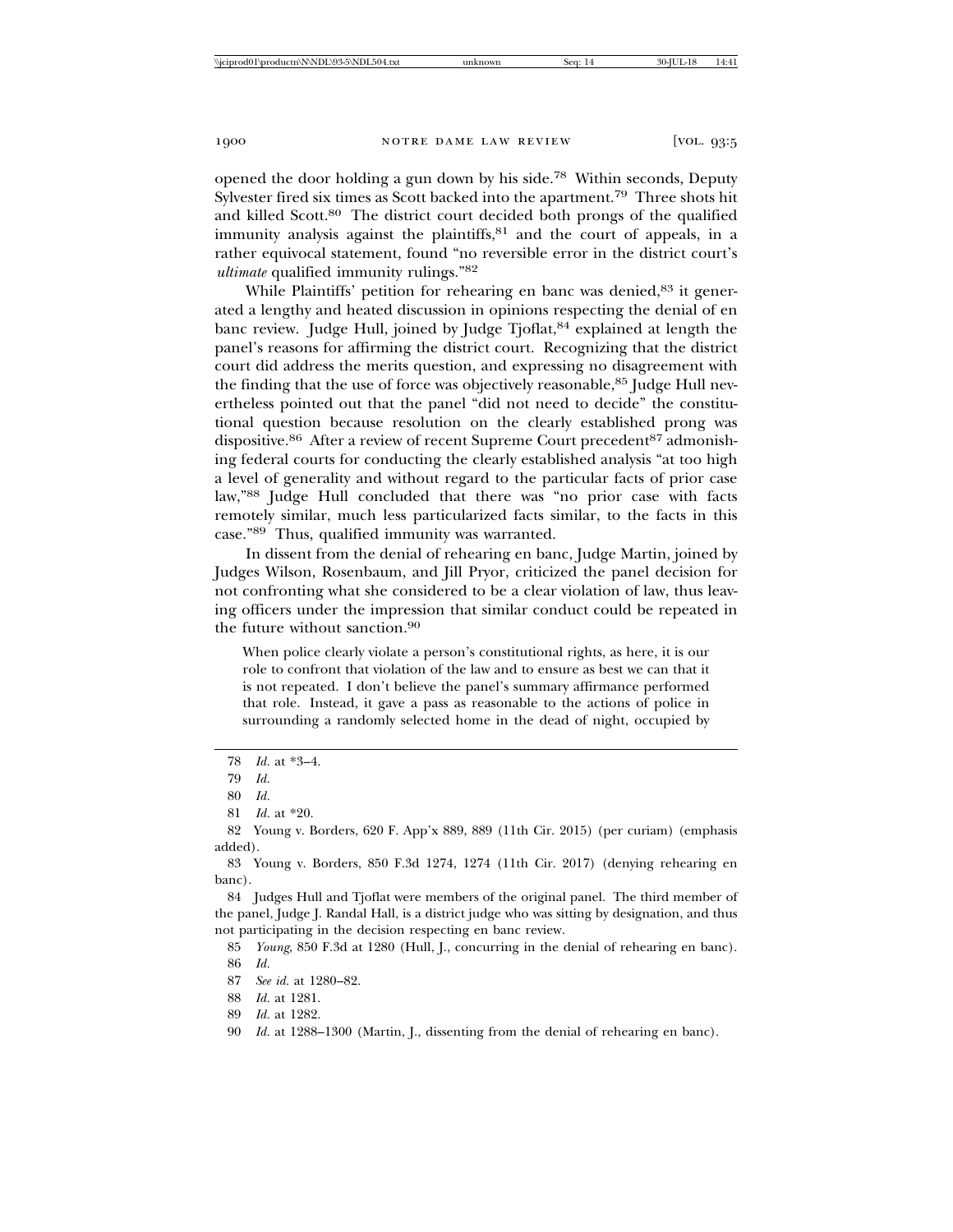opened the door holding a gun down by his side.[78] Within seconds, Deputy Sylvester fired six times as Scott backed into the apartment.[79] Three shots hit and killed Scott.[80] The district court decided both prongs of the qualified immunity analysis against the plaintiffs,[81] and the court of appeals, in a rather equivocal statement, found "no reversible error in the district court's *ultimate* qualified immunity rulings."[82]

While Plaintiffs' petition for rehearing en banc was denied,[83] it generated a lengthy and heated discussion in opinions respecting the denial of en banc review. Judge Hull, joined by Judge Tjoflat,[84] explained at length the panel's reasons for affirming the district court. Recognizing that the district court did address the merits question, and expressing no disagreement with the finding that the use of force was objectively reasonable,[85] Judge Hull nevertheless pointed out that the panel "did not need to decide" the constitutional question because resolution on the clearly established prong was dispositive.[86] After a review of recent Supreme Court precedent[87] admonishing federal courts for conducting the clearly established analysis "at too high a level of generality and without regard to the particular facts of prior case law,"[88] Judge Hull concluded that there was "no prior case with facts remotely similar, much less particularized facts similar, to the facts in this case."[89] Thus, qualified immunity was warranted.

In dissent from the denial of rehearing en banc, Judge Martin, joined by Judges Wilson, Rosenbaum, and Jill Pryor, criticized the panel decision for not confronting what she considered to be a clear violation of law, thus leaving officers under the impression that similar conduct could be repeated in the future without sanction.[90]

> When police clearly violate a person's constitutional rights, as here, it is our role to confront that violation of the law and to ensure as best we can that it is not repeated. I don't believe the panel's summary affirmance performed that role. Instead, it gave a pass as reasonable to the actions of police in surrounding a randomly selected home in the dead of night, occupied by

---

78 *Id.* at *3–4.

79 *Id.*

80 *Id.*

81 *Id.* at *20.

82 Young v. Borders, 620 F. App'x 889, 889 (11th Cir. 2015) (per curiam) (emphasis added).

83 Young v. Borders, 850 F.3d 1274, 1274 (11th Cir. 2017) (denying rehearing en banc).

84 Judges Hull and Tjoflat were members of the original panel. The third member of the panel, Judge J. Randal Hall, is a district judge who was sitting by designation, and thus not participating in the decision respecting en banc review.

85 *Young*, 850 F.3d at 1280 (Hull, J., concurring in the denial of rehearing en banc).

86 *Id.*

87 *See id.* at 1280–82.

88 *Id.* at 1281.

89 *Id.* at 1282.

90 *Id.* at 1288–1300 (Martin, J., dissenting from the denial of rehearing en banc).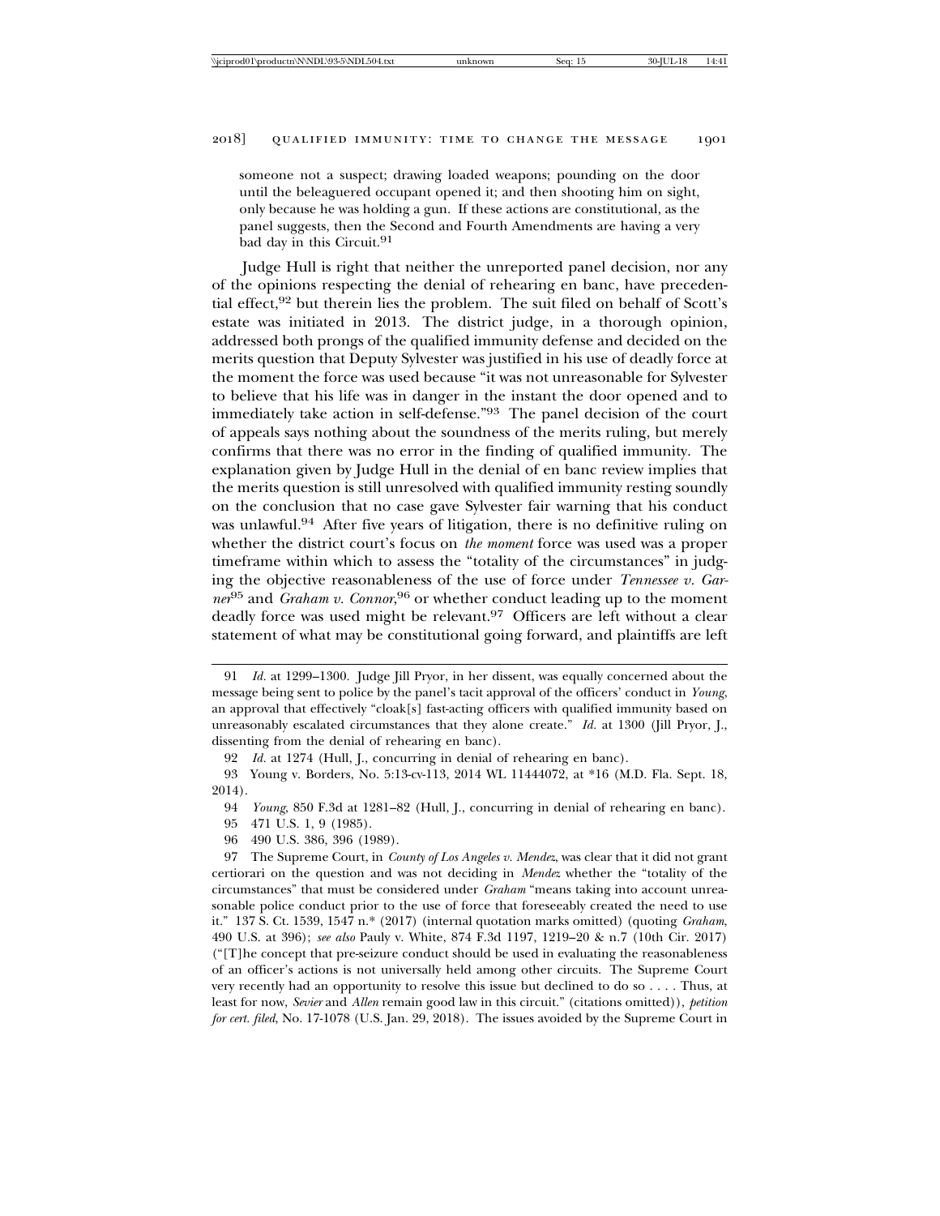someone not a suspect; drawing loaded weapons; pounding on the door until the beleaguered occupant opened it; and then shooting him on sight, only because he was holding a gun. If these actions are constitutional, as the panel suggests, then the Second and Fourth Amendments are having a very bad day in this Circuit.[91]

Judge Hull is right that neither the unreported panel decision, nor any of the opinions respecting the denial of rehearing en banc, have precedential effect,[92] but therein lies the problem. The suit filed on behalf of Scott's estate was initiated in 2013. The district judge, in a thorough opinion, addressed both prongs of the qualified immunity defense and decided on the merits question that Deputy Sylvester was justified in his use of deadly force at the moment the force was used because "it was not unreasonable for Sylvester to believe that his life was in danger in the instant the door opened and to immediately take action in self-defense."[93] The panel decision of the court of appeals says nothing about the soundness of the merits ruling, but merely confirms that there was no error in the finding of qualified immunity. The explanation given by Judge Hull in the denial of en banc review implies that the merits question is still unresolved with qualified immunity resting soundly on the conclusion that no case gave Sylvester fair warning that his conduct was unlawful.[94] After five years of litigation, there is no definitive ruling on whether the district court's focus on *the moment* force was used was a proper timeframe within which to assess the "totality of the circumstances" in judging the objective reasonableness of the use of force under *Tennessee v. Garner*[95] and *Graham v. Connor*,[96] or whether conduct leading up to the moment deadly force was used might be relevant.[97] Officers are left without a clear statement of what may be constitutional going forward, and plaintiffs are left

---

91 *Id.* at 1299–1300. Judge Jill Pryor, in her dissent, was equally concerned about the message being sent to police by the panel's tacit approval of the officers' conduct in *Young*, an approval that effectively "cloak[s] fast-acting officers with qualified immunity based on unreasonably escalated circumstances that they alone create." *Id.* at 1300 (Jill Pryor, J., dissenting from the denial of rehearing en banc).

92 *Id.* at 1274 (Hull, J., concurring in denial of rehearing en banc).

93 Young v. Borders, No. 5:13-cv-113, 2014 WL 11444072, at *16 (M.D. Fla. Sept. 18, 2014).

94 *Young*, 850 F.3d at 1281–82 (Hull, J., concurring in denial of rehearing en banc).

95 471 U.S. 1, 9 (1985).

96 490 U.S. 386, 396 (1989).

97 The Supreme Court, in *County of Los Angeles v. Mendez*, was clear that it did not grant certiorari on the question and was not deciding in *Mendez* whether the "totality of the circumstances" that must be considered under *Graham* "means taking into account unreasonable police conduct prior to the use of force that foreseeably created the need to use it." 137 S. Ct. 1539, 1547 n.* (2017) (internal quotation marks omitted) (quoting *Graham*, 490 U.S. at 396); *see also* Pauly v. White, 874 F.3d 1197, 1219–20 & n.7 (10th Cir. 2017) ("[T]he concept that pre-seizure conduct should be used in evaluating the reasonableness of an officer's actions is not universally held among other circuits. The Supreme Court very recently had an opportunity to resolve this issue but declined to do so . . . . Thus, at least for now, *Sevier* and *Allen* remain good law in this circuit." (citations omitted)), *petition for cert. filed*, No. 17-1078 (U.S. Jan. 29, 2018). The issues avoided by the Supreme Court in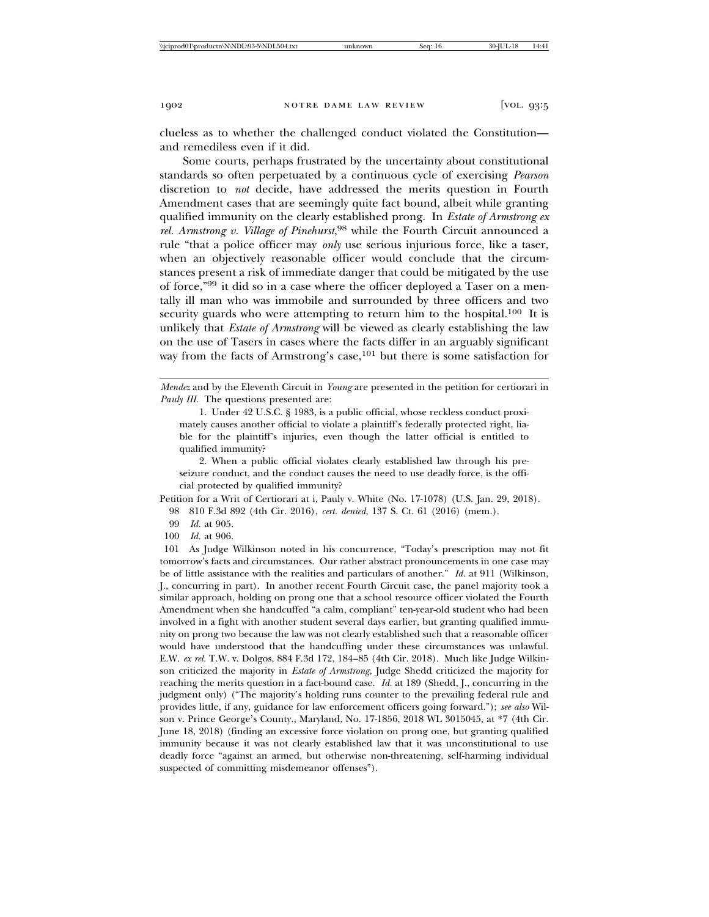clueless as to whether the challenged conduct violated the Constitution—and remediless even if it did.

Some courts, perhaps frustrated by the uncertainty about constitutional standards so often perpetuated by a continuous cycle of exercising *Pearson* discretion to *not* decide, have addressed the merits question in Fourth Amendment cases that are seemingly quite fact bound, albeit while granting qualified immunity on the clearly established prong. In *Estate of Armstrong ex rel. Armstrong v. Village of Pinehurst*,[98] while the Fourth Circuit announced a rule "that a police officer may *only* use serious injurious force, like a taser, when an objectively reasonable officer would conclude that the circumstances present a risk of immediate danger that could be mitigated by the use of force,"[99] it did so in a case where the officer deployed a Taser on a mentally ill man who was immobile and surrounded by three officers and two security guards who were attempting to return him to the hospital.[100] It is unlikely that *Estate of Armstrong* will be viewed as clearly establishing the law on the use of Tasers in cases where the facts differ in an arguably significant way from the facts of Armstrong's case,[101] but there is some satisfaction for

---

*Mendez* and by the Eleventh Circuit in *Young* are presented in the petition for certiorari in *Pauly III*. The questions presented are:

> 1. Under 42 U.S.C. § 1983, is a public official, whose reckless conduct proximately causes another official to violate a plaintiff's federally protected right, liable for the plaintiff's injuries, even though the latter official is entitled to qualified immunity?
>
> 2. When a public official violates clearly established law through his pre-seizure conduct, and the conduct causes the need to use deadly force, is the official protected by qualified immunity?

Petition for a Writ of Certiorari at i, Pauly v. White (No. 17-1078) (U.S. Jan. 29, 2018).

98 810 F.3d 892 (4th Cir. 2016), *cert. denied*, 137 S. Ct. 61 (2016) (mem.).

99 *Id.* at 905.

100 *Id.* at 906.

101 As Judge Wilkinson noted in his concurrence, "Today's prescription may not fit tomorrow's facts and circumstances. Our rather abstract pronouncements in one case may be of little assistance with the realities and particulars of another." *Id.* at 911 (Wilkinson, J., concurring in part). In another recent Fourth Circuit case, the panel majority took a similar approach, holding on prong one that a school resource officer violated the Fourth Amendment when she handcuffed "a calm, compliant" ten-year-old student who had been involved in a fight with another student several days earlier, but granting qualified immunity on prong two because the law was not clearly established such that a reasonable officer would have understood that the handcuffing under these circumstances was unlawful. E.W. *ex rel.* T.W. v. Dolgos, 884 F.3d 172, 184–85 (4th Cir. 2018). Much like Judge Wilkinson criticized the majority in *Estate of Armstrong*, Judge Shedd criticized the majority for reaching the merits question in a fact-bound case. *Id.* at 189 (Shedd, J., concurring in the judgment only) ("The majority's holding runs counter to the prevailing federal rule and provides little, if any, guidance for law enforcement officers going forward."); *see also* Wilson v. Prince George's County., Maryland, No. 17-1856, 2018 WL 3015045, at *7 (4th Cir. June 18, 2018) (finding an excessive force violation on prong one, but granting qualified immunity because it was not clearly established law that it was unconstitutional to use deadly force "against an armed, but otherwise non-threatening, self-harming individual suspected of committing misdemeanor offenses").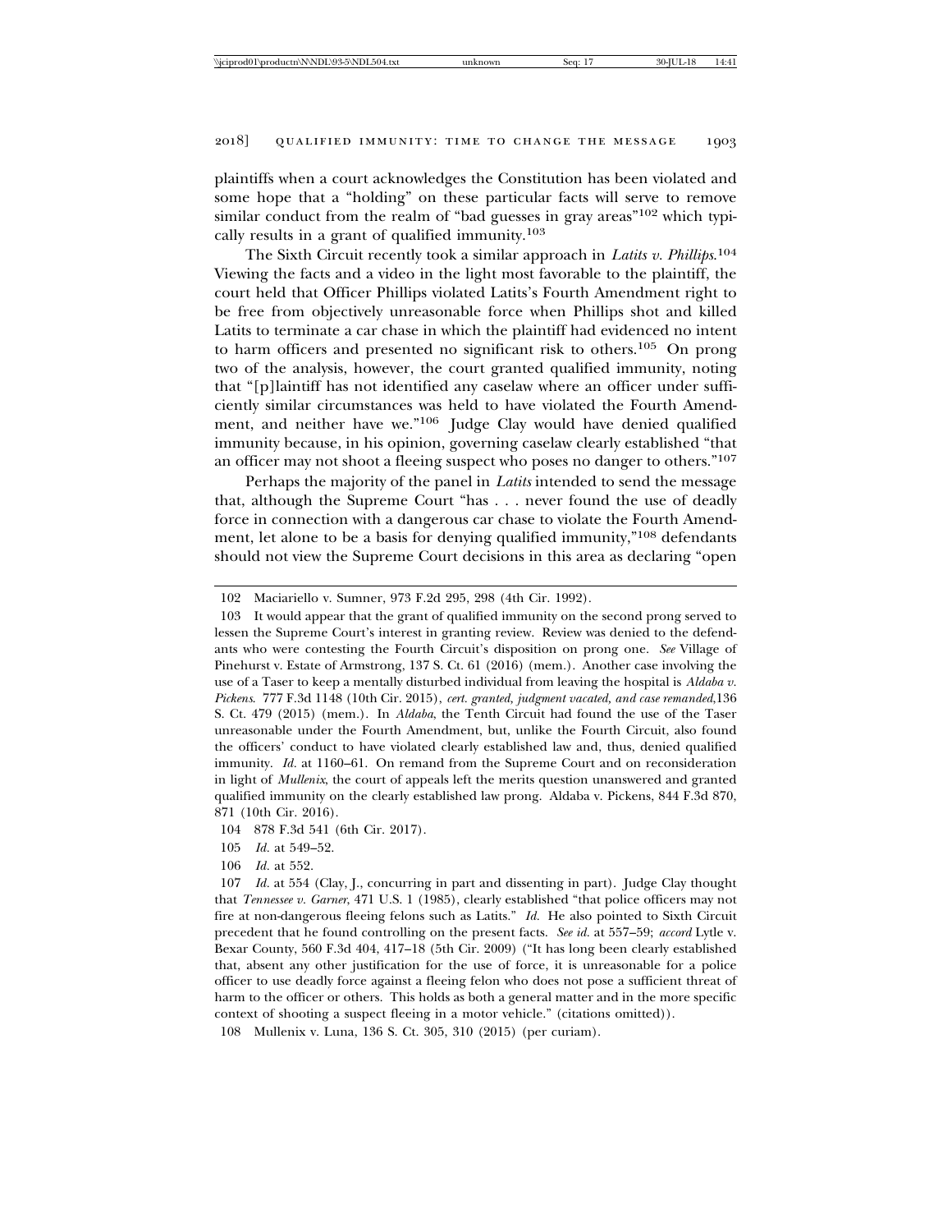plaintiffs when a court acknowledges the Constitution has been violated and some hope that a "holding" on these particular facts will serve to remove similar conduct from the realm of "bad guesses in gray areas"[102] which typically results in a grant of qualified immunity.[103]

The Sixth Circuit recently took a similar approach in *Latits v. Phillips*.[104] Viewing the facts and a video in the light most favorable to the plaintiff, the court held that Officer Phillips violated Latits's Fourth Amendment right to be free from objectively unreasonable force when Phillips shot and killed Latits to terminate a car chase in which the plaintiff had evidenced no intent to harm officers and presented no significant risk to others.[105] On prong two of the analysis, however, the court granted qualified immunity, noting that "[p]laintiff has not identified any caselaw where an officer under sufficiently similar circumstances was held to have violated the Fourth Amendment, and neither have we."[106] Judge Clay would have denied qualified immunity because, in his opinion, governing caselaw clearly established "that an officer may not shoot a fleeing suspect who poses no danger to others."[107]

Perhaps the majority of the panel in *Latits* intended to send the message that, although the Supreme Court "has . . . never found the use of deadly force in connection with a dangerous car chase to violate the Fourth Amendment, let alone to be a basis for denying qualified immunity,"[108] defendants should not view the Supreme Court decisions in this area as declaring "open

---

102 Maciariello v. Sumner, 973 F.2d 295, 298 (4th Cir. 1992).

103 It would appear that the grant of qualified immunity on the second prong served to lessen the Supreme Court's interest in granting review. Review was denied to the defendants who were contesting the Fourth Circuit's disposition on prong one. *See* Village of Pinehurst v. Estate of Armstrong, 137 S. Ct. 61 (2016) (mem.). Another case involving the use of a Taser to keep a mentally disturbed individual from leaving the hospital is *Aldaba v. Pickens*. 777 F.3d 1148 (10th Cir. 2015), *cert. granted, judgment vacated, and case remanded*,136 S. Ct. 479 (2015) (mem.). In *Aldaba*, the Tenth Circuit had found the use of the Taser unreasonable under the Fourth Amendment, but, unlike the Fourth Circuit, also found the officers' conduct to have violated clearly established law and, thus, denied qualified immunity. *Id.* at 1160–61. On remand from the Supreme Court and on reconsideration in light of *Mullenix*, the court of appeals left the merits question unanswered and granted qualified immunity on the clearly established law prong. Aldaba v. Pickens, 844 F.3d 870, 871 (10th Cir. 2016).

104 878 F.3d 541 (6th Cir. 2017).

105 *Id.* at 549–52.

106 *Id.* at 552.

107 *Id.* at 554 (Clay, J., concurring in part and dissenting in part). Judge Clay thought that *Tennessee v. Garner*, 471 U.S. 1 (1985), clearly established "that police officers may not fire at non-dangerous fleeing felons such as Latits." *Id.* He also pointed to Sixth Circuit precedent that he found controlling on the present facts. *See id.* at 557–59; *accord* Lytle v. Bexar County, 560 F.3d 404, 417–18 (5th Cir. 2009) ("It has long been clearly established that, absent any other justification for the use of force, it is unreasonable for a police officer to use deadly force against a fleeing felon who does not pose a sufficient threat of harm to the officer or others. This holds as both a general matter and in the more specific context of shooting a suspect fleeing in a motor vehicle." (citations omitted)).

108 Mullenix v. Luna, 136 S. Ct. 305, 310 (2015) (per curiam).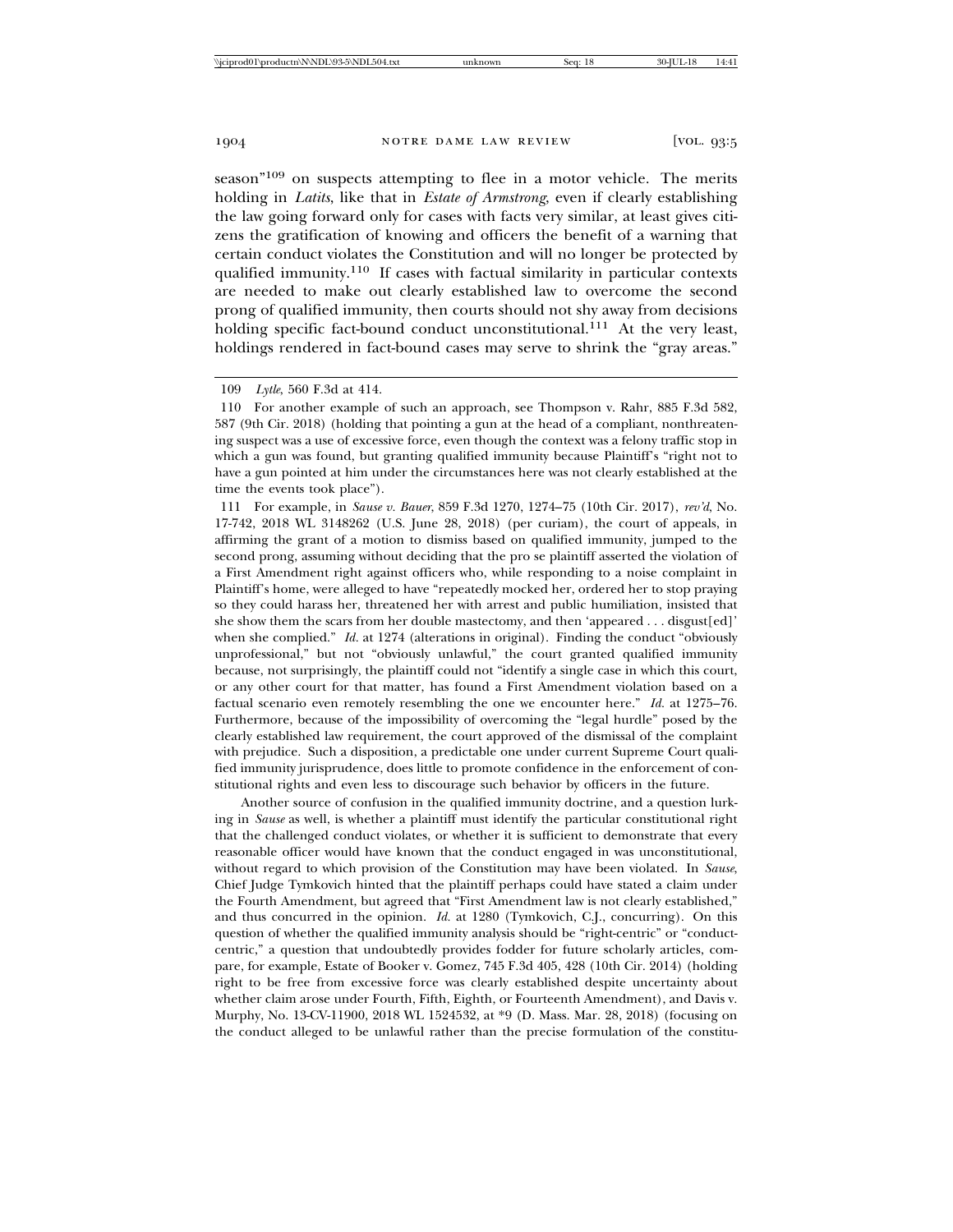season"[109] on suspects attempting to flee in a motor vehicle. The merits holding in *Latits*, like that in *Estate of Armstrong*, even if clearly establishing the law going forward only for cases with facts very similar, at least gives citizens the gratification of knowing and officers the benefit of a warning that certain conduct violates the Constitution and will no longer be protected by qualified immunity.[110] If cases with factual similarity in particular contexts are needed to make out clearly established law to overcome the second prong of qualified immunity, then courts should not shy away from decisions holding specific fact-bound conduct unconstitutional.[111] At the very least, holdings rendered in fact-bound cases may serve to shrink the "gray areas."

---

109 *Lytle*, 560 F.3d at 414.

110 For another example of such an approach, see Thompson v. Rahr, 885 F.3d 582, 587 (9th Cir. 2018) (holding that pointing a gun at the head of a compliant, nonthreatening suspect was a use of excessive force, even though the context was a felony traffic stop in which a gun was found, but granting qualified immunity because Plaintiff's "right not to have a gun pointed at him under the circumstances here was not clearly established at the time the events took place").

111 For example, in *Sause v. Bauer*, 859 F.3d 1270, 1274–75 (10th Cir. 2017), *rev'd*, No. 17-742, 2018 WL 3148262 (U.S. June 28, 2018) (per curiam), the court of appeals, in affirming the grant of a motion to dismiss based on qualified immunity, jumped to the second prong, assuming without deciding that the pro se plaintiff asserted the violation of a First Amendment right against officers who, while responding to a noise complaint in Plaintiff's home, were alleged to have "repeatedly mocked her, ordered her to stop praying so they could harass her, threatened her with arrest and public humiliation, insisted that she show them the scars from her double mastectomy, and then 'appeared . . . disgust[ed]' when she complied." *Id.* at 1274 (alterations in original). Finding the conduct "obviously unprofessional," but not "obviously unlawful," the court granted qualified immunity because, not surprisingly, the plaintiff could not "identify a single case in which this court, or any other court for that matter, has found a First Amendment violation based on a factual scenario even remotely resembling the one we encounter here." *Id.* at 1275–76. Furthermore, because of the impossibility of overcoming the "legal hurdle" posed by the clearly established law requirement, the court approved of the dismissal of the complaint with prejudice. Such a disposition, a predictable one under current Supreme Court qualified immunity jurisprudence, does little to promote confidence in the enforcement of constitutional rights and even less to discourage such behavior by officers in the future.

Another source of confusion in the qualified immunity doctrine, and a question lurking in *Sause* as well, is whether a plaintiff must identify the particular constitutional right that the challenged conduct violates, or whether it is sufficient to demonstrate that every reasonable officer would have known that the conduct engaged in was unconstitutional, without regard to which provision of the Constitution may have been violated. In *Sause*, Chief Judge Tymkovich hinted that the plaintiff perhaps could have stated a claim under the Fourth Amendment, but agreed that "First Amendment law is not clearly established," and thus concurred in the opinion. *Id.* at 1280 (Tymkovich, C.J., concurring). On this question of whether the qualified immunity analysis should be "right-centric" or "conduct-centric," a question that undoubtedly provides fodder for future scholarly articles, compare, for example, Estate of Booker v. Gomez, 745 F.3d 405, 428 (10th Cir. 2014) (holding right to be free from excessive force was clearly established despite uncertainty about whether claim arose under Fourth, Fifth, Eighth, or Fourteenth Amendment), and Davis v. Murphy, No. 13-CV-11900, 2018 WL 1524532, at *9 (D. Mass. Mar. 28, 2018) (focusing on the conduct alleged to be unlawful rather than the precise formulation of the constitu-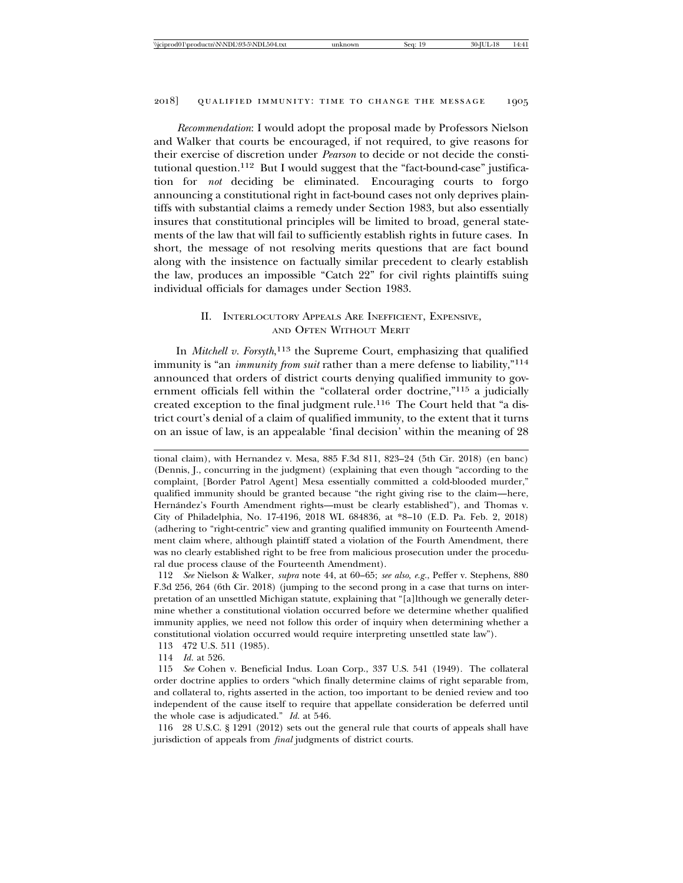*Recommendation*: I would adopt the proposal made by Professors Nielson and Walker that courts be encouraged, if not required, to give reasons for their exercise of discretion under *Pearson* to decide or not decide the constitutional question.[112] But I would suggest that the "fact-bound-case" justification for *not* deciding be eliminated. Encouraging courts to forgo announcing a constitutional right in fact-bound cases not only deprives plaintiffs with substantial claims a remedy under Section 1983, but also essentially insures that constitutional principles will be limited to broad, general statements of the law that will fail to sufficiently establish rights in future cases. In short, the message of not resolving merits questions that are fact bound along with the insistence on factually similar precedent to clearly establish the law, produces an impossible "Catch 22" for civil rights plaintiffs suing individual officials for damages under Section 1983.

## II. Interlocutory Appeals Are Inefficient, Expensive, and Often Without Merit

In *Mitchell v. Forsyth*,[113] the Supreme Court, emphasizing that qualified immunity is "an *immunity from suit* rather than a mere defense to liability,"[114] announced that orders of district courts denying qualified immunity to government officials fell within the "collateral order doctrine,"[115] a judicially created exception to the final judgment rule.[116] The Court held that "a district court's denial of a claim of qualified immunity, to the extent that it turns on an issue of law, is an appealable 'final decision' within the meaning of 28

---

tional claim), with Hernandez v. Mesa, 885 F.3d 811, 823–24 (5th Cir. 2018) (en banc) (Dennis, J., concurring in the judgment) (explaining that even though "according to the complaint, [Border Patrol Agent] Mesa essentially committed a cold-blooded murder," qualified immunity should be granted because "the right giving rise to the claim—here, Hernández's Fourth Amendment rights—must be clearly established"), and Thomas v. City of Philadelphia, No. 17-4196, 2018 WL 684836, at *8–10 (E.D. Pa. Feb. 2, 2018) (adhering to "right-centric" view and granting qualified immunity on Fourteenth Amendment claim where, although plaintiff stated a violation of the Fourth Amendment, there was no clearly established right to be free from malicious prosecution under the procedural due process clause of the Fourteenth Amendment).

112 *See* Nielson & Walker, *supra* note 44, at 60–65; *see also, e.g.*, Peffer v. Stephens, 880 F.3d 256, 264 (6th Cir. 2018) (jumping to the second prong in a case that turns on interpretation of an unsettled Michigan statute, explaining that "[a]lthough we generally determine whether a constitutional violation occurred before we determine whether qualified immunity applies, we need not follow this order of inquiry when determining whether a constitutional violation occurred would require interpreting unsettled state law").

113 472 U.S. 511 (1985).

114 *Id.* at 526.

115 *See* Cohen v. Beneficial Indus. Loan Corp., 337 U.S. 541 (1949). The collateral order doctrine applies to orders "which finally determine claims of right separable from, and collateral to, rights asserted in the action, too important to be denied review and too independent of the cause itself to require that appellate consideration be deferred until the whole case is adjudicated." *Id.* at 546.

116 28 U.S.C. § 1291 (2012) sets out the general rule that courts of appeals shall have jurisdiction of appeals from *final* judgments of district courts.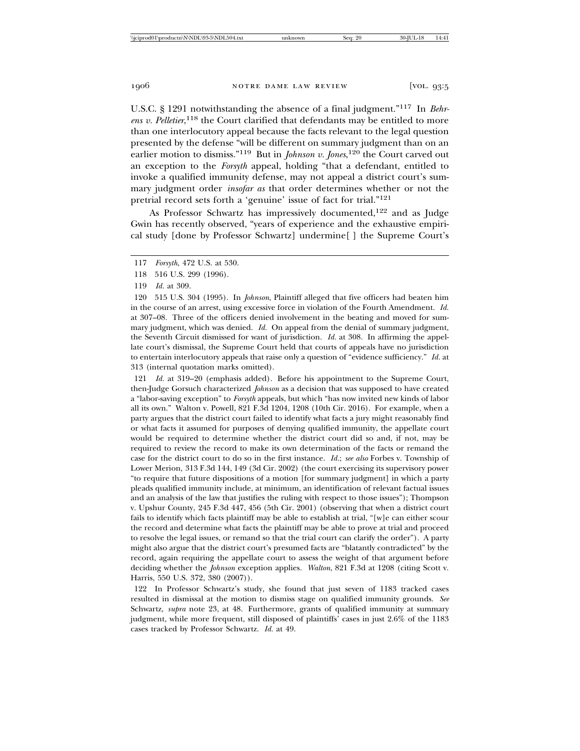U.S.C. § 1291 notwithstanding the absence of a final judgment."[117] In *Behrens v. Pelletier*,[118] the Court clarified that defendants may be entitled to more than one interlocutory appeal because the facts relevant to the legal question presented by the defense "will be different on summary judgment than on an earlier motion to dismiss."[119] But in *Johnson v. Jones*,[120] the Court carved out an exception to the *Forsyth* appeal, holding "that a defendant, entitled to invoke a qualified immunity defense, may not appeal a district court's summary judgment order *insofar as* that order determines whether or not the pretrial record sets forth a 'genuine' issue of fact for trial."[121]

As Professor Schwartz has impressively documented,[122] and as Judge Gwin has recently observed, "years of experience and the exhaustive empirical study [done by Professor Schwartz] undermine[ ] the Supreme Court's

---

117 *Forsyth*, 472 U.S. at 530.

118 516 U.S. 299 (1996).

119 *Id.* at 309.

120 515 U.S. 304 (1995). In *Johnson*, Plaintiff alleged that five officers had beaten him in the course of an arrest, using excessive force in violation of the Fourth Amendment. *Id.* at 307–08. Three of the officers denied involvement in the beating and moved for summary judgment, which was denied. *Id.* On appeal from the denial of summary judgment, the Seventh Circuit dismissed for want of jurisdiction. *Id.* at 308. In affirming the appellate court's dismissal, the Supreme Court held that courts of appeals have no jurisdiction to entertain interlocutory appeals that raise only a question of "evidence sufficiency." *Id.* at 313 (internal quotation marks omitted).

121 *Id.* at 319–20 (emphasis added). Before his appointment to the Supreme Court, then-Judge Gorsuch characterized *Johnson* as a decision that was supposed to have created a "labor-saving exception" to *Forsyth* appeals, but which "has now invited new kinds of labor all its own." Walton v. Powell, 821 F.3d 1204, 1208 (10th Cir. 2016). For example, when a party argues that the district court failed to identify what facts a jury might reasonably find or what facts it assumed for purposes of denying qualified immunity, the appellate court would be required to determine whether the district court did so and, if not, may be required to review the record to make its own determination of the facts or remand the case for the district court to do so in the first instance. *Id.*; *see also* Forbes v. Township of Lower Merion, 313 F.3d 144, 149 (3d Cir. 2002) (the court exercising its supervisory power "to require that future dispositions of a motion [for summary judgment] in which a party pleads qualified immunity include, at minimum, an identification of relevant factual issues and an analysis of the law that justifies the ruling with respect to those issues"); Thompson v. Upshur County, 245 F.3d 447, 456 (5th Cir. 2001) (observing that when a district court fails to identify which facts plaintiff may be able to establish at trial, "[w]e can either scour the record and determine what facts the plaintiff may be able to prove at trial and proceed to resolve the legal issues, or remand so that the trial court can clarify the order"). A party might also argue that the district court's presumed facts are "blatantly contradicted" by the record, again requiring the appellate court to assess the weight of that argument before deciding whether the *Johnson* exception applies. *Walton*, 821 F.3d at 1208 (citing Scott v. Harris, 550 U.S. 372, 380 (2007)).

122 In Professor Schwartz's study, she found that just seven of 1183 tracked cases resulted in dismissal at the motion to dismiss stage on qualified immunity grounds. *See* Schwartz, *supra* note 23, at 48. Furthermore, grants of qualified immunity at summary judgment, while more frequent, still disposed of plaintiffs' cases in just 2.6% of the 1183 cases tracked by Professor Schwartz. *Id.* at 49.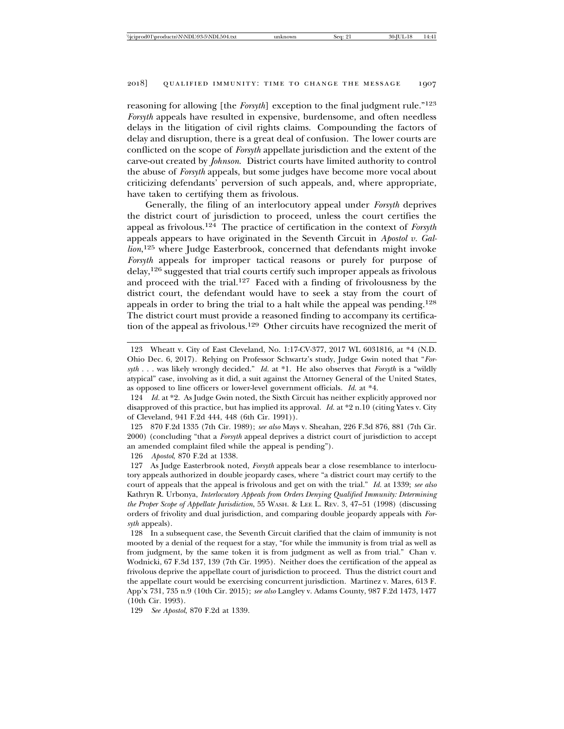reasoning for allowing [the *Forsyth*] exception to the final judgment rule."[123] *Forsyth* appeals have resulted in expensive, burdensome, and often needless delays in the litigation of civil rights claims. Compounding the factors of delay and disruption, there is a great deal of confusion. The lower courts are conflicted on the scope of *Forsyth* appellate jurisdiction and the extent of the carve-out created by *Johnson*. District courts have limited authority to control the abuse of *Forsyth* appeals, but some judges have become more vocal about criticizing defendants' perversion of such appeals, and, where appropriate, have taken to certifying them as frivolous.

Generally, the filing of an interlocutory appeal under *Forsyth* deprives the district court of jurisdiction to proceed, unless the court certifies the appeal as frivolous.[124] The practice of certification in the context of *Forsyth* appeals appears to have originated in the Seventh Circuit in *Apostol v. Gallion*,[125] where Judge Easterbrook, concerned that defendants might invoke *Forsyth* appeals for improper tactical reasons or purely for purpose of delay,[126] suggested that trial courts certify such improper appeals as frivolous and proceed with the trial.[127] Faced with a finding of frivolousness by the district court, the defendant would have to seek a stay from the court of appeals in order to bring the trial to a halt while the appeal was pending.[128] The district court must provide a reasoned finding to accompany its certification of the appeal as frivolous.[129] Other circuits have recognized the merit of

123 Wheatt v. City of East Cleveland, No. 1:17-CV-377, 2017 WL 6031816, at *4 (N.D. Ohio Dec. 6, 2017). Relying on Professor Schwartz's study, Judge Gwin noted that "*Forsyth* . . . was likely wrongly decided." *Id.* at *1. He also observes that *Forsyth* is a "wildly atypical" case, involving as it did, a suit against the Attorney General of the United States, as opposed to line officers or lower-level government officials. *Id.* at *4.

124 *Id.* at *2. As Judge Gwin noted, the Sixth Circuit has neither explicitly approved nor disapproved of this practice, but has implied its approval. *Id.* at *2 n.10 (citing Yates v. City of Cleveland, 941 F.2d 444, 448 (6th Cir. 1991)).

125 870 F.2d 1335 (7th Cir. 1989); *see also* Mays v. Sheahan, 226 F.3d 876, 881 (7th Cir. 2000) (concluding "that a *Forsyth* appeal deprives a district court of jurisdiction to accept an amended complaint filed while the appeal is pending").

126 *Apostol*, 870 F.2d at 1338.

127 As Judge Easterbrook noted, *Forsyth* appeals bear a close resemblance to interlocutory appeals authorized in double jeopardy cases, where "a district court may certify to the court of appeals that the appeal is frivolous and get on with the trial." *Id.* at 1339; *see also* Kathryn R. Urbonya, *Interlocutory Appeals from Orders Denying Qualified Immunity: Determining the Proper Scope of Appellate Jurisdiction*, 55 WASH. & LEE L. REV. 3, 47–51 (1998) (discussing orders of frivolity and dual jurisdiction, and comparing double jeopardy appeals with *Forsyth* appeals).

128 In a subsequent case, the Seventh Circuit clarified that the claim of immunity is not mooted by a denial of the request for a stay, "for while the immunity is from trial as well as from judgment, by the same token it is from judgment as well as from trial." Chan v. Wodnicki, 67 F.3d 137, 139 (7th Cir. 1995). Neither does the certification of the appeal as frivolous deprive the appellate court of jurisdiction to proceed. Thus the district court and the appellate court would be exercising concurrent jurisdiction. Martinez v. Mares, 613 F. App'x 731, 735 n.9 (10th Cir. 2015); *see also* Langley v. Adams County, 987 F.2d 1473, 1477 (10th Cir. 1993).

129 *See Apostol*, 870 F.2d at 1339.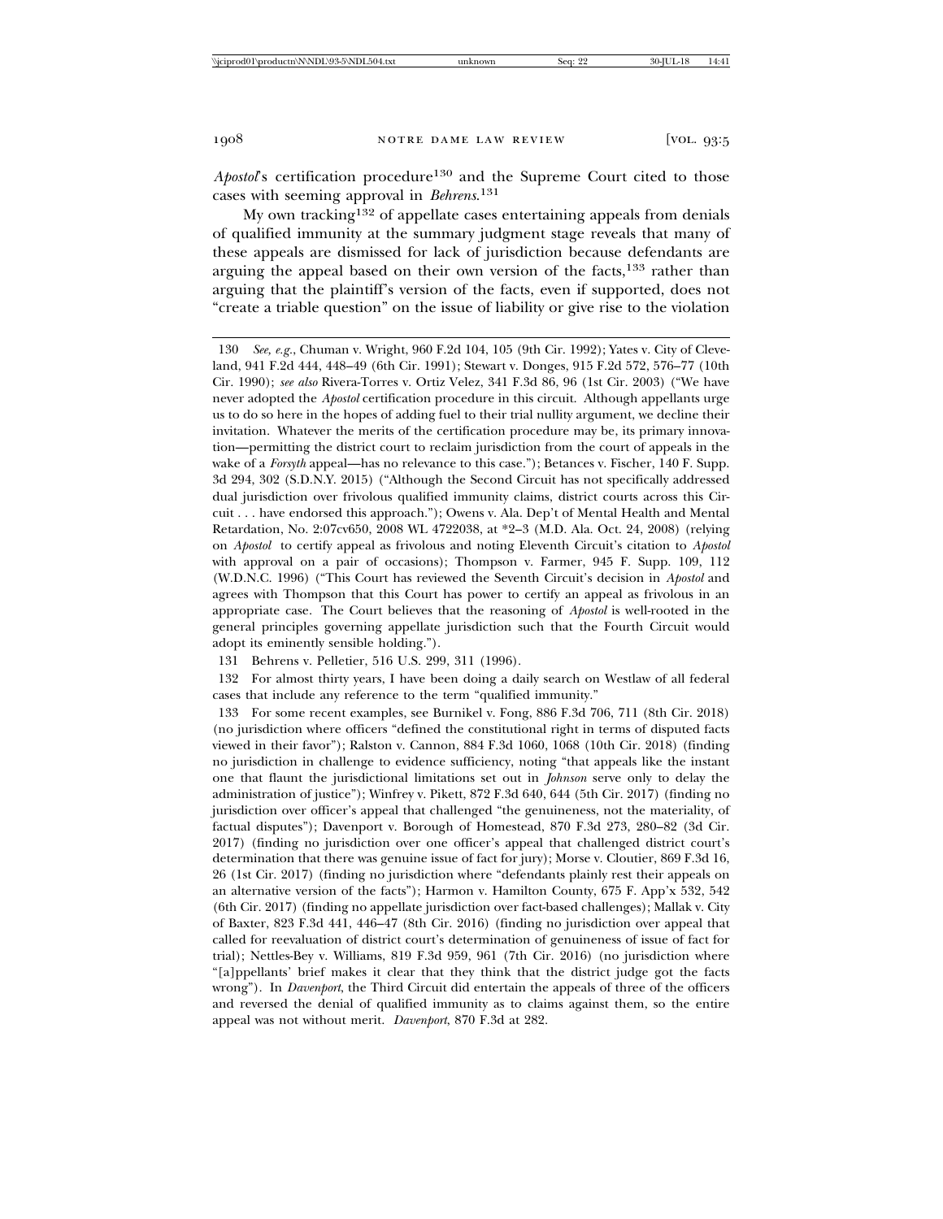*Apostol*'s certification procedure[130] and the Supreme Court cited to those cases with seeming approval in *Behrens*.[131]

My own tracking[132] of appellate cases entertaining appeals from denials of qualified immunity at the summary judgment stage reveals that many of these appeals are dismissed for lack of jurisdiction because defendants are arguing the appeal based on their own version of the facts,[133] rather than arguing that the plaintiff's version of the facts, even if supported, does not "create a triable question" on the issue of liability or give rise to the violation

---

130 *See, e.g.*, Chuman v. Wright, 960 F.2d 104, 105 (9th Cir. 1992); Yates v. City of Cleveland, 941 F.2d 444, 448–49 (6th Cir. 1991); Stewart v. Donges, 915 F.2d 572, 576–77 (10th Cir. 1990); *see also* Rivera-Torres v. Ortiz Velez, 341 F.3d 86, 96 (1st Cir. 2003) ("We have never adopted the *Apostol* certification procedure in this circuit. Although appellants urge us to do so here in the hopes of adding fuel to their trial nullity argument, we decline their invitation. Whatever the merits of the certification procedure may be, its primary innovation—permitting the district court to reclaim jurisdiction from the court of appeals in the wake of a *Forsyth* appeal—has no relevance to this case."); Betances v. Fischer, 140 F. Supp. 3d 294, 302 (S.D.N.Y. 2015) ("Although the Second Circuit has not specifically addressed dual jurisdiction over frivolous qualified immunity claims, district courts across this Circuit . . . have endorsed this approach."); Owens v. Ala. Dep't of Mental Health and Mental Retardation, No. 2:07cv650, 2008 WL 4722038, at *2–3 (M.D. Ala. Oct. 24, 2008) (relying on *Apostol* to certify appeal as frivolous and noting Eleventh Circuit's citation to *Apostol* with approval on a pair of occasions); Thompson v. Farmer, 945 F. Supp. 109, 112 (W.D.N.C. 1996) ("This Court has reviewed the Seventh Circuit's decision in *Apostol* and agrees with Thompson that this Court has power to certify an appeal as frivolous in an appropriate case. The Court believes that the reasoning of *Apostol* is well-rooted in the general principles governing appellate jurisdiction such that the Fourth Circuit would adopt its eminently sensible holding.").

131 Behrens v. Pelletier, 516 U.S. 299, 311 (1996).

132 For almost thirty years, I have been doing a daily search on Westlaw of all federal cases that include any reference to the term "qualified immunity."

133 For some recent examples, see Burnikel v. Fong, 886 F.3d 706, 711 (8th Cir. 2018) (no jurisdiction where officers "defined the constitutional right in terms of disputed facts viewed in their favor"); Ralston v. Cannon, 884 F.3d 1060, 1068 (10th Cir. 2018) (finding no jurisdiction in challenge to evidence sufficiency, noting "that appeals like the instant one that flaunt the jurisdictional limitations set out in *Johnson* serve only to delay the administration of justice"); Winfrey v. Pikett, 872 F.3d 640, 644 (5th Cir. 2017) (finding no jurisdiction over officer's appeal that challenged "the genuineness, not the materiality, of factual disputes"); Davenport v. Borough of Homestead, 870 F.3d 273, 280–82 (3d Cir. 2017) (finding no jurisdiction over one officer's appeal that challenged district court's determination that there was genuine issue of fact for jury); Morse v. Cloutier, 869 F.3d 16, 26 (1st Cir. 2017) (finding no jurisdiction where "defendants plainly rest their appeals on an alternative version of the facts"); Harmon v. Hamilton County, 675 F. App'x 532, 542 (6th Cir. 2017) (finding no appellate jurisdiction over fact-based challenges); Mallak v. City of Baxter, 823 F.3d 441, 446–47 (8th Cir. 2016) (finding no jurisdiction over appeal that called for reevaluation of district court's determination of genuineness of issue of fact for trial); Nettles-Bey v. Williams, 819 F.3d 959, 961 (7th Cir. 2016) (no jurisdiction where "[a]ppellants' brief makes it clear that they think that the district judge got the facts wrong"). In *Davenport*, the Third Circuit did entertain the appeals of three of the officers and reversed the denial of qualified immunity as to claims against them, so the entire appeal was not without merit. *Davenport*, 870 F.3d at 282.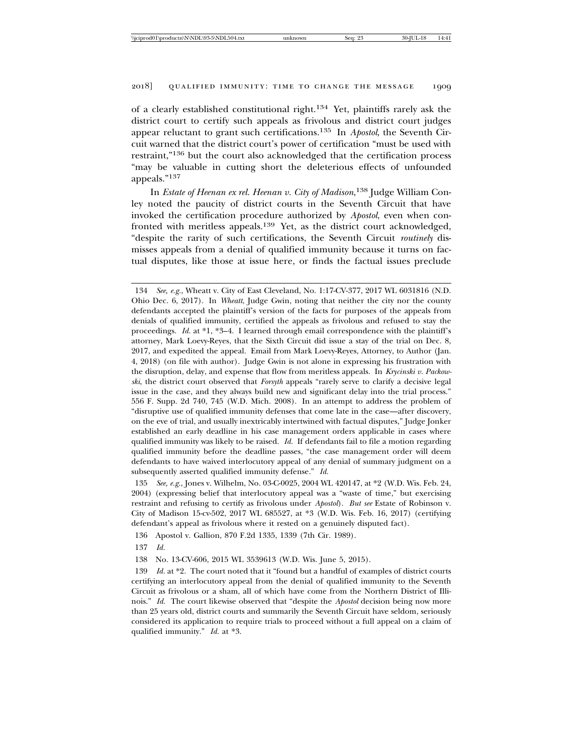of a clearly established constitutional right.[134] Yet, plaintiffs rarely ask the district court to certify such appeals as frivolous and district court judges appear reluctant to grant such certifications.[135] In *Apostol*, the Seventh Circuit warned that the district court's power of certification "must be used with restraint,"[136] but the court also acknowledged that the certification process "may be valuable in cutting short the deleterious effects of unfounded appeals."[137]

In *Estate of Heenan ex rel. Heenan v. City of Madison*,[138] Judge William Conley noted the paucity of district courts in the Seventh Circuit that have invoked the certification procedure authorized by *Apostol*, even when confronted with meritless appeals.[139] Yet, as the district court acknowledged, "despite the rarity of such certifications, the Seventh Circuit *routinely* dismisses appeals from a denial of qualified immunity because it turns on factual disputes, like those at issue here, or finds the factual issues preclude

---

134 *See, e.g.*, Wheatt v. City of East Cleveland, No. 1:17-CV-377, 2017 WL 6031816 (N.D. Ohio Dec. 6, 2017). In *Wheatt*, Judge Gwin, noting that neither the city nor the county defendants accepted the plaintiff's version of the facts for purposes of the appeals from denials of qualified immunity, certified the appeals as frivolous and refused to stay the proceedings. *Id.* at *1, *3–4. I learned through email correspondence with the plaintiff's attorney, Mark Loevy-Reyes, that the Sixth Circuit did issue a stay of the trial on Dec. 8, 2017, and expedited the appeal. Email from Mark Loevy-Reyes, Attorney, to Author (Jan. 4, 2018) (on file with author). Judge Gwin is not alone in expressing his frustration with the disruption, delay, and expense that flow from meritless appeals. In *Krycinski v. Packowski*, the district court observed that *Forsyth* appeals "rarely serve to clarify a decisive legal issue in the case, and they always build new and significant delay into the trial process." 556 F. Supp. 2d 740, 745 (W.D. Mich. 2008). In an attempt to address the problem of "disruptive use of qualified immunity defenses that come late in the case—after discovery, on the eve of trial, and usually inextricably intertwined with factual disputes," Judge Jonker established an early deadline in his case management orders applicable in cases where qualified immunity was likely to be raised. *Id.* If defendants fail to file a motion regarding qualified immunity before the deadline passes, "the case management order will deem defendants to have waived interlocutory appeal of any denial of summary judgment on a subsequently asserted qualified immunity defense." *Id.*

135 *See, e.g.*, Jones v. Wilhelm, No. 03-C-0025, 2004 WL 420147, at *2 (W.D. Wis. Feb. 24, 2004) (expressing belief that interlocutory appeal was a "waste of time," but exercising restraint and refusing to certify as frivolous under *Apostol*). *But see* Estate of Robinson v. City of Madison 15-cv-502, 2017 WL 685527, at *3 (W.D. Wis. Feb. 16, 2017) (certifying defendant's appeal as frivolous where it rested on a genuinely disputed fact).

136 Apostol v. Gallion, 870 F.2d 1335, 1339 (7th Cir. 1989).

137 *Id.*

138 No. 13-CV-606, 2015 WL 3539613 (W.D. Wis. June 5, 2015).

139 *Id.* at *2. The court noted that it "found but a handful of examples of district courts certifying an interlocutory appeal from the denial of qualified immunity to the Seventh Circuit as frivolous or a sham, all of which have come from the Northern District of Illinois." *Id.* The court likewise observed that "despite the *Apostol* decision being now more than 25 years old, district courts and summarily the Seventh Circuit have seldom, seriously considered its application to require trials to proceed without a full appeal on a claim of qualified immunity." *Id.* at *3.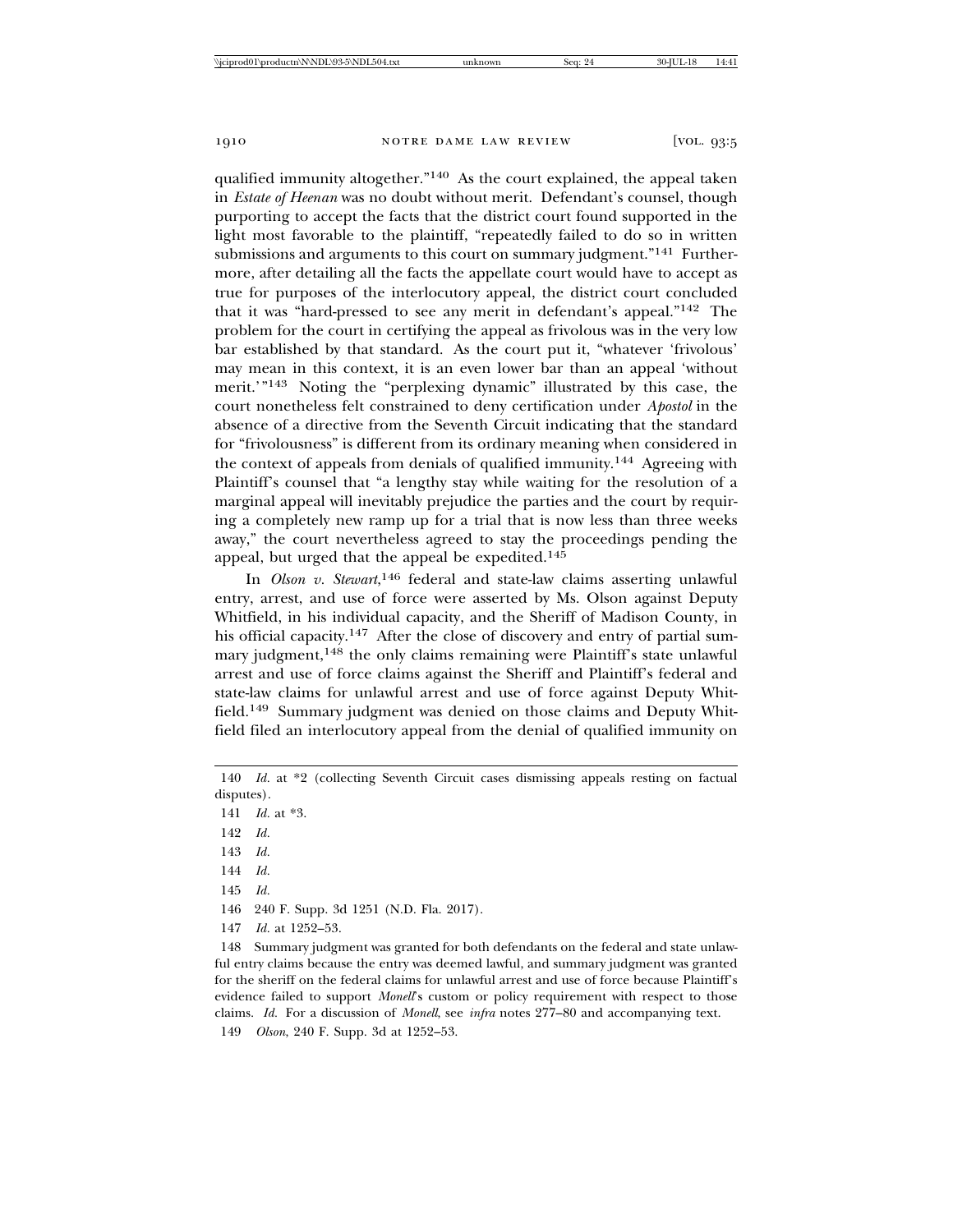qualified immunity altogether."[140] As the court explained, the appeal taken in *Estate of Heenan* was no doubt without merit. Defendant's counsel, though purporting to accept the facts that the district court found supported in the light most favorable to the plaintiff, "repeatedly failed to do so in written submissions and arguments to this court on summary judgment."[141] Furthermore, after detailing all the facts the appellate court would have to accept as true for purposes of the interlocutory appeal, the district court concluded that it was "hard-pressed to see any merit in defendant's appeal."[142] The problem for the court in certifying the appeal as frivolous was in the very low bar established by that standard. As the court put it, "whatever 'frivolous' may mean in this context, it is an even lower bar than an appeal 'without merit.'"[143] Noting the "perplexing dynamic" illustrated by this case, the court nonetheless felt constrained to deny certification under *Apostol* in the absence of a directive from the Seventh Circuit indicating that the standard for "frivolousness" is different from its ordinary meaning when considered in the context of appeals from denials of qualified immunity.[144] Agreeing with Plaintiff's counsel that "a lengthy stay while waiting for the resolution of a marginal appeal will inevitably prejudice the parties and the court by requiring a completely new ramp up for a trial that is now less than three weeks away," the court nevertheless agreed to stay the proceedings pending the appeal, but urged that the appeal be expedited.[145]

In *Olson v. Stewart*,[146] federal and state-law claims asserting unlawful entry, arrest, and use of force were asserted by Ms. Olson against Deputy Whitfield, in his individual capacity, and the Sheriff of Madison County, in his official capacity.[147] After the close of discovery and entry of partial summary judgment,[148] the only claims remaining were Plaintiff's state unlawful arrest and use of force claims against the Sheriff and Plaintiff's federal and state-law claims for unlawful arrest and use of force against Deputy Whitfield.[149] Summary judgment was denied on those claims and Deputy Whitfield filed an interlocutory appeal from the denial of qualified immunity on

---

140 *Id.* at *2 (collecting Seventh Circuit cases dismissing appeals resting on factual disputes).

141 *Id.* at *3.

142 *Id.*

143 *Id.*

144 *Id.*

145 *Id.*

146 240 F. Supp. 3d 1251 (N.D. Fla. 2017).

147 *Id.* at 1252–53.

148 Summary judgment was granted for both defendants on the federal and state unlawful entry claims because the entry was deemed lawful, and summary judgment was granted for the sheriff on the federal claims for unlawful arrest and use of force because Plaintiff's evidence failed to support *Monell*'s custom or policy requirement with respect to those claims. *Id.* For a discussion of *Monell*, see *infra* notes 277–80 and accompanying text.

149 *Olson*, 240 F. Supp. 3d at 1252–53.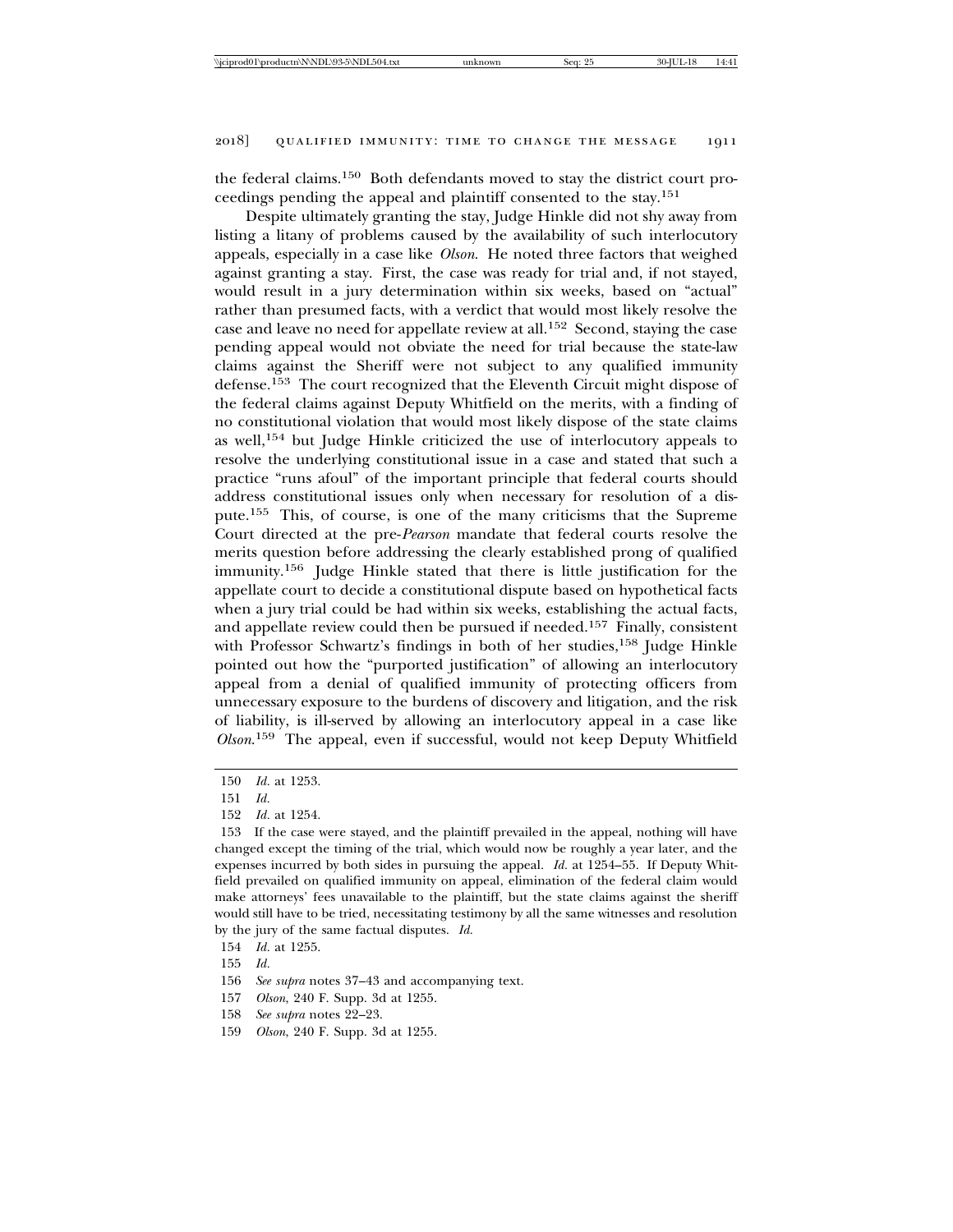the federal claims.[150] Both defendants moved to stay the district court proceedings pending the appeal and plaintiff consented to the stay.[151]

Despite ultimately granting the stay, Judge Hinkle did not shy away from listing a litany of problems caused by the availability of such interlocutory appeals, especially in a case like *Olson*. He noted three factors that weighed against granting a stay. First, the case was ready for trial and, if not stayed, would result in a jury determination within six weeks, based on "actual" rather than presumed facts, with a verdict that would most likely resolve the case and leave no need for appellate review at all.[152] Second, staying the case pending appeal would not obviate the need for trial because the state-law claims against the Sheriff were not subject to any qualified immunity defense.[153] The court recognized that the Eleventh Circuit might dispose of the federal claims against Deputy Whitfield on the merits, with a finding of no constitutional violation that would most likely dispose of the state claims as well,[154] but Judge Hinkle criticized the use of interlocutory appeals to resolve the underlying constitutional issue in a case and stated that such a practice "runs afoul" of the important principle that federal courts should address constitutional issues only when necessary for resolution of a dispute.[155] This, of course, is one of the many criticisms that the Supreme Court directed at the pre-*Pearson* mandate that federal courts resolve the merits question before addressing the clearly established prong of qualified immunity.[156] Judge Hinkle stated that there is little justification for the appellate court to decide a constitutional dispute based on hypothetical facts when a jury trial could be had within six weeks, establishing the actual facts, and appellate review could then be pursued if needed.[157] Finally, consistent with Professor Schwartz's findings in both of her studies,[158] Judge Hinkle pointed out how the "purported justification" of allowing an interlocutory appeal from a denial of qualified immunity of protecting officers from unnecessary exposure to the burdens of discovery and litigation, and the risk of liability, is ill-served by allowing an interlocutory appeal in a case like *Olson*.[159] The appeal, even if successful, would not keep Deputy Whitfield

---

150 *Id.* at 1253.

151 *Id.*

152 *Id.* at 1254.

153 If the case were stayed, and the plaintiff prevailed in the appeal, nothing will have changed except the timing of the trial, which would now be roughly a year later, and the expenses incurred by both sides in pursuing the appeal. *Id.* at 1254–55. If Deputy Whitfield prevailed on qualified immunity on appeal, elimination of the federal claim would make attorneys' fees unavailable to the plaintiff, but the state claims against the sheriff would still have to be tried, necessitating testimony by all the same witnesses and resolution by the jury of the same factual disputes. *Id.*

154 *Id.* at 1255.

155 *Id.*

156 *See supra* notes 37–43 and accompanying text.

157 *Olson*, 240 F. Supp. 3d at 1255.

158 *See supra* notes 22–23.

159 *Olson*, 240 F. Supp. 3d at 1255.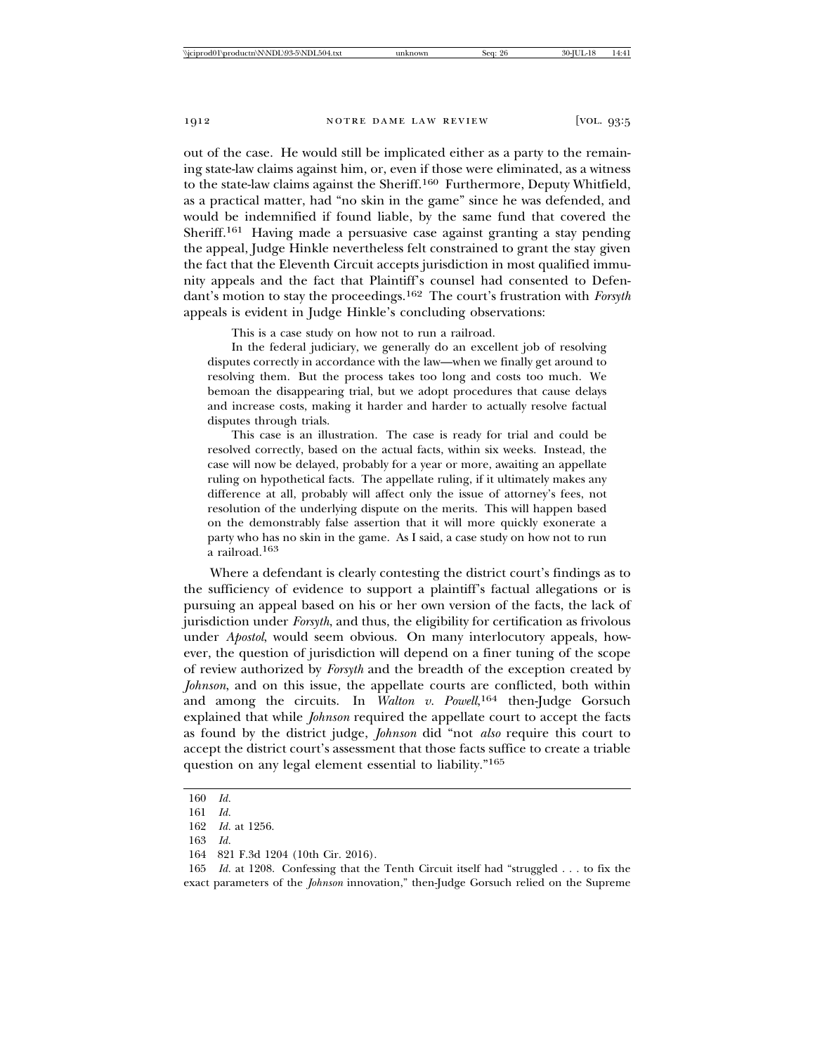out of the case. He would still be implicated either as a party to the remaining state-law claims against him, or, even if those were eliminated, as a witness to the state-law claims against the Sheriff.[160] Furthermore, Deputy Whitfield, as a practical matter, had "no skin in the game" since he was defended, and would be indemnified if found liable, by the same fund that covered the Sheriff.[161] Having made a persuasive case against granting a stay pending the appeal, Judge Hinkle nevertheless felt constrained to grant the stay given the fact that the Eleventh Circuit accepts jurisdiction in most qualified immunity appeals and the fact that Plaintiff's counsel had consented to Defendant's motion to stay the proceedings.[162] The court's frustration with *Forsyth* appeals is evident in Judge Hinkle's concluding observations:

> This is a case study on how not to run a railroad.
>
> In the federal judiciary, we generally do an excellent job of resolving disputes correctly in accordance with the law—when we finally get around to resolving them. But the process takes too long and costs too much. We bemoan the disappearing trial, but we adopt procedures that cause delays and increase costs, making it harder and harder to actually resolve factual disputes through trials.
>
> This case is an illustration. The case is ready for trial and could be resolved correctly, based on the actual facts, within six weeks. Instead, the case will now be delayed, probably for a year or more, awaiting an appellate ruling on hypothetical facts. The appellate ruling, if it ultimately makes any difference at all, probably will affect only the issue of attorney's fees, not resolution of the underlying dispute on the merits. This will happen based on the demonstrably false assertion that it will more quickly exonerate a party who has no skin in the game. As I said, a case study on how not to run a railroad.[163]

Where a defendant is clearly contesting the district court's findings as to the sufficiency of evidence to support a plaintiff's factual allegations or is pursuing an appeal based on his or her own version of the facts, the lack of jurisdiction under *Forsyth*, and thus, the eligibility for certification as frivolous under *Apostol*, would seem obvious. On many interlocutory appeals, however, the question of jurisdiction will depend on a finer tuning of the scope of review authorized by *Forsyth* and the breadth of the exception created by *Johnson*, and on this issue, the appellate courts are conflicted, both within and among the circuits. In *Walton v. Powell*,[164] then-Judge Gorsuch explained that while *Johnson* required the appellate court to accept the facts as found by the district judge, *Johnson* did "not *also* require this court to accept the district court's assessment that those facts suffice to create a triable question on any legal element essential to liability."[165]

---

160 *Id.*

161 *Id.*

162 *Id.* at 1256.

163 *Id.*

164 821 F.3d 1204 (10th Cir. 2016).

165 *Id.* at 1208. Confessing that the Tenth Circuit itself had "struggled . . . to fix the exact parameters of the *Johnson* innovation," then-Judge Gorsuch relied on the Supreme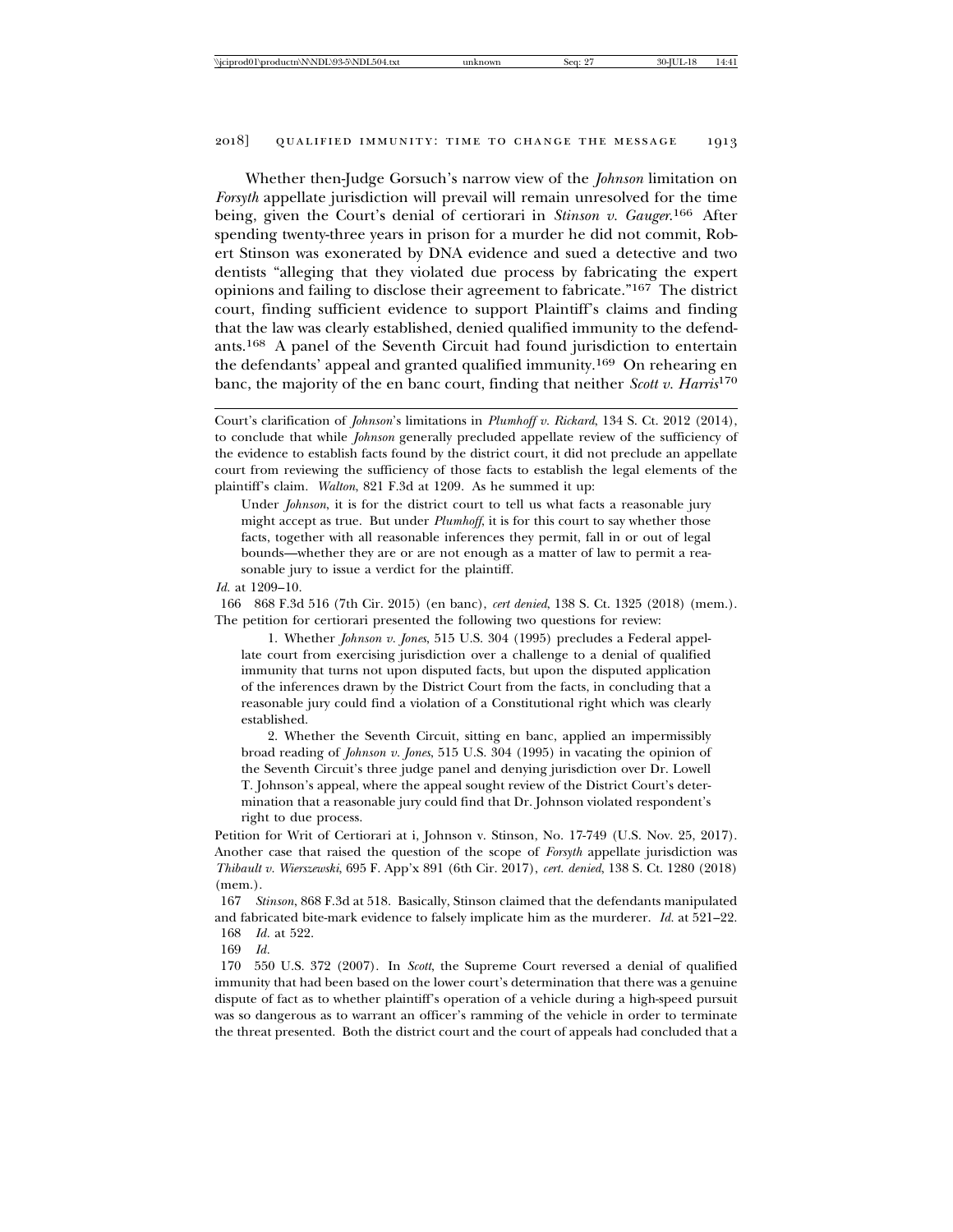Whether then-Judge Gorsuch's narrow view of the *Johnson* limitation on *Forsyth* appellate jurisdiction will prevail will remain unresolved for the time being, given the Court's denial of certiorari in *Stinson v. Gauger*.[166] After spending twenty-three years in prison for a murder he did not commit, Robert Stinson was exonerated by DNA evidence and sued a detective and two dentists "alleging that they violated due process by fabricating the expert opinions and failing to disclose their agreement to fabricate."[167] The district court, finding sufficient evidence to support Plaintiff's claims and finding that the law was clearly established, denied qualified immunity to the defendants.[168] A panel of the Seventh Circuit had found jurisdiction to entertain the defendants' appeal and granted qualified immunity.[169] On rehearing en banc, the majority of the en banc court, finding that neither *Scott v. Harris*[170]

---

Court's clarification of *Johnson*'s limitations in *Plumhoff v. Rickard*, 134 S. Ct. 2012 (2014), to conclude that while *Johnson* generally precluded appellate review of the sufficiency of the evidence to establish facts found by the district court, it did not preclude an appellate court from reviewing the sufficiency of those facts to establish the legal elements of the plaintiff's claim. *Walton*, 821 F.3d at 1209. As he summed it up:

> Under *Johnson*, it is for the district court to tell us what facts a reasonable jury might accept as true. But under *Plumhoff*, it is for this court to say whether those facts, together with all reasonable inferences they permit, fall in or out of legal bounds—whether they are or are not enough as a matter of law to permit a reasonable jury to issue a verdict for the plaintiff.

*Id.* at 1209–10.

166 868 F.3d 516 (7th Cir. 2015) (en banc), *cert denied*, 138 S. Ct. 1325 (2018) (mem.). The petition for certiorari presented the following two questions for review:

> 1. Whether *Johnson v. Jones*, 515 U.S. 304 (1995) precludes a Federal appellate court from exercising jurisdiction over a challenge to a denial of qualified immunity that turns not upon disputed facts, but upon the disputed application of the inferences drawn by the District Court from the facts, in concluding that a reasonable jury could find a violation of a Constitutional right which was clearly established.
>
> 2. Whether the Seventh Circuit, sitting en banc, applied an impermissibly broad reading of *Johnson v. Jones*, 515 U.S. 304 (1995) in vacating the opinion of the Seventh Circuit's three judge panel and denying jurisdiction over Dr. Lowell T. Johnson's appeal, where the appeal sought review of the District Court's determination that a reasonable jury could find that Dr. Johnson violated respondent's right to due process.

Petition for Writ of Certiorari at i, Johnson v. Stinson, No. 17-749 (U.S. Nov. 25, 2017). Another case that raised the question of the scope of *Forsyth* appellate jurisdiction was *Thibault v. Wierszewski*, 695 F. App'x 891 (6th Cir. 2017), *cert. denied*, 138 S. Ct. 1280 (2018) (mem.).

167 *Stinson*, 868 F.3d at 518. Basically, Stinson claimed that the defendants manipulated and fabricated bite-mark evidence to falsely implicate him as the murderer. *Id.* at 521–22.

168 *Id.* at 522.

169 *Id.*

170 550 U.S. 372 (2007). In *Scott*, the Supreme Court reversed a denial of qualified immunity that had been based on the lower court's determination that there was a genuine dispute of fact as to whether plaintiff's operation of a vehicle during a high-speed pursuit was so dangerous as to warrant an officer's ramming of the vehicle in order to terminate the threat presented. Both the district court and the court of appeals had concluded that a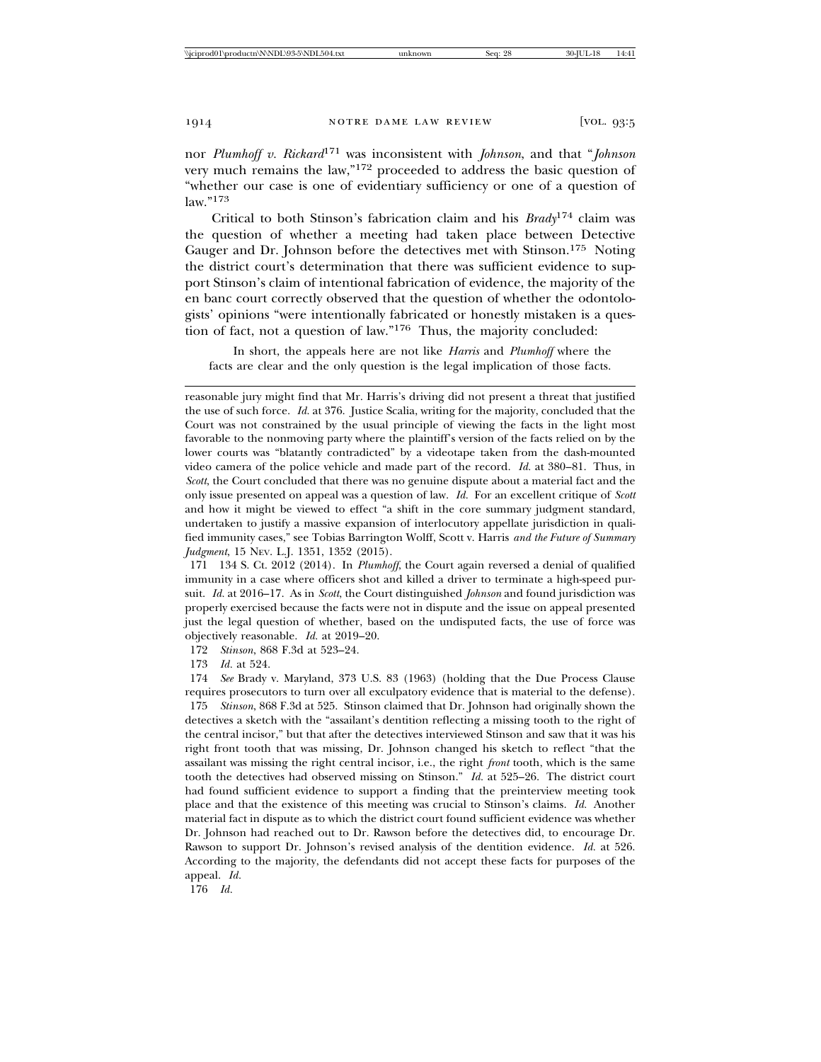nor *Plumhoff v. Rickard*[171] was inconsistent with *Johnson*, and that "*Johnson* very much remains the law,"[172] proceeded to address the basic question of "whether our case is one of evidentiary sufficiency or one of a question of law."[173]

Critical to both Stinson's fabrication claim and his *Brady*[174] claim was the question of whether a meeting had taken place between Detective Gauger and Dr. Johnson before the detectives met with Stinson.[175] Noting the district court's determination that there was sufficient evidence to support Stinson's claim of intentional fabrication of evidence, the majority of the en banc court correctly observed that the question of whether the odontologists' opinions "were intentionally fabricated or honestly mistaken is a question of fact, not a question of law."[176] Thus, the majority concluded:

> In short, the appeals here are not like *Harris* and *Plumhoff* where the facts are clear and the only question is the legal implication of those facts.

---

reasonable jury might find that Mr. Harris's driving did not present a threat that justified the use of such force. *Id.* at 376. Justice Scalia, writing for the majority, concluded that the Court was not constrained by the usual principle of viewing the facts in the light most favorable to the nonmoving party where the plaintiff's version of the facts relied on by the lower courts was "blatantly contradicted" by a videotape taken from the dash-mounted video camera of the police vehicle and made part of the record. *Id.* at 380–81. Thus, in *Scott*, the Court concluded that there was no genuine dispute about a material fact and the only issue presented on appeal was a question of law. *Id.* For an excellent critique of *Scott* and how it might be viewed to effect "a shift in the core summary judgment standard, undertaken to justify a massive expansion of interlocutory appellate jurisdiction in qualified immunity cases," see Tobias Barrington Wolff, Scott v. Harris *and the Future of Summary Judgment*, 15 NEV. L.J. 1351, 1352 (2015).

171 134 S. Ct. 2012 (2014). In *Plumhoff*, the Court again reversed a denial of qualified immunity in a case where officers shot and killed a driver to terminate a high-speed pursuit. *Id.* at 2016–17. As in *Scott*, the Court distinguished *Johnson* and found jurisdiction was properly exercised because the facts were not in dispute and the issue on appeal presented just the legal question of whether, based on the undisputed facts, the use of force was objectively reasonable. *Id.* at 2019–20.

172 *Stinson*, 868 F.3d at 523–24.

173 *Id.* at 524.

174 *See* Brady v. Maryland, 373 U.S. 83 (1963) (holding that the Due Process Clause requires prosecutors to turn over all exculpatory evidence that is material to the defense).

175 *Stinson*, 868 F.3d at 525. Stinson claimed that Dr. Johnson had originally shown the detectives a sketch with the "assailant's dentition reflecting a missing tooth to the right of the central incisor," but that after the detectives interviewed Stinson and saw that it was his right front tooth that was missing, Dr. Johnson changed his sketch to reflect "that the assailant was missing the right central incisor, i.e., the right *front* tooth, which is the same tooth the detectives had observed missing on Stinson." *Id.* at 525–26. The district court had found sufficient evidence to support a finding that the preinterview meeting took place and that the existence of this meeting was crucial to Stinson's claims. *Id.* Another material fact in dispute as to which the district court found sufficient evidence was whether Dr. Johnson had reached out to Dr. Rawson before the detectives did, to encourage Dr. Rawson to support Dr. Johnson's revised analysis of the dentition evidence. *Id.* at 526. According to the majority, the defendants did not accept these facts for purposes of the appeal. *Id.*

176 *Id.*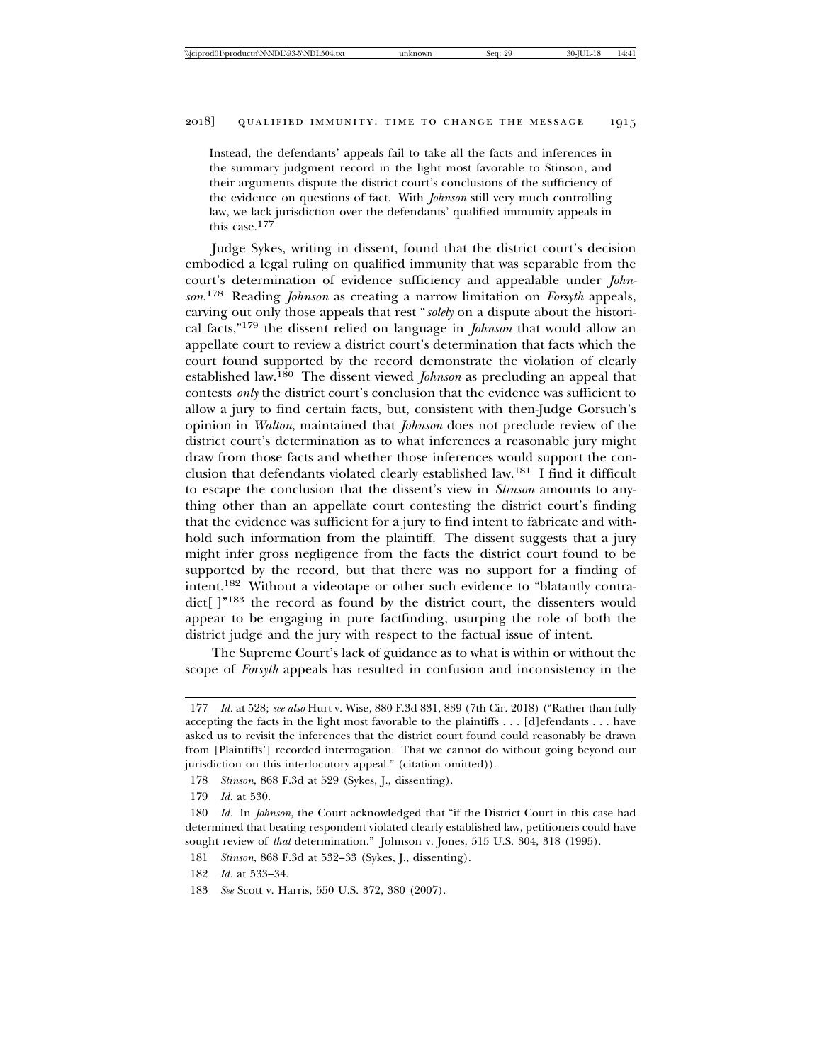Instead, the defendants' appeals fail to take all the facts and inferences in the summary judgment record in the light most favorable to Stinson, and their arguments dispute the district court's conclusions of the sufficiency of the evidence on questions of fact. With *Johnson* still very much controlling law, we lack jurisdiction over the defendants' qualified immunity appeals in this case.[177]

Judge Sykes, writing in dissent, found that the district court's decision embodied a legal ruling on qualified immunity that was separable from the court's determination of evidence sufficiency and appealable under *Johnson*.[178] Reading *Johnson* as creating a narrow limitation on *Forsyth* appeals, carving out only those appeals that rest "*solely* on a dispute about the historical facts,"[179] the dissent relied on language in *Johnson* that would allow an appellate court to review a district court's determination that facts which the court found supported by the record demonstrate the violation of clearly established law.[180] The dissent viewed *Johnson* as precluding an appeal that contests *only* the district court's conclusion that the evidence was sufficient to allow a jury to find certain facts, but, consistent with then-Judge Gorsuch's opinion in *Walton*, maintained that *Johnson* does not preclude review of the district court's determination as to what inferences a reasonable jury might draw from those facts and whether those inferences would support the conclusion that defendants violated clearly established law.[181] I find it difficult to escape the conclusion that the dissent's view in *Stinson* amounts to anything other than an appellate court contesting the district court's finding that the evidence was sufficient for a jury to find intent to fabricate and withhold such information from the plaintiff. The dissent suggests that a jury might infer gross negligence from the facts the district court found to be supported by the record, but that there was no support for a finding of intent.[182] Without a videotape or other such evidence to "blatantly contradict[ ]"[183] the record as found by the district court, the dissenters would appear to be engaging in pure factfinding, usurping the role of both the district judge and the jury with respect to the factual issue of intent.

The Supreme Court's lack of guidance as to what is within or without the scope of *Forsyth* appeals has resulted in confusion and inconsistency in the

---

177 *Id.* at 528; *see also* Hurt v. Wise, 880 F.3d 831, 839 (7th Cir. 2018) ("Rather than fully accepting the facts in the light most favorable to the plaintiffs . . . [d]efendants . . . have asked us to revisit the inferences that the district court found could reasonably be drawn from [Plaintiffs'] recorded interrogation. That we cannot do without going beyond our jurisdiction on this interlocutory appeal." (citation omitted)).

178 *Stinson*, 868 F.3d at 529 (Sykes, J., dissenting).

179 *Id.* at 530.

180 *Id.* In *Johnson*, the Court acknowledged that "if the District Court in this case had determined that beating respondent violated clearly established law, petitioners could have sought review of *that* determination." Johnson v. Jones, 515 U.S. 304, 318 (1995).

181 *Stinson*, 868 F.3d at 532–33 (Sykes, J., dissenting).

182 *Id.* at 533–34.

183 *See* Scott v. Harris, 550 U.S. 372, 380 (2007).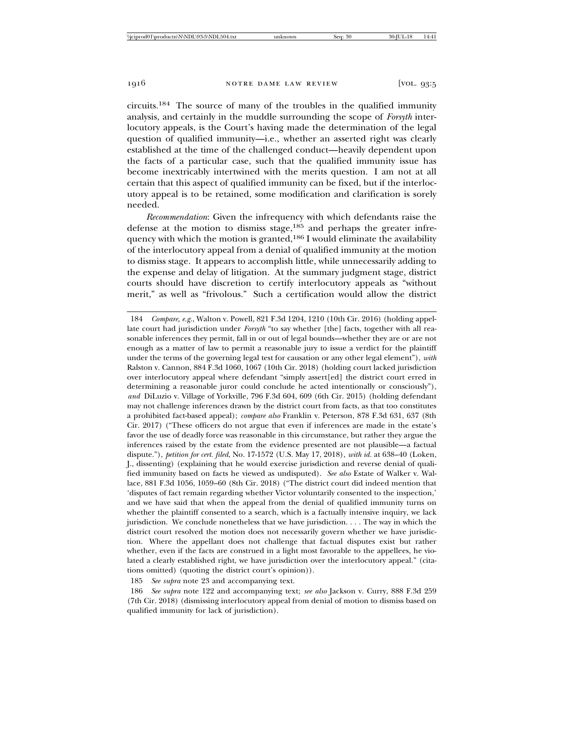circuits.[184] The source of many of the troubles in the qualified immunity analysis, and certainly in the muddle surrounding the scope of *Forsyth* interlocutory appeals, is the Court's having made the determination of the legal question of qualified immunity—i.e., whether an asserted right was clearly established at the time of the challenged conduct—heavily dependent upon the facts of a particular case, such that the qualified immunity issue has become inextricably intertwined with the merits question. I am not at all certain that this aspect of qualified immunity can be fixed, but if the interlocutory appeal is to be retained, some modification and clarification is sorely needed.

*Recommendation*: Given the infrequency with which defendants raise the defense at the motion to dismiss stage,[185] and perhaps the greater infrequency with which the motion is granted,[186] I would eliminate the availability of the interlocutory appeal from a denial of qualified immunity at the motion to dismiss stage. It appears to accomplish little, while unnecessarily adding to the expense and delay of litigation. At the summary judgment stage, district courts should have discretion to certify interlocutory appeals as "without merit," as well as "frivolous." Such a certification would allow the district

---

184 *Compare, e.g.*, Walton v. Powell, 821 F.3d 1204, 1210 (10th Cir. 2016) (holding appellate court had jurisdiction under *Forsyth* "to say whether [the] facts, together with all reasonable inferences they permit, fall in or out of legal bounds—whether they are or are not enough as a matter of law to permit a reasonable jury to issue a verdict for the plaintiff under the terms of the governing legal test for causation or any other legal element"), *with* Ralston v. Cannon, 884 F.3d 1060, 1067 (10th Cir. 2018) (holding court lacked jurisdiction over interlocutory appeal where defendant "simply assert[ed] the district court erred in determining a reasonable juror could conclude he acted intentionally or consciously"), *and* DiLuzio v. Village of Yorkville, 796 F.3d 604, 609 (6th Cir. 2015) (holding defendant may not challenge inferences drawn by the district court from facts, as that too constitutes a prohibited fact-based appeal); *compare also* Franklin v. Peterson, 878 F.3d 631, 637 (8th Cir. 2017) ("These officers do not argue that even if inferences are made in the estate's favor the use of deadly force was reasonable in this circumstance, but rather they argue the inferences raised by the estate from the evidence presented are not plausible—a factual dispute."), *petition for cert. filed*, No. 17-1572 (U.S. May 17, 2018), *with id.* at 638–40 (Loken, J., dissenting) (explaining that he would exercise jurisdiction and reverse denial of qualified immunity based on facts he viewed as undisputed). *See also* Estate of Walker v. Wallace, 881 F.3d 1056, 1059–60 (8th Cir. 2018) ("The district court did indeed mention that 'disputes of fact remain regarding whether Victor voluntarily consented to the inspection,' and we have said that when the appeal from the denial of qualified immunity turns on whether the plaintiff consented to a search, which is a factually intensive inquiry, we lack jurisdiction. We conclude nonetheless that we have jurisdiction. . . . The way in which the district court resolved the motion does not necessarily govern whether we have jurisdiction. Where the appellant does not challenge that factual disputes exist but rather whether, even if the facts are construed in a light most favorable to the appellees, he violated a clearly established right, we have jurisdiction over the interlocutory appeal." (citations omitted) (quoting the district court's opinion)).

185 *See supra* note 23 and accompanying text.

186 *See supra* note 122 and accompanying text; *see also* Jackson v. Curry, 888 F.3d 259 (7th Cir. 2018) (dismissing interlocutory appeal from denial of motion to dismiss based on qualified immunity for lack of jurisdiction).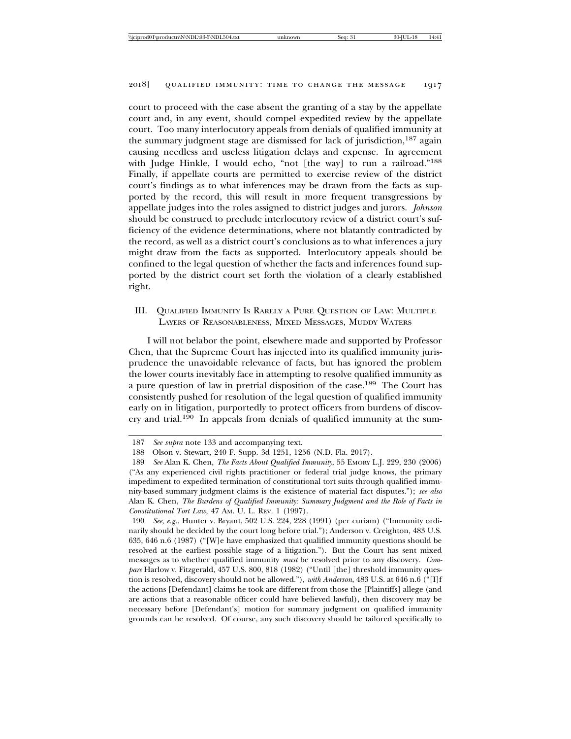court to proceed with the case absent the granting of a stay by the appellate court and, in any event, should compel expedited review by the appellate court. Too many interlocutory appeals from denials of qualified immunity at the summary judgment stage are dismissed for lack of jurisdiction,[187] again causing needless and useless litigation delays and expense. In agreement with Judge Hinkle, I would echo, "not [the way] to run a railroad."[188] Finally, if appellate courts are permitted to exercise review of the district court's findings as to what inferences may be drawn from the facts as supported by the record, this will result in more frequent transgressions by appellate judges into the roles assigned to district judges and jurors. *Johnson* should be construed to preclude interlocutory review of a district court's sufficiency of the evidence determinations, where not blatantly contradicted by the record, as well as a district court's conclusions as to what inferences a jury might draw from the facts as supported. Interlocutory appeals should be confined to the legal question of whether the facts and inferences found supported by the district court set forth the violation of a clearly established right.

## III. Qualified Immunity Is Rarely a Pure Question of Law: Multiple Layers of Reasonableness, Mixed Messages, Muddy Waters

I will not belabor the point, elsewhere made and supported by Professor Chen, that the Supreme Court has injected into its qualified immunity jurisprudence the unavoidable relevance of facts, but has ignored the problem the lower courts inevitably face in attempting to resolve qualified immunity as a pure question of law in pretrial disposition of the case.[189] The Court has consistently pushed for resolution of the legal question of qualified immunity early on in litigation, purportedly to protect officers from burdens of discovery and trial.[190] In appeals from denials of qualified immunity at the sum-

---

187 *See supra* note 133 and accompanying text.

188 Olson v. Stewart, 240 F. Supp. 3d 1251, 1256 (N.D. Fla. 2017).

189 *See* Alan K. Chen, *The Facts About Qualified Immunity*, 55 Emory L.J. 229, 230 (2006) ("As any experienced civil rights practitioner or federal trial judge knows, the primary impediment to expedited termination of constitutional tort suits through qualified immunity-based summary judgment claims is the existence of material fact disputes."); *see also* Alan K. Chen, *The Burdens of Qualified Immunity: Summary Judgment and the Role of Facts in Constitutional Tort Law*, 47 Am. U. L. Rev. 1 (1997).

190 *See, e.g.*, Hunter v. Bryant, 502 U.S. 224, 228 (1991) (per curiam) ("Immunity ordinarily should be decided by the court long before trial."); Anderson v. Creighton, 483 U.S. 635, 646 n.6 (1987) ("[W]e have emphasized that qualified immunity questions should be resolved at the earliest possible stage of a litigation."). But the Court has sent mixed messages as to whether qualified immunity *must* be resolved prior to any discovery. *Compare* Harlow v. Fitzgerald, 457 U.S. 800, 818 (1982) ("Until [the] threshold immunity question is resolved, discovery should not be allowed."), *with Anderson*, 483 U.S. at 646 n.6 ("[I]f the actions [Defendant] claims he took are different from those the [Plaintiffs] allege (and are actions that a reasonable officer could have believed lawful), then discovery may be necessary before [Defendant's] motion for summary judgment on qualified immunity grounds can be resolved. Of course, any such discovery should be tailored specifically to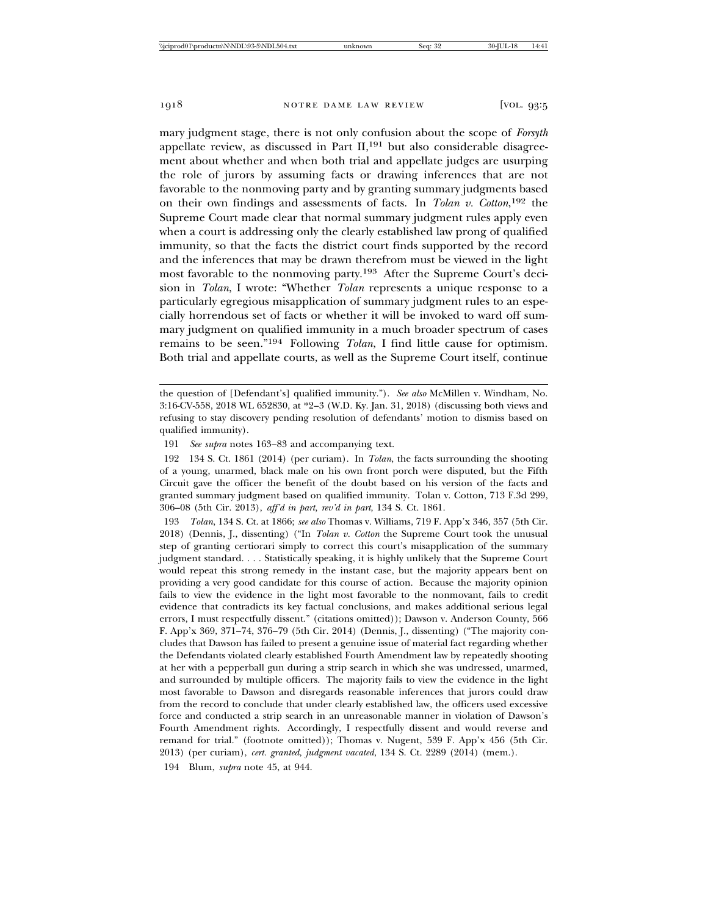mary judgment stage, there is not only confusion about the scope of *Forsyth* appellate review, as discussed in Part II,[191] but also considerable disagreement about whether and when both trial and appellate judges are usurping the role of jurors by assuming facts or drawing inferences that are not favorable to the nonmoving party and by granting summary judgments based on their own findings and assessments of facts. In *Tolan v. Cotton*,[192] the Supreme Court made clear that normal summary judgment rules apply even when a court is addressing only the clearly established law prong of qualified immunity, so that the facts the district court finds supported by the record and the inferences that may be drawn therefrom must be viewed in the light most favorable to the nonmoving party.[193] After the Supreme Court's decision in *Tolan*, I wrote: "Whether *Tolan* represents a unique response to a particularly egregious misapplication of summary judgment rules to an especially horrendous set of facts or whether it will be invoked to ward off summary judgment on qualified immunity in a much broader spectrum of cases remains to be seen."[194] Following *Tolan*, I find little cause for optimism. Both trial and appellate courts, as well as the Supreme Court itself, continue

---

the question of [Defendant's] qualified immunity."). *See also* McMillen v. Windham, No. 3:16-CV-558, 2018 WL 652830, at *2–3 (W.D. Ky. Jan. 31, 2018) (discussing both views and refusing to stay discovery pending resolution of defendants' motion to dismiss based on qualified immunity).

191 *See supra* notes 163–83 and accompanying text.

192 134 S. Ct. 1861 (2014) (per curiam). In *Tolan*, the facts surrounding the shooting of a young, unarmed, black male on his own front porch were disputed, but the Fifth Circuit gave the officer the benefit of the doubt based on his version of the facts and granted summary judgment based on qualified immunity. Tolan v. Cotton, 713 F.3d 299, 306–08 (5th Cir. 2013), *aff'd in part, rev'd in part*, 134 S. Ct. 1861.

193 *Tolan*, 134 S. Ct. at 1866; *see also* Thomas v. Williams, 719 F. App'x 346, 357 (5th Cir. 2018) (Dennis, J., dissenting) ("In *Tolan v. Cotton* the Supreme Court took the unusual step of granting certiorari simply to correct this court's misapplication of the summary judgment standard. . . . Statistically speaking, it is highly unlikely that the Supreme Court would repeat this strong remedy in the instant case, but the majority appears bent on providing a very good candidate for this course of action. Because the majority opinion fails to view the evidence in the light most favorable to the nonmovant, fails to credit evidence that contradicts its key factual conclusions, and makes additional serious legal errors, I must respectfully dissent." (citations omitted)); Dawson v. Anderson County, 566 F. App'x 369, 371–74, 376–79 (5th Cir. 2014) (Dennis, J., dissenting) ("The majority concludes that Dawson has failed to present a genuine issue of material fact regarding whether the Defendants violated clearly established Fourth Amendment law by repeatedly shooting at her with a pepperball gun during a strip search in which she was undressed, unarmed, and surrounded by multiple officers. The majority fails to view the evidence in the light most favorable to Dawson and disregards reasonable inferences that jurors could draw from the record to conclude that under clearly established law, the officers used excessive force and conducted a strip search in an unreasonable manner in violation of Dawson's Fourth Amendment rights. Accordingly, I respectfully dissent and would reverse and remand for trial." (footnote omitted)); Thomas v. Nugent, 539 F. App'x 456 (5th Cir. 2013) (per curiam), *cert. granted, judgment vacated*, 134 S. Ct. 2289 (2014) (mem.).

194 Blum, *supra* note 45, at 944.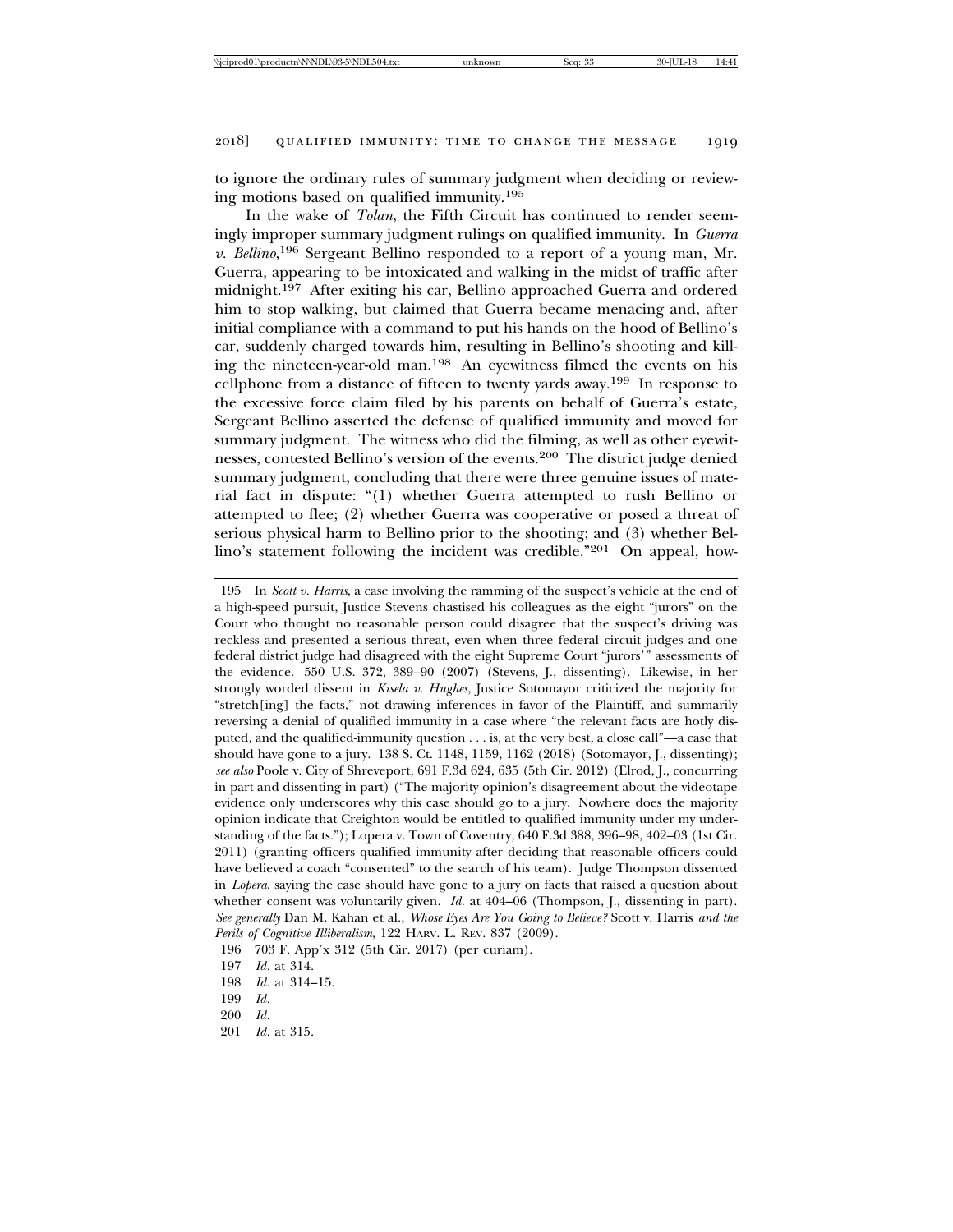to ignore the ordinary rules of summary judgment when deciding or reviewing motions based on qualified immunity.[195]

In the wake of *Tolan*, the Fifth Circuit has continued to render seemingly improper summary judgment rulings on qualified immunity. In *Guerra v. Bellino*,[196] Sergeant Bellino responded to a report of a young man, Mr. Guerra, appearing to be intoxicated and walking in the midst of traffic after midnight.[197] After exiting his car, Bellino approached Guerra and ordered him to stop walking, but claimed that Guerra became menacing and, after initial compliance with a command to put his hands on the hood of Bellino's car, suddenly charged towards him, resulting in Bellino's shooting and killing the nineteen-year-old man.[198] An eyewitness filmed the events on his cellphone from a distance of fifteen to twenty yards away.[199] In response to the excessive force claim filed by his parents on behalf of Guerra's estate, Sergeant Bellino asserted the defense of qualified immunity and moved for summary judgment. The witness who did the filming, as well as other eyewitnesses, contested Bellino's version of the events.[200] The district judge denied summary judgment, concluding that there were three genuine issues of material fact in dispute: "(1) whether Guerra attempted to rush Bellino or attempted to flee; (2) whether Guerra was cooperative or posed a threat of serious physical harm to Bellino prior to the shooting; and (3) whether Bellino's statement following the incident was credible."[201] On appeal, how-

---

195 In *Scott v. Harris*, a case involving the ramming of the suspect's vehicle at the end of a high-speed pursuit, Justice Stevens chastised his colleagues as the eight "jurors" on the Court who thought no reasonable person could disagree that the suspect's driving was reckless and presented a serious threat, even when three federal circuit judges and one federal district judge had disagreed with the eight Supreme Court "jurors'" assessments of the evidence. 550 U.S. 372, 389–90 (2007) (Stevens, J., dissenting). Likewise, in her strongly worded dissent in *Kisela v. Hughes*, Justice Sotomayor criticized the majority for "stretch[ing] the facts," not drawing inferences in favor of the Plaintiff, and summarily reversing a denial of qualified immunity in a case where "the relevant facts are hotly disputed, and the qualified-immunity question . . . is, at the very best, a close call"—a case that should have gone to a jury. 138 S. Ct. 1148, 1159, 1162 (2018) (Sotomayor, J., dissenting); *see also* Poole v. City of Shreveport, 691 F.3d 624, 635 (5th Cir. 2012) (Elrod, J., concurring in part and dissenting in part) ("The majority opinion's disagreement about the videotape evidence only underscores why this case should go to a jury. Nowhere does the majority opinion indicate that Creighton would be entitled to qualified immunity under my understanding of the facts."); Lopera v. Town of Coventry, 640 F.3d 388, 396–98, 402–03 (1st Cir. 2011) (granting officers qualified immunity after deciding that reasonable officers could have believed a coach "consented" to the search of his team). Judge Thompson dissented in *Lopera*, saying the case should have gone to a jury on facts that raised a question about whether consent was voluntarily given. *Id.* at 404–06 (Thompson, J., dissenting in part). *See generally* Dan M. Kahan et al., *Whose Eyes Are You Going to Believe?* Scott v. Harris *and the Perils of Cognitive Illiberalism*, 122 HARV. L. REV. 837 (2009).

196 703 F. App'x 312 (5th Cir. 2017) (per curiam).

197 *Id.* at 314.

198 *Id.* at 314–15.

199 *Id.*

200 *Id.*

201 *Id.* at 315.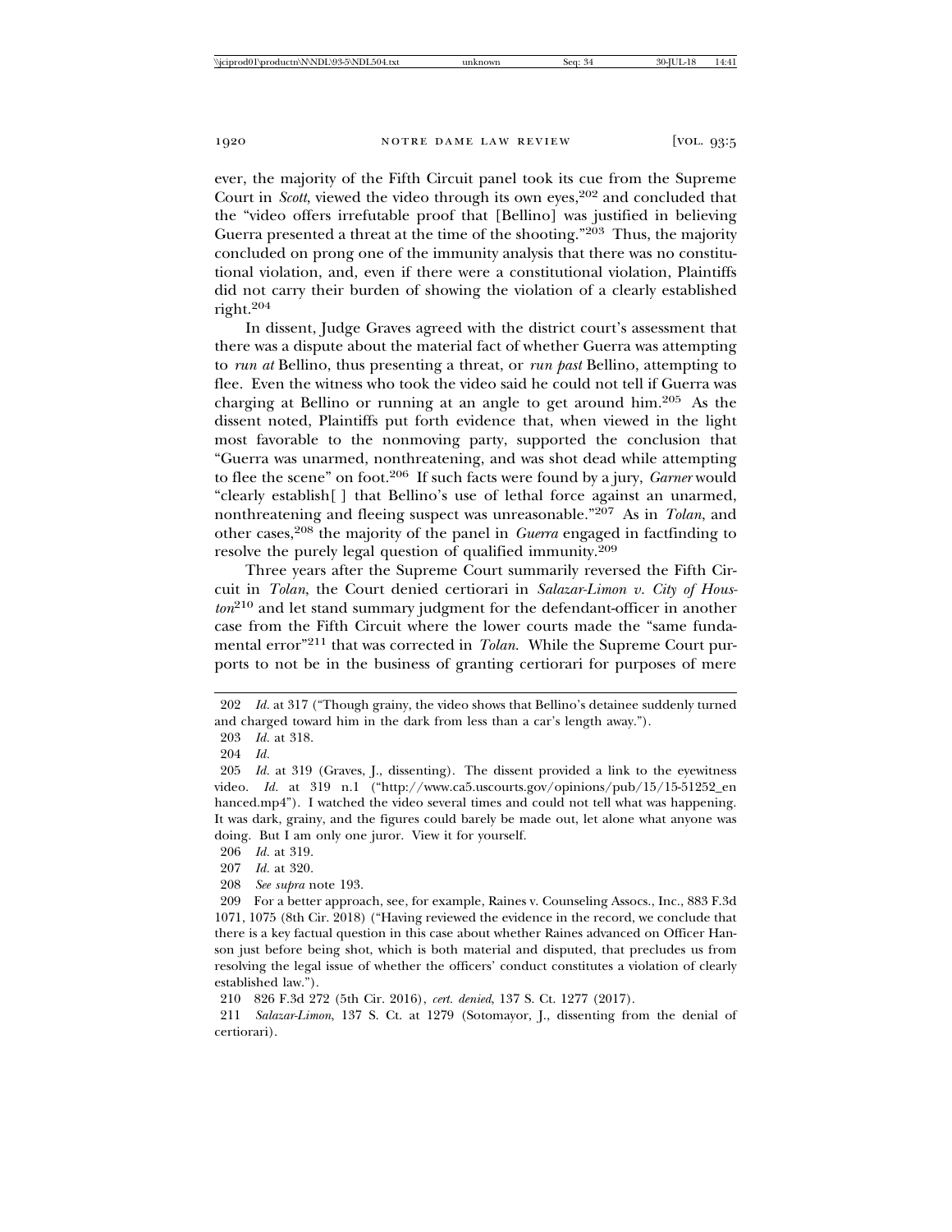ever, the majority of the Fifth Circuit panel took its cue from the Supreme Court in *Scott*, viewed the video through its own eyes,[202] and concluded that the "video offers irrefutable proof that [Bellino] was justified in believing Guerra presented a threat at the time of the shooting."[203] Thus, the majority concluded on prong one of the immunity analysis that there was no constitutional violation, and, even if there were a constitutional violation, Plaintiffs did not carry their burden of showing the violation of a clearly established right.[204]

In dissent, Judge Graves agreed with the district court's assessment that there was a dispute about the material fact of whether Guerra was attempting to *run at* Bellino, thus presenting a threat, or *run past* Bellino, attempting to flee. Even the witness who took the video said he could not tell if Guerra was charging at Bellino or running at an angle to get around him.[205] As the dissent noted, Plaintiffs put forth evidence that, when viewed in the light most favorable to the nonmoving party, supported the conclusion that "Guerra was unarmed, nonthreatening, and was shot dead while attempting to flee the scene" on foot.[206] If such facts were found by a jury, *Garner* would "clearly establish[ ] that Bellino's use of lethal force against an unarmed, nonthreatening and fleeing suspect was unreasonable."[207] As in *Tolan*, and other cases,[208] the majority of the panel in *Guerra* engaged in factfinding to resolve the purely legal question of qualified immunity.[209]

Three years after the Supreme Court summarily reversed the Fifth Circuit in *Tolan*, the Court denied certiorari in *Salazar-Limon v. City of Houston*[210] and let stand summary judgment for the defendant-officer in another case from the Fifth Circuit where the lower courts made the "same fundamental error"[211] that was corrected in *Tolan*. While the Supreme Court purports to not be in the business of granting certiorari for purposes of mere

---

202 *Id.* at 317 ("Though grainy, the video shows that Bellino's detainee suddenly turned and charged toward him in the dark from less than a car's length away.").

203 *Id.* at 318.

204 *Id.*

205 *Id.* at 319 (Graves, J., dissenting). The dissent provided a link to the eyewitness video. *Id.* at 319 n.1 ("http://www.ca5.uscourts.gov/opinions/pub/15/15-51252_enhanced.mp4"). I watched the video several times and could not tell what was happening. It was dark, grainy, and the figures could barely be made out, let alone what anyone was doing. But I am only one juror. View it for yourself.

206 *Id.* at 319.

207 *Id.* at 320.

208 *See supra* note 193.

209 For a better approach, see, for example, Raines v. Counseling Assocs., Inc., 883 F.3d 1071, 1075 (8th Cir. 2018) ("Having reviewed the evidence in the record, we conclude that there is a key factual question in this case about whether Raines advanced on Officer Hanson just before being shot, which is both material and disputed, that precludes us from resolving the legal issue of whether the officers' conduct constitutes a violation of clearly established law.").

210 826 F.3d 272 (5th Cir. 2016), *cert. denied*, 137 S. Ct. 1277 (2017).

211 *Salazar-Limon*, 137 S. Ct. at 1279 (Sotomayor, J., dissenting from the denial of certiorari).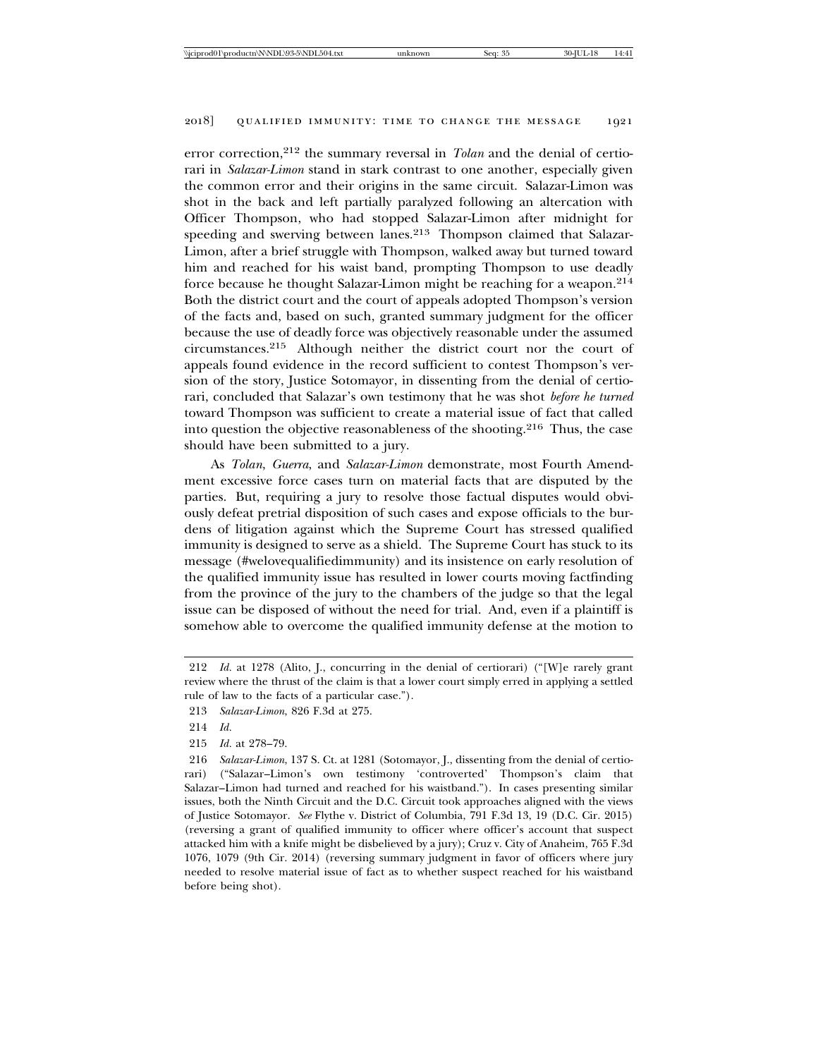error correction,[212] the summary reversal in *Tolan* and the denial of certiorari in *Salazar-Limon* stand in stark contrast to one another, especially given the common error and their origins in the same circuit. Salazar-Limon was shot in the back and left partially paralyzed following an altercation with Officer Thompson, who had stopped Salazar-Limon after midnight for speeding and swerving between lanes.[213] Thompson claimed that Salazar-Limon, after a brief struggle with Thompson, walked away but turned toward him and reached for his waist band, prompting Thompson to use deadly force because he thought Salazar-Limon might be reaching for a weapon.[214] Both the district court and the court of appeals adopted Thompson's version of the facts and, based on such, granted summary judgment for the officer because the use of deadly force was objectively reasonable under the assumed circumstances.[215] Although neither the district court nor the court of appeals found evidence in the record sufficient to contest Thompson's version of the story, Justice Sotomayor, in dissenting from the denial of certiorari, concluded that Salazar's own testimony that he was shot *before he turned* toward Thompson was sufficient to create a material issue of fact that called into question the objective reasonableness of the shooting.[216] Thus, the case should have been submitted to a jury.

As *Tolan*, *Guerra*, and *Salazar-Limon* demonstrate, most Fourth Amendment excessive force cases turn on material facts that are disputed by the parties. But, requiring a jury to resolve those factual disputes would obviously defeat pretrial disposition of such cases and expose officials to the burdens of litigation against which the Supreme Court has stressed qualified immunity is designed to serve as a shield. The Supreme Court has stuck to its message (#welovequalifiedimmunity) and its insistence on early resolution of the qualified immunity issue has resulted in lower courts moving factfinding from the province of the jury to the chambers of the judge so that the legal issue can be disposed of without the need for trial. And, even if a plaintiff is somehow able to overcome the qualified immunity defense at the motion to

---

212 *Id.* at 1278 (Alito, J., concurring in the denial of certiorari) ("[W]e rarely grant review where the thrust of the claim is that a lower court simply erred in applying a settled rule of law to the facts of a particular case.").

213 *Salazar-Limon*, 826 F.3d at 275.

214 *Id.*

215 *Id.* at 278–79.

216 *Salazar-Limon*, 137 S. Ct. at 1281 (Sotomayor, J., dissenting from the denial of certiorari) ("Salazar–Limon's own testimony 'controverted' Thompson's claim that Salazar–Limon had turned and reached for his waistband."). In cases presenting similar issues, both the Ninth Circuit and the D.C. Circuit took approaches aligned with the views of Justice Sotomayor. *See* Flythe v. District of Columbia, 791 F.3d 13, 19 (D.C. Cir. 2015) (reversing a grant of qualified immunity to officer where officer's account that suspect attacked him with a knife might be disbelieved by a jury); Cruz v. City of Anaheim, 765 F.3d 1076, 1079 (9th Cir. 2014) (reversing summary judgment in favor of officers where jury needed to resolve material issue of fact as to whether suspect reached for his waistband before being shot).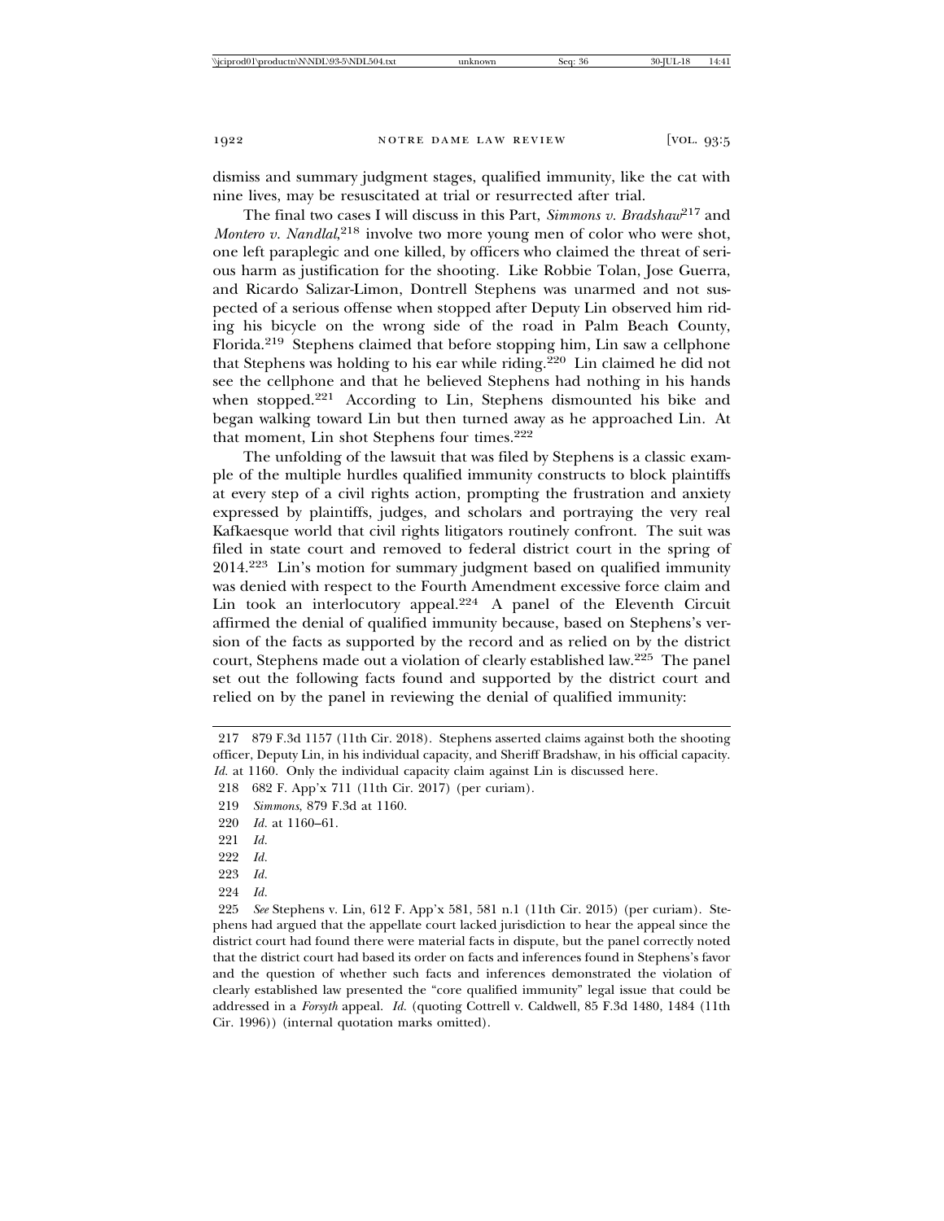dismiss and summary judgment stages, qualified immunity, like the cat with nine lives, may be resuscitated at trial or resurrected after trial.

The final two cases I will discuss in this Part, *Simmons v. Bradshaw*[217] and *Montero v. Nandlal*,[218] involve two more young men of color who were shot, one left paraplegic and one killed, by officers who claimed the threat of serious harm as justification for the shooting. Like Robbie Tolan, Jose Guerra, and Ricardo Salizar-Limon, Dontrell Stephens was unarmed and not suspected of a serious offense when stopped after Deputy Lin observed him riding his bicycle on the wrong side of the road in Palm Beach County, Florida.[219] Stephens claimed that before stopping him, Lin saw a cellphone that Stephens was holding to his ear while riding.[220] Lin claimed he did not see the cellphone and that he believed Stephens had nothing in his hands when stopped.[221] According to Lin, Stephens dismounted his bike and began walking toward Lin but then turned away as he approached Lin. At that moment, Lin shot Stephens four times.[222]

The unfolding of the lawsuit that was filed by Stephens is a classic example of the multiple hurdles qualified immunity constructs to block plaintiffs at every step of a civil rights action, prompting the frustration and anxiety expressed by plaintiffs, judges, and scholars and portraying the very real Kafkaesque world that civil rights litigators routinely confront. The suit was filed in state court and removed to federal district court in the spring of 2014.[223] Lin's motion for summary judgment based on qualified immunity was denied with respect to the Fourth Amendment excessive force claim and Lin took an interlocutory appeal.[224] A panel of the Eleventh Circuit affirmed the denial of qualified immunity because, based on Stephens's version of the facts as supported by the record and as relied on by the district court, Stephens made out a violation of clearly established law.[225] The panel set out the following facts found and supported by the district court and relied on by the panel in reviewing the denial of qualified immunity:

---

217 879 F.3d 1157 (11th Cir. 2018). Stephens asserted claims against both the shooting officer, Deputy Lin, in his individual capacity, and Sheriff Bradshaw, in his official capacity. *Id.* at 1160. Only the individual capacity claim against Lin is discussed here.

218 682 F. App'x 711 (11th Cir. 2017) (per curiam).

219 *Simmons*, 879 F.3d at 1160.

220 *Id.* at 1160–61.

221 *Id.*

222 *Id.*

223 *Id.*

224 *Id.*

225 *See* Stephens v. Lin, 612 F. App'x 581, 581 n.1 (11th Cir. 2015) (per curiam). Stephens had argued that the appellate court lacked jurisdiction to hear the appeal since the district court had found there were material facts in dispute, but the panel correctly noted that the district court had based its order on facts and inferences found in Stephens's favor and the question of whether such facts and inferences demonstrated the violation of clearly established law presented the "core qualified immunity" legal issue that could be addressed in a *Forsyth* appeal. *Id.* (quoting Cottrell v. Caldwell, 85 F.3d 1480, 1484 (11th Cir. 1996)) (internal quotation marks omitted).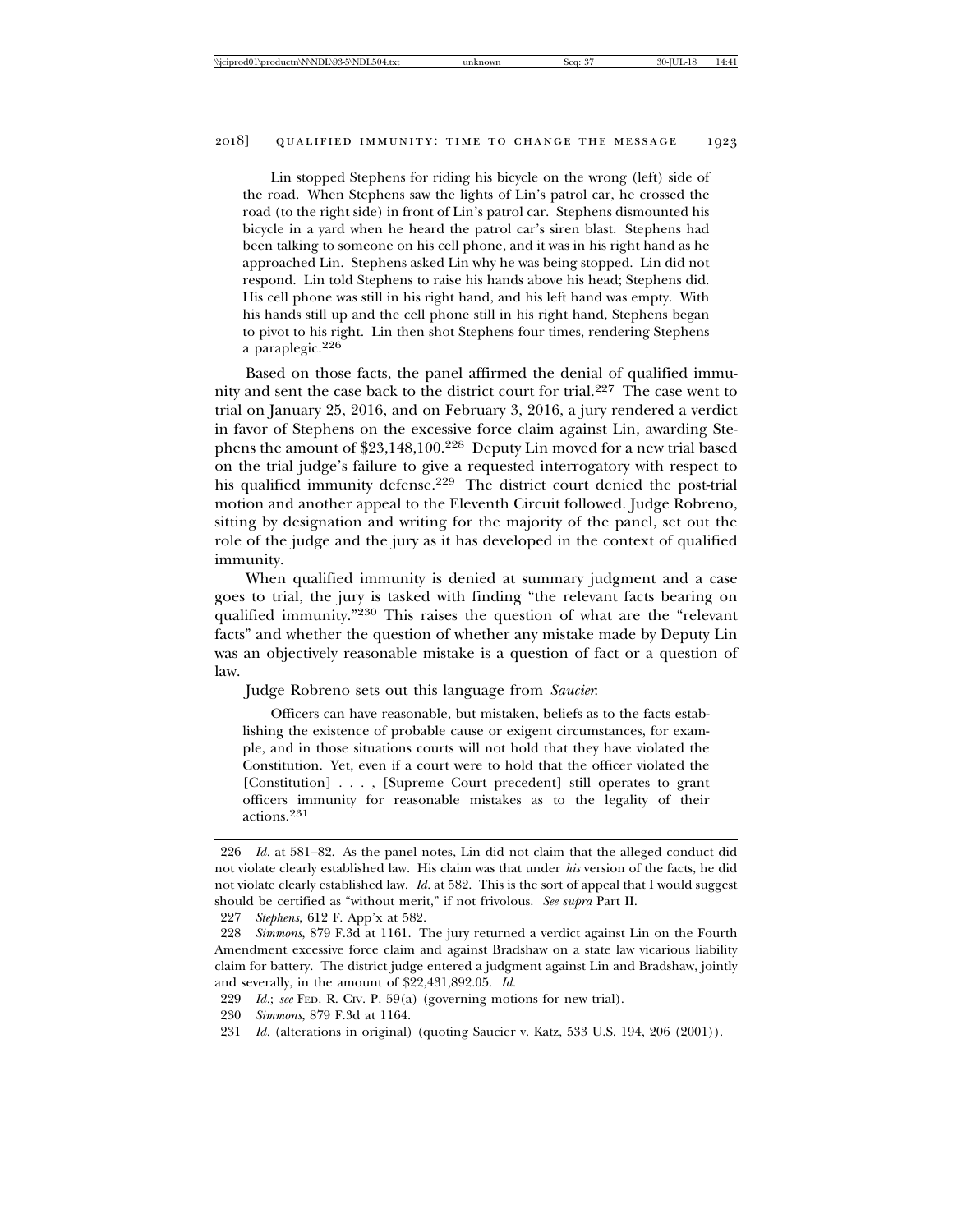> Lin stopped Stephens for riding his bicycle on the wrong (left) side of the road. When Stephens saw the lights of Lin's patrol car, he crossed the road (to the right side) in front of Lin's patrol car. Stephens dismounted his bicycle in a yard when he heard the patrol car's siren blast. Stephens had been talking to someone on his cell phone, and it was in his right hand as he approached Lin. Stephens asked Lin why he was being stopped. Lin did not respond. Lin told Stephens to raise his hands above his head; Stephens did. His cell phone was still in his right hand, and his left hand was empty. With his hands still up and the cell phone still in his right hand, Stephens began to pivot to his right. Lin then shot Stephens four times, rendering Stephens a paraplegic.[226]

Based on those facts, the panel affirmed the denial of qualified immunity and sent the case back to the district court for trial.[227] The case went to trial on January 25, 2016, and on February 3, 2016, a jury rendered a verdict in favor of Stephens on the excessive force claim against Lin, awarding Stephens the amount of $23,148,100.[228] Deputy Lin moved for a new trial based on the trial judge's failure to give a requested interrogatory with respect to his qualified immunity defense.[229] The district court denied the post-trial motion and another appeal to the Eleventh Circuit followed. Judge Robreno, sitting by designation and writing for the majority of the panel, set out the role of the judge and the jury as it has developed in the context of qualified immunity.

When qualified immunity is denied at summary judgment and a case goes to trial, the jury is tasked with finding "the relevant facts bearing on qualified immunity."[230] This raises the question of what are the "relevant facts" and whether the question of whether any mistake made by Deputy Lin was an objectively reasonable mistake is a question of fact or a question of law.

Judge Robreno sets out this language from *Saucier*:

> Officers can have reasonable, but mistaken, beliefs as to the facts establishing the existence of probable cause or exigent circumstances, for example, and in those situations courts will not hold that they have violated the Constitution. Yet, even if a court were to hold that the officer violated the [Constitution] . . . , [Supreme Court precedent] still operates to grant officers immunity for reasonable mistakes as to the legality of their actions.[231]

---

226 *Id.* at 581–82. As the panel notes, Lin did not claim that the alleged conduct did not violate clearly established law. His claim was that under *his* version of the facts, he did not violate clearly established law. *Id.* at 582. This is the sort of appeal that I would suggest should be certified as "without merit," if not frivolous. *See supra* Part II.

227 *Stephens*, 612 F. App'x at 582.

228 *Simmons*, 879 F.3d at 1161. The jury returned a verdict against Lin on the Fourth Amendment excessive force claim and against Bradshaw on a state law vicarious liability claim for battery. The district judge entered a judgment against Lin and Bradshaw, jointly and severally, in the amount of $22,431,892.05. *Id.*

229 *Id.*; *see* FED. R. CIV. P. 59(a) (governing motions for new trial).

230 *Simmons*, 879 F.3d at 1164.

231 *Id.* (alterations in original) (quoting Saucier v. Katz, 533 U.S. 194, 206 (2001)).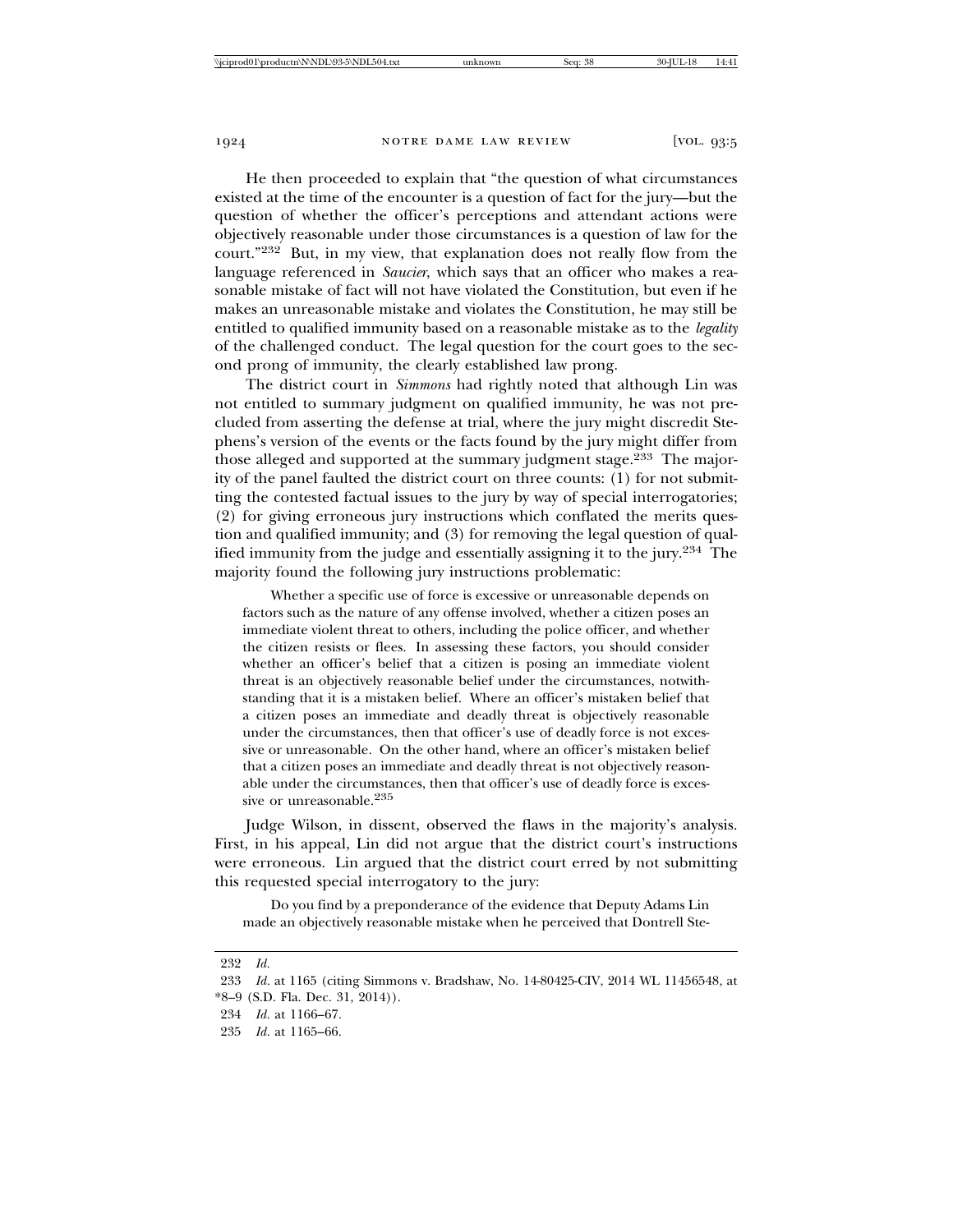He then proceeded to explain that "the question of what circumstances existed at the time of the encounter is a question of fact for the jury—but the question of whether the officer's perceptions and attendant actions were objectively reasonable under those circumstances is a question of law for the court."[232] But, in my view, that explanation does not really flow from the language referenced in *Saucier*, which says that an officer who makes a reasonable mistake of fact will not have violated the Constitution, but even if he makes an unreasonable mistake and violates the Constitution, he may still be entitled to qualified immunity based on a reasonable mistake as to the *legality* of the challenged conduct. The legal question for the court goes to the second prong of immunity, the clearly established law prong.

The district court in *Simmons* had rightly noted that although Lin was not entitled to summary judgment on qualified immunity, he was not precluded from asserting the defense at trial, where the jury might discredit Stephens's version of the events or the facts found by the jury might differ from those alleged and supported at the summary judgment stage.[233] The majority of the panel faulted the district court on three counts: (1) for not submitting the contested factual issues to the jury by way of special interrogatories; (2) for giving erroneous jury instructions which conflated the merits question and qualified immunity; and (3) for removing the legal question of qualified immunity from the judge and essentially assigning it to the jury.[234] The majority found the following jury instructions problematic:

> Whether a specific use of force is excessive or unreasonable depends on factors such as the nature of any offense involved, whether a citizen poses an immediate violent threat to others, including the police officer, and whether the citizen resists or flees. In assessing these factors, you should consider whether an officer's belief that a citizen is posing an immediate violent threat is an objectively reasonable belief under the circumstances, notwithstanding that it is a mistaken belief. Where an officer's mistaken belief that a citizen poses an immediate and deadly threat is objectively reasonable under the circumstances, then that officer's use of deadly force is not excessive or unreasonable. On the other hand, where an officer's mistaken belief that a citizen poses an immediate and deadly threat is not objectively reasonable under the circumstances, then that officer's use of deadly force is excessive or unreasonable.[235]

Judge Wilson, in dissent, observed the flaws in the majority's analysis. First, in his appeal, Lin did not argue that the district court's instructions were erroneous. Lin argued that the district court erred by not submitting this requested special interrogatory to the jury:

> Do you find by a preponderance of the evidence that Deputy Adams Lin made an objectively reasonable mistake when he perceived that Dontrell Ste-

232 *Id.*

233 *Id.* at 1165 (citing Simmons v. Bradshaw, No. 14-80425-CIV, 2014 WL 11456548, at *8–9 (S.D. Fla. Dec. 31, 2014)).

234 *Id.* at 1166–67.

235 *Id.* at 1165–66.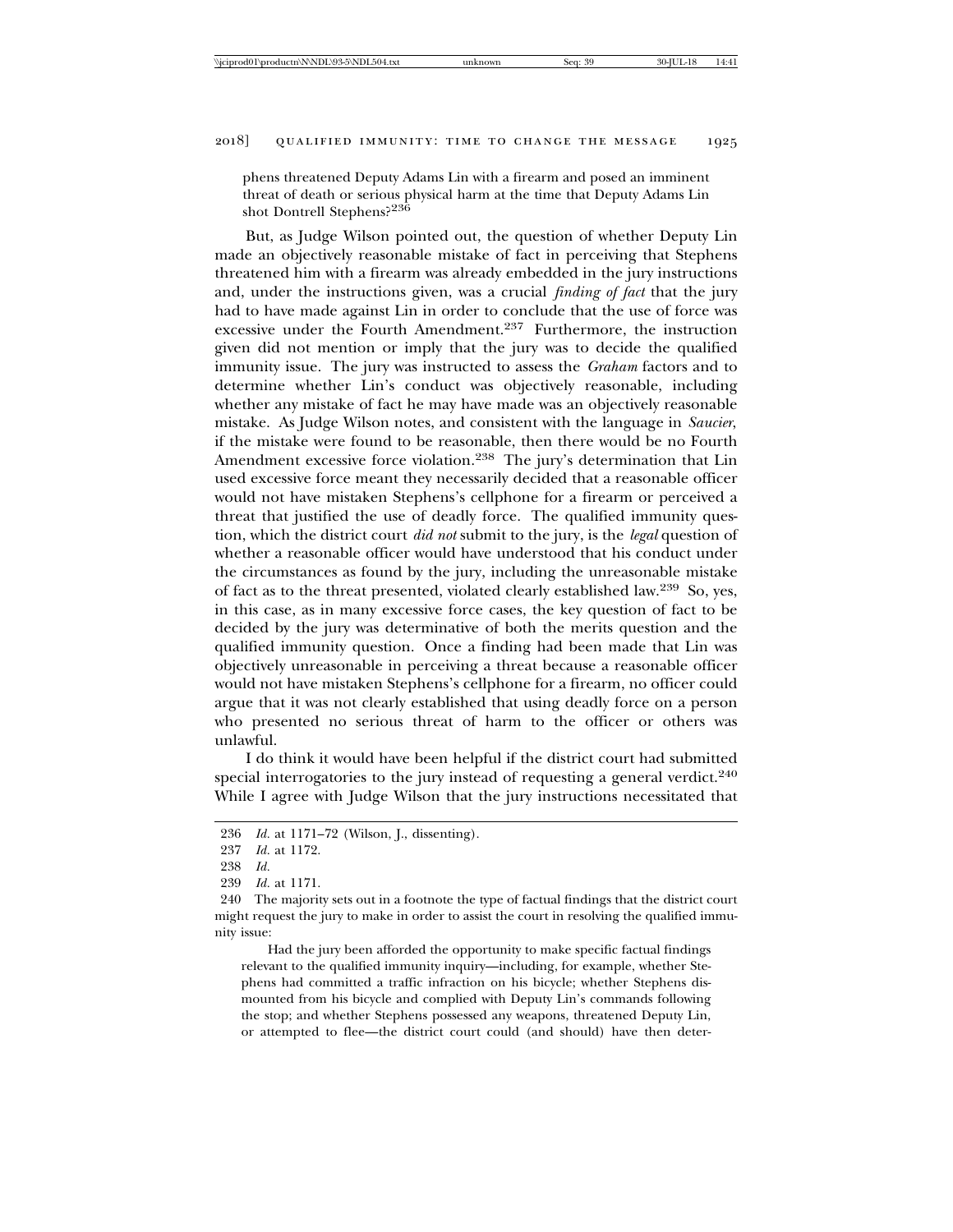phens threatened Deputy Adams Lin with a firearm and posed an imminent threat of death or serious physical harm at the time that Deputy Adams Lin shot Dontrell Stephens?[236]

But, as Judge Wilson pointed out, the question of whether Deputy Lin made an objectively reasonable mistake of fact in perceiving that Stephens threatened him with a firearm was already embedded in the jury instructions and, under the instructions given, was a crucial *finding of fact* that the jury had to have made against Lin in order to conclude that the use of force was excessive under the Fourth Amendment.[237] Furthermore, the instruction given did not mention or imply that the jury was to decide the qualified immunity issue. The jury was instructed to assess the *Graham* factors and to determine whether Lin's conduct was objectively reasonable, including whether any mistake of fact he may have made was an objectively reasonable mistake. As Judge Wilson notes, and consistent with the language in *Saucier*, if the mistake were found to be reasonable, then there would be no Fourth Amendment excessive force violation.[238] The jury's determination that Lin used excessive force meant they necessarily decided that a reasonable officer would not have mistaken Stephens's cellphone for a firearm or perceived a threat that justified the use of deadly force. The qualified immunity question, which the district court *did not* submit to the jury, is the *legal* question of whether a reasonable officer would have understood that his conduct under the circumstances as found by the jury, including the unreasonable mistake of fact as to the threat presented, violated clearly established law.[239] So, yes, in this case, as in many excessive force cases, the key question of fact to be decided by the jury was determinative of both the merits question and the qualified immunity question. Once a finding had been made that Lin was objectively unreasonable in perceiving a threat because a reasonable officer would not have mistaken Stephens's cellphone for a firearm, no officer could argue that it was not clearly established that using deadly force on a person who presented no serious threat of harm to the officer or others was unlawful.

I do think it would have been helpful if the district court had submitted special interrogatories to the jury instead of requesting a general verdict.[240] While I agree with Judge Wilson that the jury instructions necessitated that

---

236 *Id.* at 1171–72 (Wilson, J., dissenting).

237 *Id.* at 1172.

238 *Id.*

239 *Id.* at 1171.

240 The majority sets out in a footnote the type of factual findings that the district court might request the jury to make in order to assist the court in resolving the qualified immunity issue:

> Had the jury been afforded the opportunity to make specific factual findings relevant to the qualified immunity inquiry—including, for example, whether Stephens had committed a traffic infraction on his bicycle; whether Stephens dismounted from his bicycle and complied with Deputy Lin's commands following the stop; and whether Stephens possessed any weapons, threatened Deputy Lin, or attempted to flee—the district court could (and should) have then deter-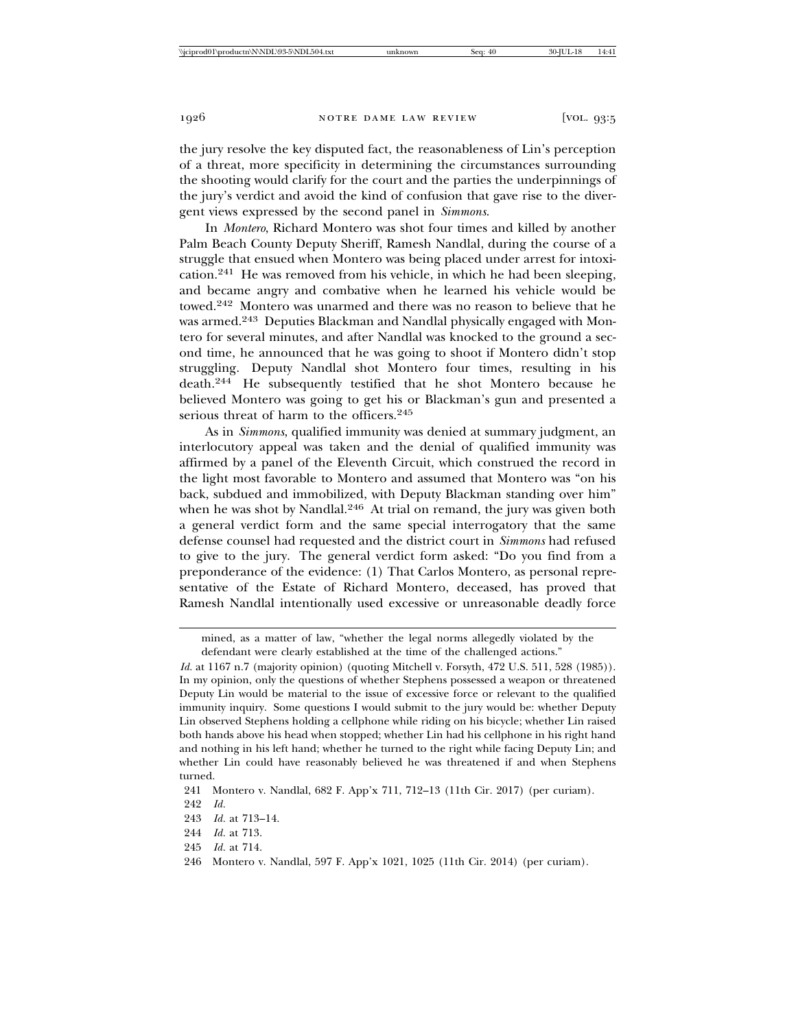the jury resolve the key disputed fact, the reasonableness of Lin's perception of a threat, more specificity in determining the circumstances surrounding the shooting would clarify for the court and the parties the underpinnings of the jury's verdict and avoid the kind of confusion that gave rise to the divergent views expressed by the second panel in *Simmons*.

In *Montero*, Richard Montero was shot four times and killed by another Palm Beach County Deputy Sheriff, Ramesh Nandlal, during the course of a struggle that ensued when Montero was being placed under arrest for intoxication.[241] He was removed from his vehicle, in which he had been sleeping, and became angry and combative when he learned his vehicle would be towed.[242] Montero was unarmed and there was no reason to believe that he was armed.[243] Deputies Blackman and Nandlal physically engaged with Montero for several minutes, and after Nandlal was knocked to the ground a second time, he announced that he was going to shoot if Montero didn't stop struggling. Deputy Nandlal shot Montero four times, resulting in his death.[244] He subsequently testified that he shot Montero because he believed Montero was going to get his or Blackman's gun and presented a serious threat of harm to the officers.[245]

As in *Simmons*, qualified immunity was denied at summary judgment, an interlocutory appeal was taken and the denial of qualified immunity was affirmed by a panel of the Eleventh Circuit, which construed the record in the light most favorable to Montero and assumed that Montero was "on his back, subdued and immobilized, with Deputy Blackman standing over him" when he was shot by Nandlal.[246] At trial on remand, the jury was given both a general verdict form and the same special interrogatory that the same defense counsel had requested and the district court in *Simmons* had refused to give to the jury. The general verdict form asked: "Do you find from a preponderance of the evidence: (1) That Carlos Montero, as personal representative of the Estate of Richard Montero, deceased, has proved that Ramesh Nandlal intentionally used excessive or unreasonable deadly force

---

mined, as a matter of law, "whether the legal norms allegedly violated by the defendant were clearly established at the time of the challenged actions."

*Id.* at 1167 n.7 (majority opinion) (quoting Mitchell v. Forsyth, 472 U.S. 511, 528 (1985)). In my opinion, only the questions of whether Stephens possessed a weapon or threatened Deputy Lin would be material to the issue of excessive force or relevant to the qualified immunity inquiry. Some questions I would submit to the jury would be: whether Deputy Lin observed Stephens holding a cellphone while riding on his bicycle; whether Lin raised both hands above his head when stopped; whether Lin had his cellphone in his right hand and nothing in his left hand; whether he turned to the right while facing Deputy Lin; and whether Lin could have reasonably believed he was threatened if and when Stephens turned.

241 Montero v. Nandlal, 682 F. App'x 711, 712–13 (11th Cir. 2017) (per curiam).

242 *Id.*

243 *Id.* at 713–14.

244 *Id.* at 713.

245 *Id.* at 714.

246 Montero v. Nandlal, 597 F. App'x 1021, 1025 (11th Cir. 2014) (per curiam).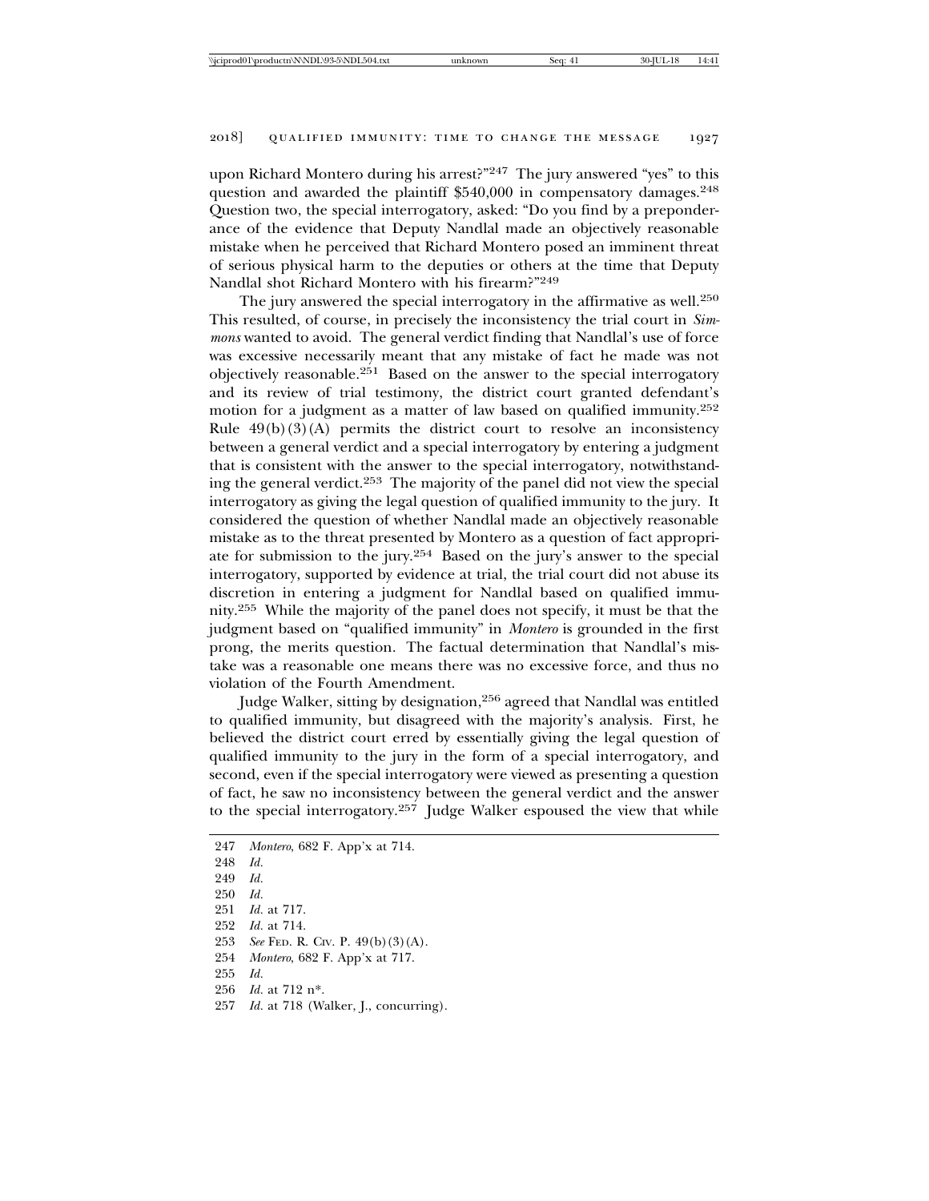upon Richard Montero during his arrest?"[247] The jury answered "yes" to this question and awarded the plaintiff $540,000 in compensatory damages.[248] Question two, the special interrogatory, asked: "Do you find by a preponderance of the evidence that Deputy Nandlal made an objectively reasonable mistake when he perceived that Richard Montero posed an imminent threat of serious physical harm to the deputies or others at the time that Deputy Nandlal shot Richard Montero with his firearm?"[249]

The jury answered the special interrogatory in the affirmative as well.[250] This resulted, of course, in precisely the inconsistency the trial court in *Simmons* wanted to avoid. The general verdict finding that Nandlal's use of force was excessive necessarily meant that any mistake of fact he made was not objectively reasonable.[251] Based on the answer to the special interrogatory and its review of trial testimony, the district court granted defendant's motion for a judgment as a matter of law based on qualified immunity.[252] Rule 49(b)(3)(A) permits the district court to resolve an inconsistency between a general verdict and a special interrogatory by entering a judgment that is consistent with the answer to the special interrogatory, notwithstanding the general verdict.[253] The majority of the panel did not view the special interrogatory as giving the legal question of qualified immunity to the jury. It considered the question of whether Nandlal made an objectively reasonable mistake as to the threat presented by Montero as a question of fact appropriate for submission to the jury.[254] Based on the jury's answer to the special interrogatory, supported by evidence at trial, the trial court did not abuse its discretion in entering a judgment for Nandlal based on qualified immunity.[255] While the majority of the panel does not specify, it must be that the judgment based on "qualified immunity" in *Montero* is grounded in the first prong, the merits question. The factual determination that Nandlal's mistake was a reasonable one means there was no excessive force, and thus no violation of the Fourth Amendment.

Judge Walker, sitting by designation,[256] agreed that Nandlal was entitled to qualified immunity, but disagreed with the majority's analysis. First, he believed the district court erred by essentially giving the legal question of qualified immunity to the jury in the form of a special interrogatory, and second, even if the special interrogatory were viewed as presenting a question of fact, he saw no inconsistency between the general verdict and the answer to the special interrogatory.[257] Judge Walker espoused the view that while

---

247 *Montero*, 682 F. App'x at 714.

248 *Id.*

249 *Id.*

250 *Id.*

251 *Id.* at 717.

252 *Id.* at 714.

253 *See* Fed. R. Civ. P. 49(b)(3)(A).

254 *Montero*, 682 F. App'x at 717.

255 *Id.*

256 *Id.* at 712 n*.

257 *Id.* at 718 (Walker, J., concurring).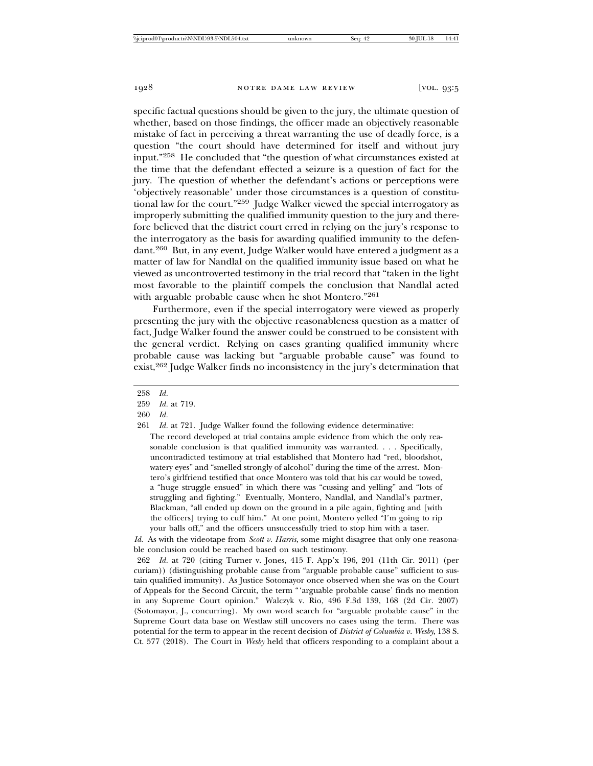specific factual questions should be given to the jury, the ultimate question of whether, based on those findings, the officer made an objectively reasonable mistake of fact in perceiving a threat warranting the use of deadly force, is a question "the court should have determined for itself and without jury input."[258] He concluded that "the question of what circumstances existed at the time that the defendant effected a seizure is a question of fact for the jury. The question of whether the defendant's actions or perceptions were 'objectively reasonable' under those circumstances is a question of constitutional law for the court."[259] Judge Walker viewed the special interrogatory as improperly submitting the qualified immunity question to the jury and therefore believed that the district court erred in relying on the jury's response to the interrogatory as the basis for awarding qualified immunity to the defendant.[260] But, in any event, Judge Walker would have entered a judgment as a matter of law for Nandlal on the qualified immunity issue based on what he viewed as uncontroverted testimony in the trial record that "taken in the light most favorable to the plaintiff compels the conclusion that Nandlal acted with arguable probable cause when he shot Montero."[261]

Furthermore, even if the special interrogatory were viewed as properly presenting the jury with the objective reasonableness question as a matter of fact, Judge Walker found the answer could be construed to be consistent with the general verdict. Relying on cases granting qualified immunity where probable cause was lacking but "arguable probable cause" was found to exist,[262] Judge Walker finds no inconsistency in the jury's determination that

---

258 *Id.*

259 *Id.* at 719.

260 *Id.*

261 *Id.* at 721. Judge Walker found the following evidence determinative:

> The record developed at trial contains ample evidence from which the only reasonable conclusion is that qualified immunity was warranted. . . . Specifically, uncontradicted testimony at trial established that Montero had "red, bloodshot, watery eyes" and "smelled strongly of alcohol" during the time of the arrest. Montero's girlfriend testified that once Montero was told that his car would be towed, a "huge struggle ensued" in which there was "cussing and yelling" and "lots of struggling and fighting." Eventually, Montero, Nandlal, and Nandlal's partner, Blackman, "all ended up down on the ground in a pile again, fighting and [with the officers] trying to cuff him." At one point, Montero yelled "I'm going to rip your balls off," and the officers unsuccessfully tried to stop him with a taser.

*Id.* As with the videotape from *Scott v. Harris*, some might disagree that only one reasonable conclusion could be reached based on such testimony.

262 *Id.* at 720 (citing Turner v. Jones, 415 F. App'x 196, 201 (11th Cir. 2011) (per curiam)) (distinguishing probable cause from "arguable probable cause" sufficient to sustain qualified immunity). As Justice Sotomayor once observed when she was on the Court of Appeals for the Second Circuit, the term "'arguable probable cause' finds no mention in any Supreme Court opinion." Walczyk v. Rio, 496 F.3d 139, 168 (2d Cir. 2007) (Sotomayor, J., concurring). My own word search for "arguable probable cause" in the Supreme Court data base on Westlaw still uncovers no cases using the term. There was potential for the term to appear in the recent decision of *District of Columbia v. Wesby*, 138 S. Ct. 577 (2018). The Court in *Wesby* held that officers responding to a complaint about a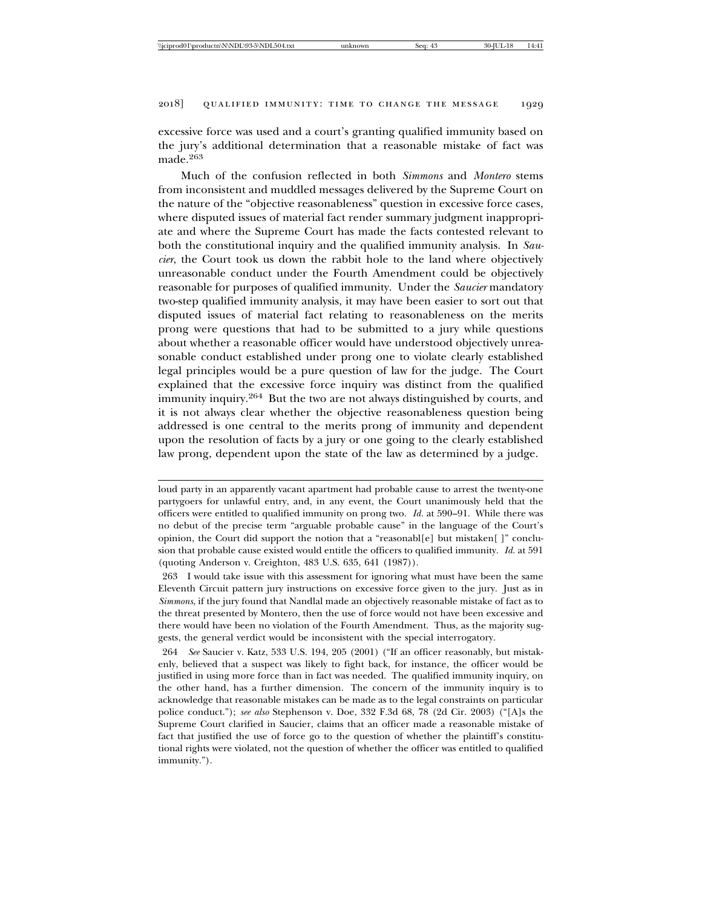excessive force was used and a court's granting qualified immunity based on the jury's additional determination that a reasonable mistake of fact was made.[263]

Much of the confusion reflected in both *Simmons* and *Montero* stems from inconsistent and muddled messages delivered by the Supreme Court on the nature of the "objective reasonableness" question in excessive force cases, where disputed issues of material fact render summary judgment inappropriate and where the Supreme Court has made the facts contested relevant to both the constitutional inquiry and the qualified immunity analysis. In *Saucier*, the Court took us down the rabbit hole to the land where objectively unreasonable conduct under the Fourth Amendment could be objectively reasonable for purposes of qualified immunity. Under the *Saucier* mandatory two-step qualified immunity analysis, it may have been easier to sort out that disputed issues of material fact relating to reasonableness on the merits prong were questions that had to be submitted to a jury while questions about whether a reasonable officer would have understood objectively unreasonable conduct established under prong one to violate clearly established legal principles would be a pure question of law for the judge. The Court explained that the excessive force inquiry was distinct from the qualified immunity inquiry.[264] But the two are not always distinguished by courts, and it is not always clear whether the objective reasonableness question being addressed is one central to the merits prong of immunity and dependent upon the resolution of facts by a jury or one going to the clearly established law prong, dependent upon the state of the law as determined by a judge.

---

loud party in an apparently vacant apartment had probable cause to arrest the twenty-one partygoers for unlawful entry, and, in any event, the Court unanimously held that the officers were entitled to qualified immunity on prong two. *Id.* at 590–91. While there was no debut of the precise term "arguable probable cause" in the language of the Court's opinion, the Court did support the notion that a "reasonabl[e] but mistaken[ ]" conclusion that probable cause existed would entitle the officers to qualified immunity. *Id.* at 591 (quoting Anderson v. Creighton, 483 U.S. 635, 641 (1987)).

263 I would take issue with this assessment for ignoring what must have been the same Eleventh Circuit pattern jury instructions on excessive force given to the jury. Just as in *Simmons*, if the jury found that Nandlal made an objectively reasonable mistake of fact as to the threat presented by Montero, then the use of force would not have been excessive and there would have been no violation of the Fourth Amendment. Thus, as the majority suggests, the general verdict would be inconsistent with the special interrogatory.

264 *See* Saucier v. Katz, 533 U.S. 194, 205 (2001) ("If an officer reasonably, but mistakenly, believed that a suspect was likely to fight back, for instance, the officer would be justified in using more force than in fact was needed. The qualified immunity inquiry, on the other hand, has a further dimension. The concern of the immunity inquiry is to acknowledge that reasonable mistakes can be made as to the legal constraints on particular police conduct."); *see also* Stephenson v. Doe, 332 F.3d 68, 78 (2d Cir. 2003) ("[A]s the Supreme Court clarified in Saucier, claims that an officer made a reasonable mistake of fact that justified the use of force go to the question of whether the plaintiff's constitutional rights were violated, not the question of whether the officer was entitled to qualified immunity.").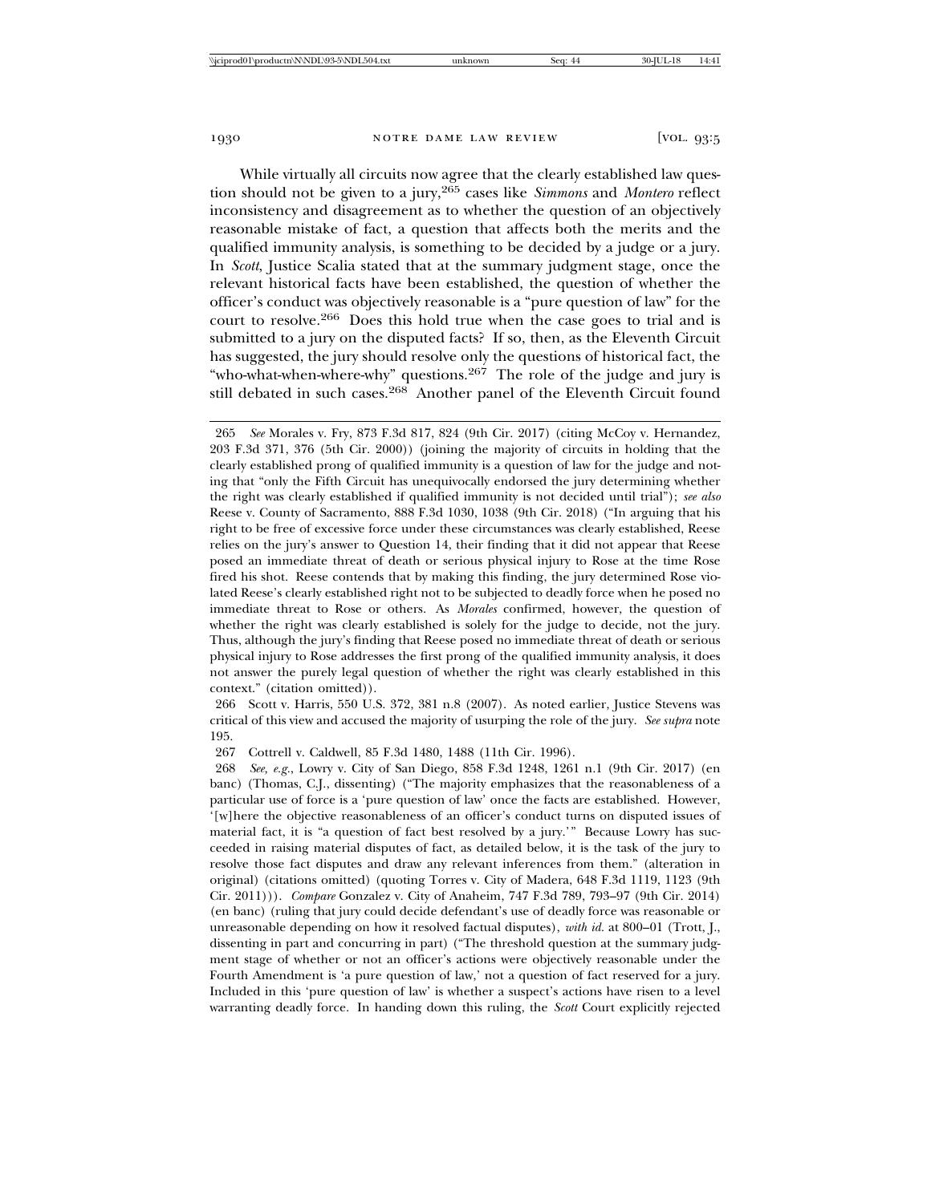While virtually all circuits now agree that the clearly established law question should not be given to a jury,[265] cases like *Simmons* and *Montero* reflect inconsistency and disagreement as to whether the question of an objectively reasonable mistake of fact, a question that affects both the merits and the qualified immunity analysis, is something to be decided by a judge or a jury. In *Scott*, Justice Scalia stated that at the summary judgment stage, once the relevant historical facts have been established, the question of whether the officer's conduct was objectively reasonable is a "pure question of law" for the court to resolve.[266] Does this hold true when the case goes to trial and is submitted to a jury on the disputed facts? If so, then, as the Eleventh Circuit has suggested, the jury should resolve only the questions of historical fact, the "who-what-when-where-why" questions.[267] The role of the judge and jury is still debated in such cases.[268] Another panel of the Eleventh Circuit found

---

265 *See* Morales v. Fry, 873 F.3d 817, 824 (9th Cir. 2017) (citing McCoy v. Hernandez, 203 F.3d 371, 376 (5th Cir. 2000)) (joining the majority of circuits in holding that the clearly established prong of qualified immunity is a question of law for the judge and noting that "only the Fifth Circuit has unequivocally endorsed the jury determining whether the right was clearly established if qualified immunity is not decided until trial"); *see also* Reese v. County of Sacramento, 888 F.3d 1030, 1038 (9th Cir. 2018) ("In arguing that his right to be free of excessive force under these circumstances was clearly established, Reese relies on the jury's answer to Question 14, their finding that it did not appear that Reese posed an immediate threat of death or serious physical injury to Rose at the time Rose fired his shot. Reese contends that by making this finding, the jury determined Rose violated Reese's clearly established right not to be subjected to deadly force when he posed no immediate threat to Rose or others. As *Morales* confirmed, however, the question of whether the right was clearly established is solely for the judge to decide, not the jury. Thus, although the jury's finding that Reese posed no immediate threat of death or serious physical injury to Rose addresses the first prong of the qualified immunity analysis, it does not answer the purely legal question of whether the right was clearly established in this context." (citation omitted)).

266 Scott v. Harris, 550 U.S. 372, 381 n.8 (2007). As noted earlier, Justice Stevens was critical of this view and accused the majority of usurping the role of the jury. *See supra* note 195.

267 Cottrell v. Caldwell, 85 F.3d 1480, 1488 (11th Cir. 1996).

268 *See, e.g.*, Lowry v. City of San Diego, 858 F.3d 1248, 1261 n.1 (9th Cir. 2017) (en banc) (Thomas, C.J., dissenting) ("The majority emphasizes that the reasonableness of a particular use of force is a 'pure question of law' once the facts are established. However, '[w]here the objective reasonableness of an officer's conduct turns on disputed issues of material fact, it is "a question of fact best resolved by a jury."' Because Lowry has succeeded in raising material disputes of fact, as detailed below, it is the task of the jury to resolve those fact disputes and draw any relevant inferences from them." (alteration in original) (citations omitted) (quoting Torres v. City of Madera, 648 F.3d 1119, 1123 (9th Cir. 2011))). *Compare* Gonzalez v. City of Anaheim, 747 F.3d 789, 793–97 (9th Cir. 2014) (en banc) (ruling that jury could decide defendant's use of deadly force was reasonable or unreasonable depending on how it resolved factual disputes), *with id.* at 800–01 (Trott, J., dissenting in part and concurring in part) ("The threshold question at the summary judgment stage of whether or not an officer's actions were objectively reasonable under the Fourth Amendment is 'a pure question of law,' not a question of fact reserved for a jury. Included in this 'pure question of law' is whether a suspect's actions have risen to a level warranting deadly force. In handing down this ruling, the *Scott* Court explicitly rejected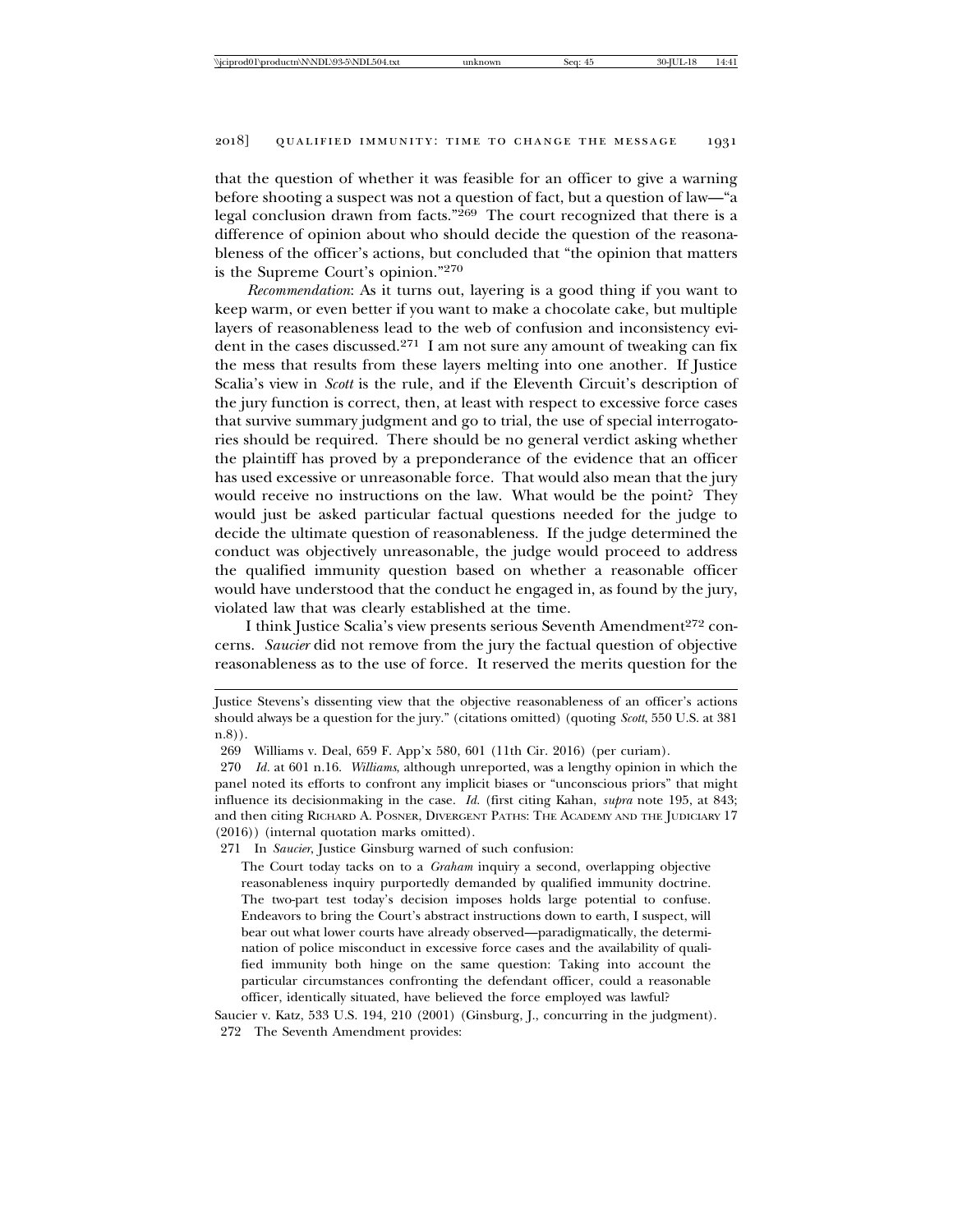that the question of whether it was feasible for an officer to give a warning before shooting a suspect was not a question of fact, but a question of law—"a legal conclusion drawn from facts."[269] The court recognized that there is a difference of opinion about who should decide the question of the reasonableness of the officer's actions, but concluded that "the opinion that matters is the Supreme Court's opinion."[270]

*Recommendation*: As it turns out, layering is a good thing if you want to keep warm, or even better if you want to make a chocolate cake, but multiple layers of reasonableness lead to the web of confusion and inconsistency evident in the cases discussed.[271] I am not sure any amount of tweaking can fix the mess that results from these layers melting into one another. If Justice Scalia's view in *Scott* is the rule, and if the Eleventh Circuit's description of the jury function is correct, then, at least with respect to excessive force cases that survive summary judgment and go to trial, the use of special interrogatories should be required. There should be no general verdict asking whether the plaintiff has proved by a preponderance of the evidence that an officer has used excessive or unreasonable force. That would also mean that the jury would receive no instructions on the law. What would be the point? They would just be asked particular factual questions needed for the judge to decide the ultimate question of reasonableness. If the judge determined the conduct was objectively unreasonable, the judge would proceed to address the qualified immunity question based on whether a reasonable officer would have understood that the conduct he engaged in, as found by the jury, violated law that was clearly established at the time.

I think Justice Scalia's view presents serious Seventh Amendment[272] concerns. *Saucier* did not remove from the jury the factual question of objective reasonableness as to the use of force. It reserved the merits question for the

---

Justice Stevens's dissenting view that the objective reasonableness of an officer's actions should always be a question for the jury." (citations omitted) (quoting *Scott*, 550 U.S. at 381 n.8)).

269 Williams v. Deal, 659 F. App'x 580, 601 (11th Cir. 2016) (per curiam).

270 *Id.* at 601 n.16. *Williams*, although unreported, was a lengthy opinion in which the panel noted its efforts to confront any implicit biases or "unconscious priors" that might influence its decisionmaking in the case. *Id.* (first citing Kahan, *supra* note 195, at 843; and then citing RICHARD A. POSNER, DIVERGENT PATHS: THE ACADEMY AND THE JUDICIARY 17 (2016)) (internal quotation marks omitted).

271 In *Saucier*, Justice Ginsburg warned of such confusion:

> The Court today tacks on to a *Graham* inquiry a second, overlapping objective reasonableness inquiry purportedly demanded by qualified immunity doctrine. The two-part test today's decision imposes holds large potential to confuse. Endeavors to bring the Court's abstract instructions down to earth, I suspect, will bear out what lower courts have already observed—paradigmatically, the determination of police misconduct in excessive force cases and the availability of qualified immunity both hinge on the same question: Taking into account the particular circumstances confronting the defendant officer, could a reasonable officer, identically situated, have believed the force employed was lawful?

Saucier v. Katz, 533 U.S. 194, 210 (2001) (Ginsburg, J., concurring in the judgment).

272 The Seventh Amendment provides: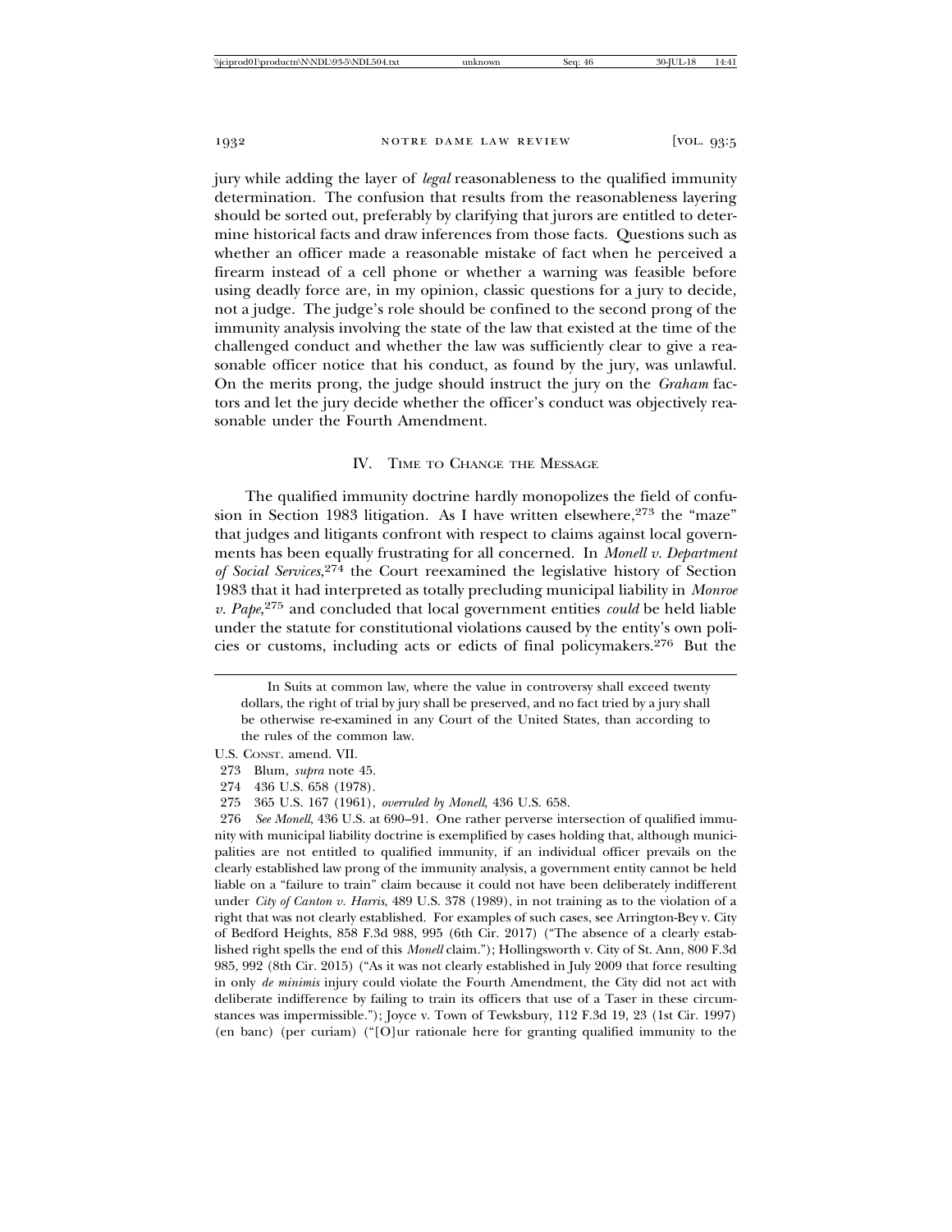jury while adding the layer of *legal* reasonableness to the qualified immunity determination. The confusion that results from the reasonableness layering should be sorted out, preferably by clarifying that jurors are entitled to determine historical facts and draw inferences from those facts. Questions such as whether an officer made a reasonable mistake of fact when he perceived a firearm instead of a cell phone or whether a warning was feasible before using deadly force are, in my opinion, classic questions for a jury to decide, not a judge. The judge's role should be confined to the second prong of the immunity analysis involving the state of the law that existed at the time of the challenged conduct and whether the law was sufficiently clear to give a reasonable officer notice that his conduct, as found by the jury, was unlawful. On the merits prong, the judge should instruct the jury on the *Graham* factors and let the jury decide whether the officer's conduct was objectively reasonable under the Fourth Amendment.

## IV. Time to Change the Message

The qualified immunity doctrine hardly monopolizes the field of confusion in Section 1983 litigation. As I have written elsewhere,[273] the "maze" that judges and litigants confront with respect to claims against local governments has been equally frustrating for all concerned. In *Monell v. Department of Social Services*,[274] the Court reexamined the legislative history of Section 1983 that it had interpreted as totally precluding municipal liability in *Monroe v. Pape*,[275] and concluded that local government entities *could* be held liable under the statute for constitutional violations caused by the entity's own policies or customs, including acts or edicts of final policymakers.[276] But the

---

> In Suits at common law, where the value in controversy shall exceed twenty dollars, the right of trial by jury shall be preserved, and no fact tried by a jury shall be otherwise re-examined in any Court of the United States, than according to the rules of the common law.

U.S. Const. amend. VII.

273 Blum, *supra* note 45.

274 436 U.S. 658 (1978).

275 365 U.S. 167 (1961), *overruled by Monell*, 436 U.S. 658.

276 *See Monell*, 436 U.S. at 690–91. One rather perverse intersection of qualified immunity with municipal liability doctrine is exemplified by cases holding that, although municipalities are not entitled to qualified immunity, if an individual officer prevails on the clearly established law prong of the immunity analysis, a government entity cannot be held liable on a "failure to train" claim because it could not have been deliberately indifferent under *City of Canton v. Harris*, 489 U.S. 378 (1989), in not training as to the violation of a right that was not clearly established. For examples of such cases, see Arrington-Bey v. City of Bedford Heights, 858 F.3d 988, 995 (6th Cir. 2017) ("The absence of a clearly established right spells the end of this *Monell* claim."); Hollingsworth v. City of St. Ann, 800 F.3d 985, 992 (8th Cir. 2015) ("As it was not clearly established in July 2009 that force resulting in only *de minimis* injury could violate the Fourth Amendment, the City did not act with deliberate indifference by failing to train its officers that use of a Taser in these circumstances was impermissible."); Joyce v. Town of Tewksbury, 112 F.3d 19, 23 (1st Cir. 1997) (en banc) (per curiam) ("[O]ur rationale here for granting qualified immunity to the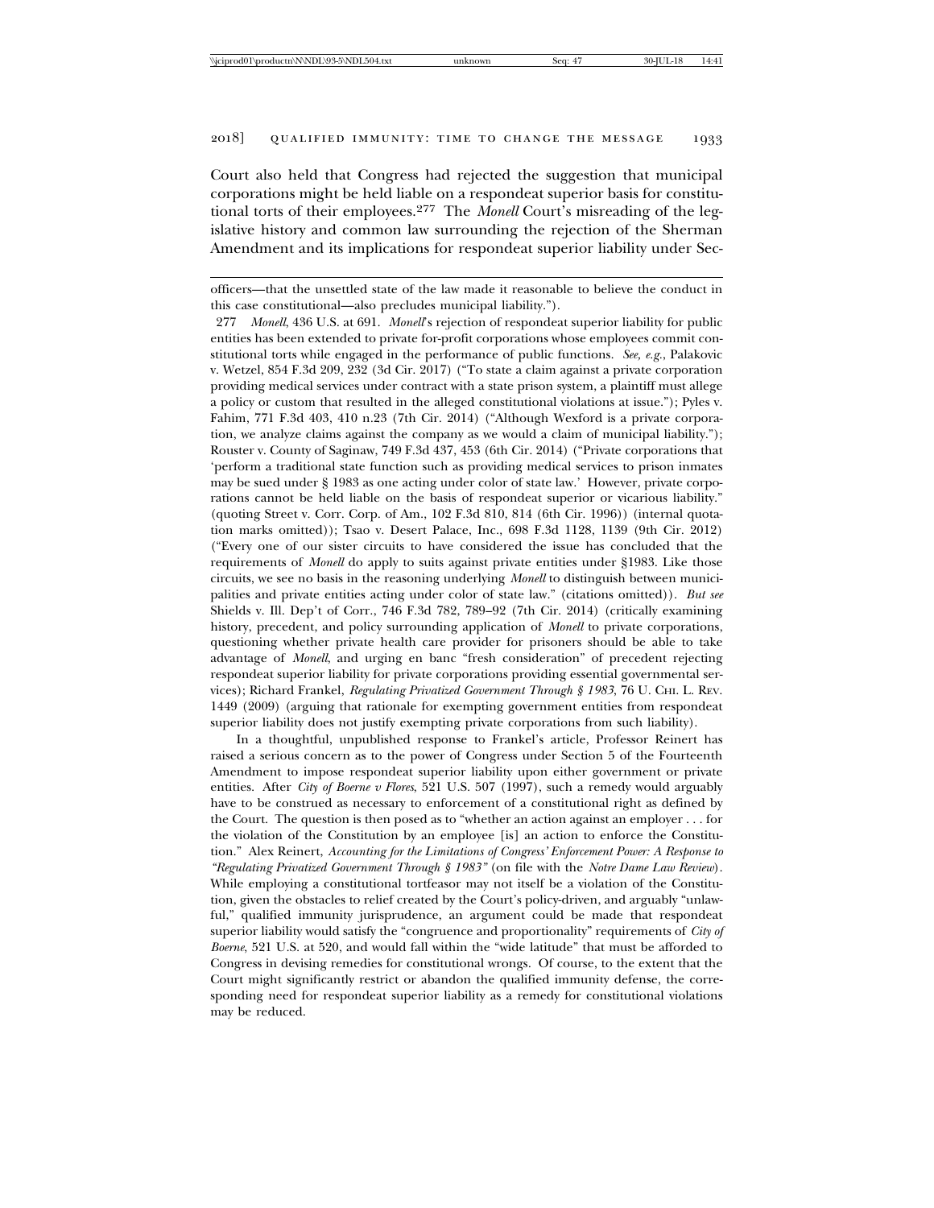Court also held that Congress had rejected the suggestion that municipal corporations might be held liable on a respondeat superior basis for constitutional torts of their employees.[277] The *Monell* Court's misreading of the legislative history and common law surrounding the rejection of the Sherman Amendment and its implications for respondeat superior liability under Sec-

officers—that the unsettled state of the law made it reasonable to believe the conduct in this case constitutional—also precludes municipal liability.").

277 *Monell*, 436 U.S. at 691. *Monell*'s rejection of respondeat superior liability for public entities has been extended to private for-profit corporations whose employees commit constitutional torts while engaged in the performance of public functions. *See, e.g.*, Palakovic v. Wetzel, 854 F.3d 209, 232 (3d Cir. 2017) ("To state a claim against a private corporation providing medical services under contract with a state prison system, a plaintiff must allege a policy or custom that resulted in the alleged constitutional violations at issue."); Pyles v. Fahim, 771 F.3d 403, 410 n.23 (7th Cir. 2014) ("Although Wexford is a private corporation, we analyze claims against the company as we would a claim of municipal liability."); Rouster v. County of Saginaw, 749 F.3d 437, 453 (6th Cir. 2014) ("Private corporations that 'perform a traditional state function such as providing medical services to prison inmates may be sued under § 1983 as one acting under color of state law.' However, private corporations cannot be held liable on the basis of respondeat superior or vicarious liability." (quoting Street v. Corr. Corp. of Am., 102 F.3d 810, 814 (6th Cir. 1996)) (internal quotation marks omitted)); Tsao v. Desert Palace, Inc., 698 F.3d 1128, 1139 (9th Cir. 2012) ("Every one of our sister circuits to have considered the issue has concluded that the requirements of *Monell* do apply to suits against private entities under §1983. Like those circuits, we see no basis in the reasoning underlying *Monell* to distinguish between municipalities and private entities acting under color of state law." (citations omitted)). *But see* Shields v. Ill. Dep't of Corr., 746 F.3d 782, 789–92 (7th Cir. 2014) (critically examining history, precedent, and policy surrounding application of *Monell* to private corporations, questioning whether private health care provider for prisoners should be able to take advantage of *Monell*, and urging en banc "fresh consideration" of precedent rejecting respondeat superior liability for private corporations providing essential governmental services); Richard Frankel, *Regulating Privatized Government Through § 1983*, 76 U. CHI. L. REV. 1449 (2009) (arguing that rationale for exempting government entities from respondeat superior liability does not justify exempting private corporations from such liability).

In a thoughtful, unpublished response to Frankel's article, Professor Reinert has raised a serious concern as to the power of Congress under Section 5 of the Fourteenth Amendment to impose respondeat superior liability upon either government or private entities. After *City of Boerne v Flores*, 521 U.S. 507 (1997), such a remedy would arguably have to be construed as necessary to enforcement of a constitutional right as defined by the Court. The question is then posed as to "whether an action against an employer . . . for the violation of the Constitution by an employee [is] an action to enforce the Constitution." Alex Reinert, *Accounting for the Limitations of Congress' Enforcement Power: A Response to "Regulating Privatized Government Through § 1983"* (on file with the *Notre Dame Law Review*). While employing a constitutional tortfeasor may not itself be a violation of the Constitution, given the obstacles to relief created by the Court's policy-driven, and arguably "unlawful," qualified immunity jurisprudence, an argument could be made that respondeat superior liability would satisfy the "congruence and proportionality" requirements of *City of Boerne*, 521 U.S. at 520, and would fall within the "wide latitude" that must be afforded to Congress in devising remedies for constitutional wrongs. Of course, to the extent that the Court might significantly restrict or abandon the qualified immunity defense, the corresponding need for respondeat superior liability as a remedy for constitutional violations may be reduced.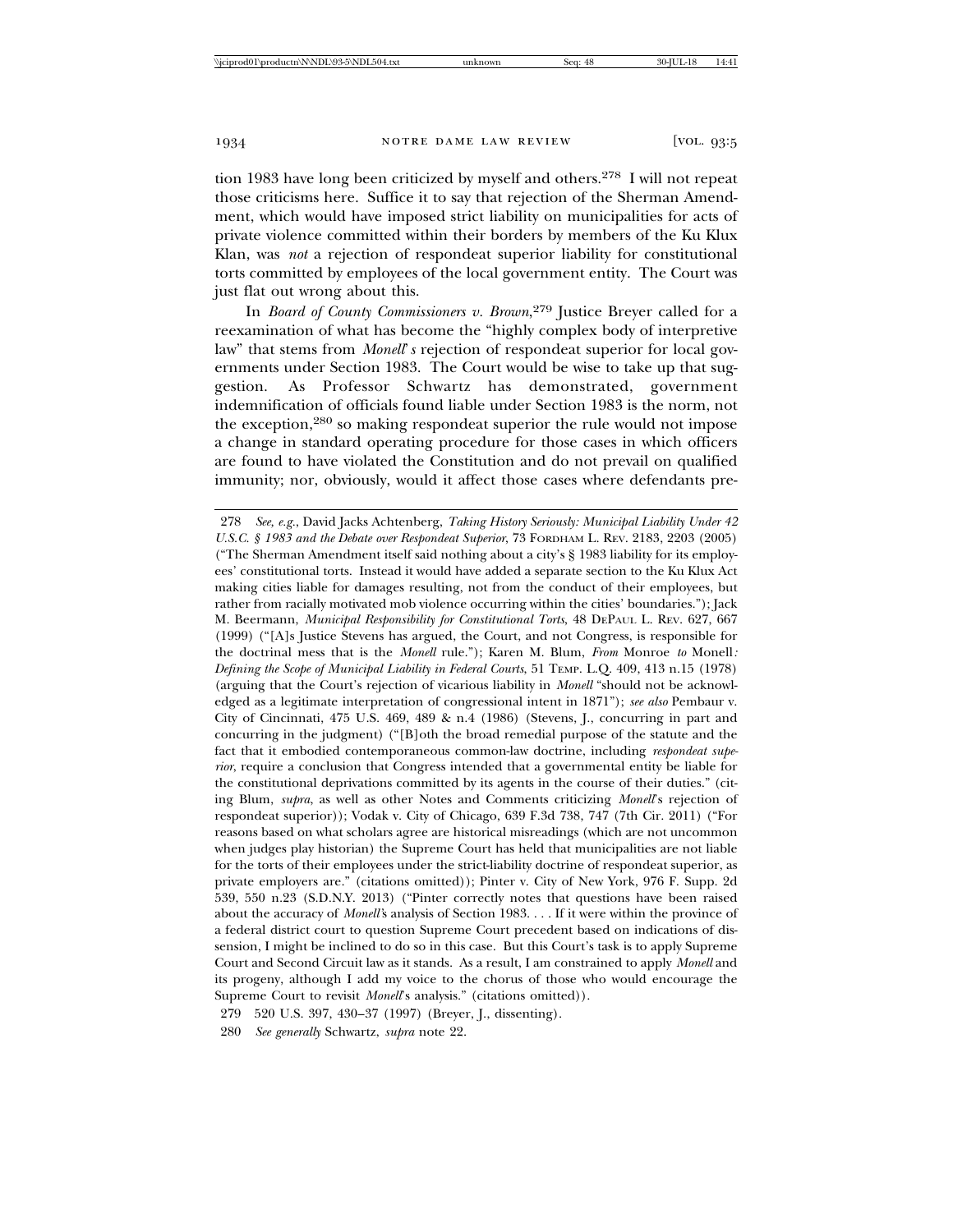tion 1983 have long been criticized by myself and others.[278] I will not repeat those criticisms here. Suffice it to say that rejection of the Sherman Amendment, which would have imposed strict liability on municipalities for acts of private violence committed within their borders by members of the Ku Klux Klan, was *not* a rejection of respondeat superior liability for constitutional torts committed by employees of the local government entity. The Court was just flat out wrong about this.

In *Board of County Commissioners v. Brown*,[279] Justice Breyer called for a reexamination of what has become the "highly complex body of interpretive law" that stems from *Monell's* rejection of respondeat superior for local governments under Section 1983. The Court would be wise to take up that suggestion. As Professor Schwartz has demonstrated, government indemnification of officials found liable under Section 1983 is the norm, not the exception,[280] so making respondeat superior the rule would not impose a change in standard operating procedure for those cases in which officers are found to have violated the Constitution and do not prevail on qualified immunity; nor, obviously, would it affect those cases where defendants pre-

---

278 *See, e.g.*, David Jacks Achtenberg, *Taking History Seriously: Municipal Liability Under 42 U.S.C. § 1983 and the Debate over Respondeat Superior*, 73 FORDHAM L. REV. 2183, 2203 (2005) ("The Sherman Amendment itself said nothing about a city's § 1983 liability for its employees' constitutional torts. Instead it would have added a separate section to the Ku Klux Act making cities liable for damages resulting, not from the conduct of their employees, but rather from racially motivated mob violence occurring within the cities' boundaries."); Jack M. Beermann, *Municipal Responsibility for Constitutional Torts*, 48 DEPAUL L. REV. 627, 667 (1999) ("[A]s Justice Stevens has argued, the Court, and not Congress, is responsible for the doctrinal mess that is the *Monell* rule."); Karen M. Blum, *From* Monroe *to* Monell*: Defining the Scope of Municipal Liability in Federal Courts*, 51 TEMP. L.Q. 409, 413 n.15 (1978) (arguing that the Court's rejection of vicarious liability in *Monell* "should not be acknowledged as a legitimate interpretation of congressional intent in 1871"); *see also* Pembaur v. City of Cincinnati, 475 U.S. 469, 489 & n.4 (1986) (Stevens, J., concurring in part and concurring in the judgment) ("[B]oth the broad remedial purpose of the statute and the fact that it embodied contemporaneous common-law doctrine, including *respondeat superior*, require a conclusion that Congress intended that a governmental entity be liable for the constitutional deprivations committed by its agents in the course of their duties." (citing Blum, *supra*, as well as other Notes and Comments criticizing *Monell*'s rejection of respondeat superior)); Vodak v. City of Chicago, 639 F.3d 738, 747 (7th Cir. 2011) ("For reasons based on what scholars agree are historical misreadings (which are not uncommon when judges play historian) the Supreme Court has held that municipalities are not liable for the torts of their employees under the strict-liability doctrine of respondeat superior, as private employers are." (citations omitted)); Pinter v. City of New York, 976 F. Supp. 2d 539, 550 n.23 (S.D.N.Y. 2013) ("Pinter correctly notes that questions have been raised about the accuracy of *Monell's* analysis of Section 1983. . . . If it were within the province of a federal district court to question Supreme Court precedent based on indications of dissension, I might be inclined to do so in this case. But this Court's task is to apply Supreme Court and Second Circuit law as it stands. As a result, I am constrained to apply *Monell* and its progeny, although I add my voice to the chorus of those who would encourage the Supreme Court to revisit *Monell*'s analysis." (citations omitted)).

279 520 U.S. 397, 430–37 (1997) (Breyer, J., dissenting).

280 *See generally* Schwartz, *supra* note 22.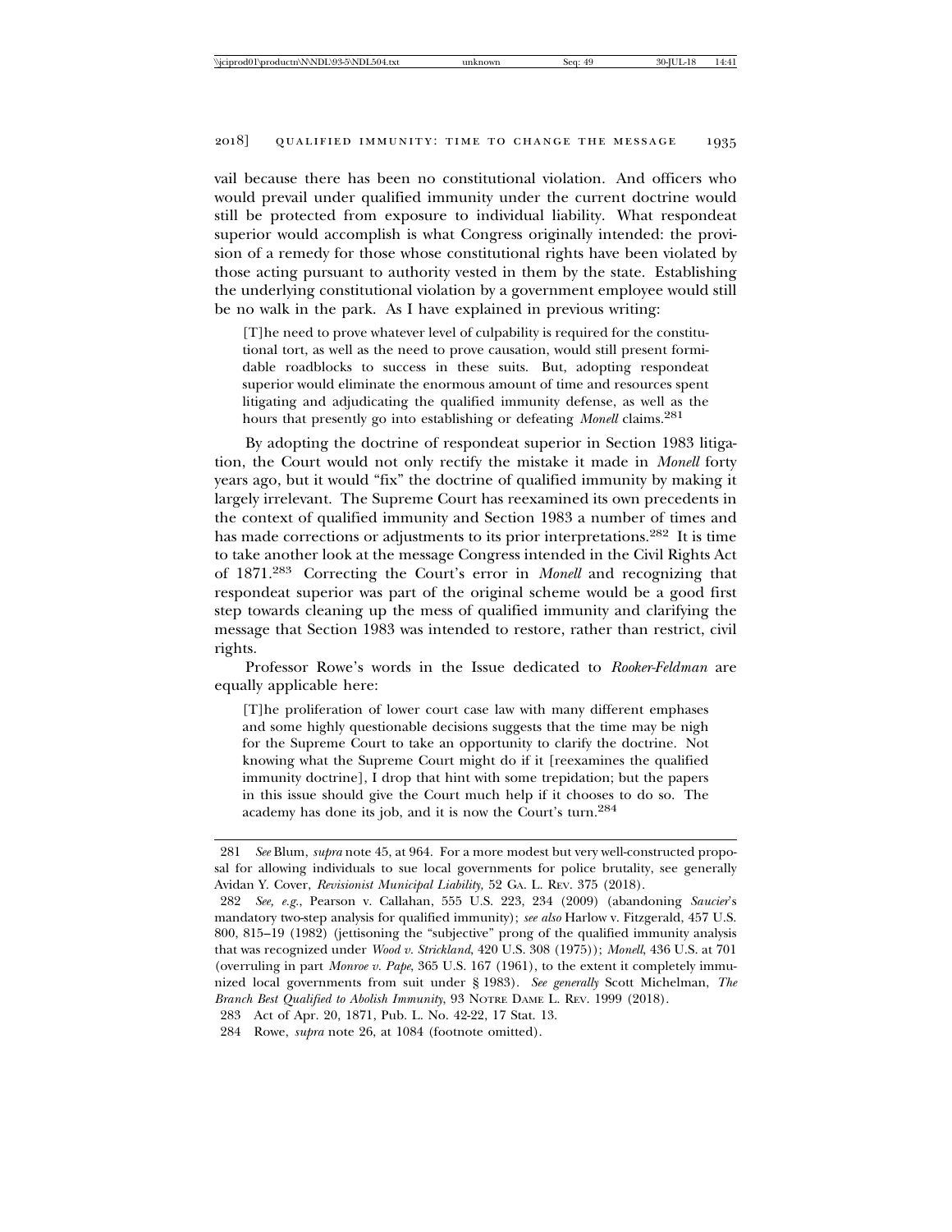vail because there has been no constitutional violation. And officers who would prevail under qualified immunity under the current doctrine would still be protected from exposure to individual liability. What respondeat superior would accomplish is what Congress originally intended: the provision of a remedy for those whose constitutional rights have been violated by those acting pursuant to authority vested in them by the state. Establishing the underlying constitutional violation by a government employee would still be no walk in the park. As I have explained in previous writing:

> [T]he need to prove whatever level of culpability is required for the constitutional tort, as well as the need to prove causation, would still present formidable roadblocks to success in these suits. But, adopting respondeat superior would eliminate the enormous amount of time and resources spent litigating and adjudicating the qualified immunity defense, as well as the hours that presently go into establishing or defeating *Monell* claims.[281]

By adopting the doctrine of respondeat superior in Section 1983 litigation, the Court would not only rectify the mistake it made in *Monell* forty years ago, but it would "fix" the doctrine of qualified immunity by making it largely irrelevant. The Supreme Court has reexamined its own precedents in the context of qualified immunity and Section 1983 a number of times and has made corrections or adjustments to its prior interpretations.[282] It is time to take another look at the message Congress intended in the Civil Rights Act of 1871.[283] Correcting the Court's error in *Monell* and recognizing that respondeat superior was part of the original scheme would be a good first step towards cleaning up the mess of qualified immunity and clarifying the message that Section 1983 was intended to restore, rather than restrict, civil rights.

Professor Rowe's words in the Issue dedicated to *Rooker-Feldman* are equally applicable here:

> [T]he proliferation of lower court case law with many different emphases and some highly questionable decisions suggests that the time may be nigh for the Supreme Court to take an opportunity to clarify the doctrine. Not knowing what the Supreme Court might do if it [reexamines the qualified immunity doctrine], I drop that hint with some trepidation; but the papers in this issue should give the Court much help if it chooses to do so. The academy has done its job, and it is now the Court's turn.[284]

---

281 *See* Blum, *supra* note 45, at 964. For a more modest but very well-constructed proposal for allowing individuals to sue local governments for police brutality, see generally Avidan Y. Cover, *Revisionist Municipal Liability*, 52 GA. L. REV. 375 (2018).

282 *See, e.g.*, Pearson v. Callahan, 555 U.S. 223, 234 (2009) (abandoning *Saucier*'s mandatory two-step analysis for qualified immunity); *see also* Harlow v. Fitzgerald, 457 U.S. 800, 815–19 (1982) (jettisoning the "subjective" prong of the qualified immunity analysis that was recognized under *Wood v. Strickland*, 420 U.S. 308 (1975)); *Monell*, 436 U.S. at 701 (overruling in part *Monroe v. Pape*, 365 U.S. 167 (1961), to the extent it completely immunized local governments from suit under § 1983). *See generally* Scott Michelman, *The Branch Best Qualified to Abolish Immunity*, 93 NOTRE DAME L. REV. 1999 (2018).

283 Act of Apr. 20, 1871, Pub. L. No. 42-22, 17 Stat. 13.

284 Rowe, *supra* note 26, at 1084 (footnote omitted).